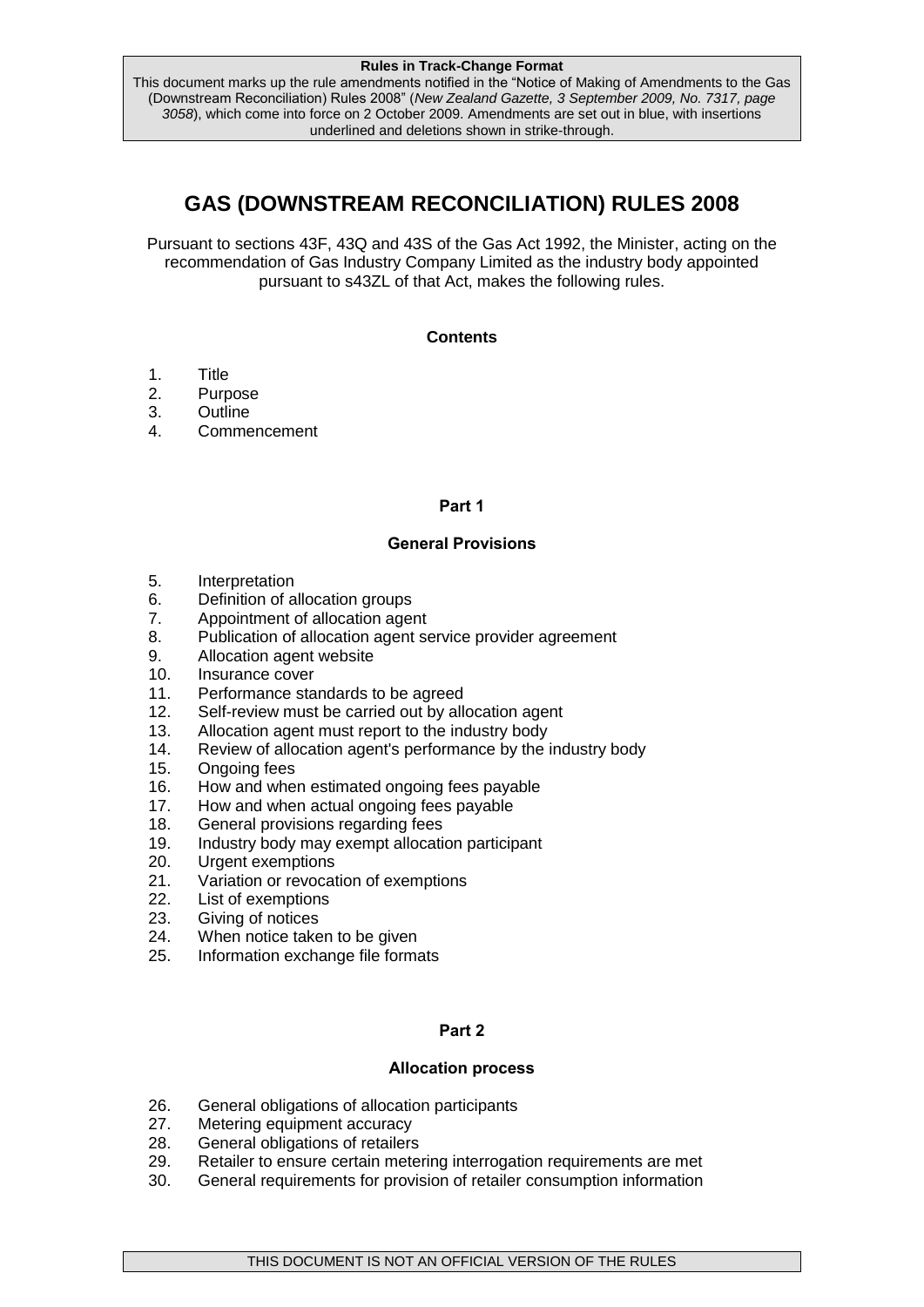**Rules in Track-Change Format**

This document marks up the rule amendments notified in the "Notice of Making of Amendments to the Gas (Downstream Reconciliation) Rules 2008" (*New Zealand Gazette, 3 September 2009, No. 7317, page 3058*), which come into force on 2 October 2009. Amendments are set out in blue, with insertions underlined and deletions shown in strike-through.

# GAS (DOWNSTREAM RECONCILIATION) RULES 2008

Pursuant to sections 43F, 43Q and 43S of the Gas Act 1992, the Minister, acting on the recommendation of Gas Industry Company Limited as the industry body appointed pursuant to s43ZL of that Act, makes the following rules.

**Contents**

1. Title
2. Purpose
3. Outline
4. Commencement

**Part 1**

**General Provisions**

5. Interpretation
6. Definition of allocation groups
7. Appointment of allocation agent
8. Publication of allocation agent service provider agreement
9. Allocation agent website
10. Insurance cover
11. Performance standards to be agreed
12. Self-review must be carried out by allocation agent
13. Allocation agent must report to the industry body
14. Review of allocation agent's performance by the industry body
15. Ongoing fees
16. How and when estimated ongoing fees payable
17. How and when actual ongoing fees payable
18. General provisions regarding fees
19. Industry body may exempt allocation participant
20. Urgent exemptions
21. Variation or revocation of exemptions
22. List of exemptions
23. Giving of notices
24. When notice taken to be given
25. Information exchange file formats

**Part 2**

**Allocation process**

26. General obligations of allocation participants
27. Metering equipment accuracy
28. General obligations of retailers
29. Retailer to ensure certain metering interrogation requirements are met
30. General requirements for provision of retailer consumption information

THIS DOCUMENT IS NOT AN OFFICIAL VERSION OF THE RULES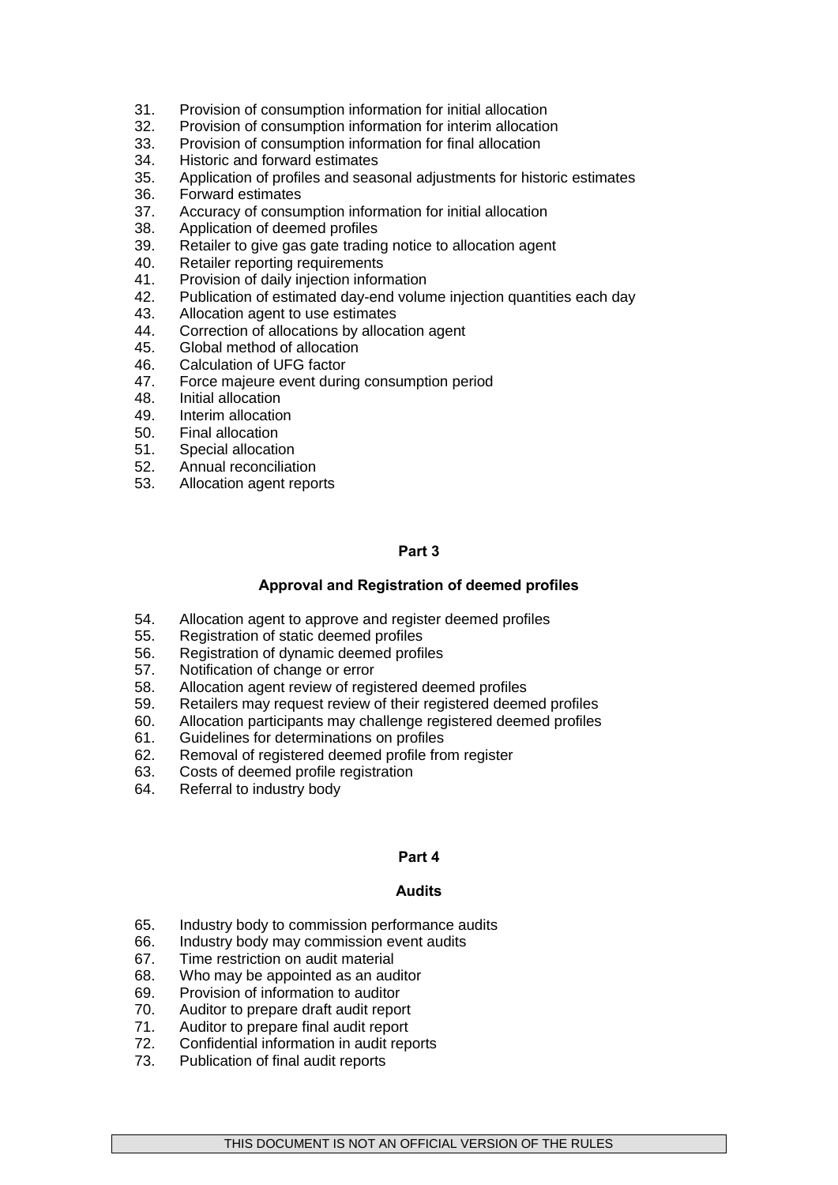31. Provision of consumption information for initial allocation
32. Provision of consumption information for interim allocation
33. Provision of consumption information for final allocation
34. Historic and forward estimates
35. Application of profiles and seasonal adjustments for historic estimates
36. Forward estimates
37. Accuracy of consumption information for initial allocation
38. Application of deemed profiles
39. Retailer to give gas gate trading notice to allocation agent
40. Retailer reporting requirements
41. Provision of daily injection information
42. Publication of estimated day-end volume injection quantities each day
43. Allocation agent to use estimates
44. Correction of allocations by allocation agent
45. Global method of allocation
46. Calculation of UFG factor
47. Force majeure event during consumption period
48. Initial allocation
49. Interim allocation
50. Final allocation
51. Special allocation
52. Annual reconciliation
53. Allocation agent reports

**Part 3**

**Approval and Registration of deemed profiles**

54. Allocation agent to approve and register deemed profiles
55. Registration of static deemed profiles
56. Registration of dynamic deemed profiles
57. Notification of change or error
58. Allocation agent review of registered deemed profiles
59. Retailers may request review of their registered deemed profiles
60. Allocation participants may challenge registered deemed profiles
61. Guidelines for determinations on profiles
62. Removal of registered deemed profile from register
63. Costs of deemed profile registration
64. Referral to industry body

**Part 4**

**Audits**

65. Industry body to commission performance audits
66. Industry body may commission event audits
67. Time restriction on audit material
68. Who may be appointed as an auditor
69. Provision of information to auditor
70. Auditor to prepare draft audit report
71. Auditor to prepare final audit report
72. Confidential information in audit reports
73. Publication of final audit reports

THIS DOCUMENT IS NOT AN OFFICIAL VERSION OF THE RULES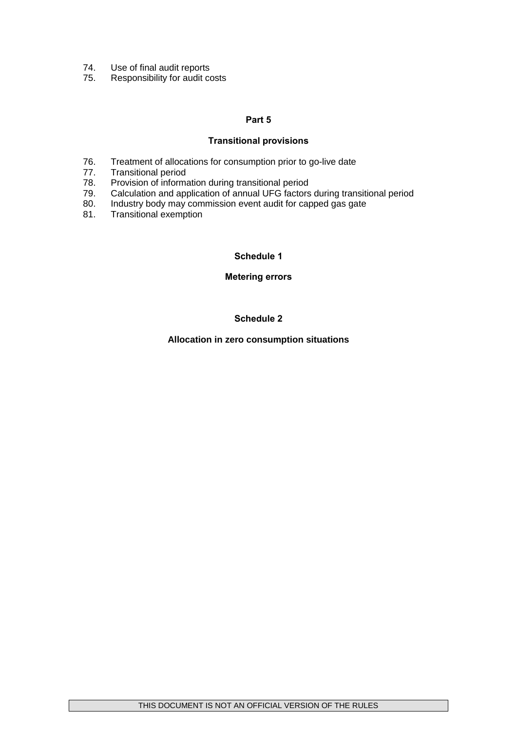74. Use of final audit reports
75. Responsibility for audit costs

**Part 5**

**Transitional provisions**

76. Treatment of allocations for consumption prior to go-live date
77. Transitional period
78. Provision of information during transitional period
79. Calculation and application of annual UFG factors during transitional period
80. Industry body may commission event audit for capped gas gate
81. Transitional exemption

**Schedule 1**

**Metering errors**

**Schedule 2**

**Allocation in zero consumption situations**

THIS DOCUMENT IS NOT AN OFFICIAL VERSION OF THE RULES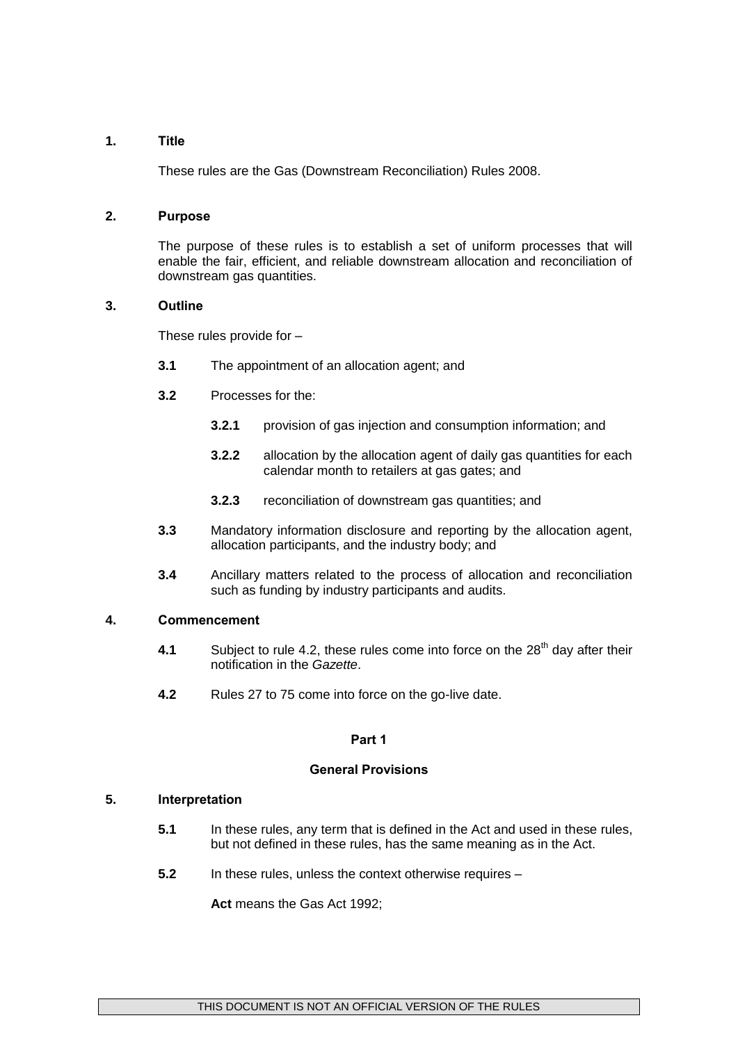**1. Title**

These rules are the Gas (Downstream Reconciliation) Rules 2008.

**2. Purpose**

The purpose of these rules is to establish a set of uniform processes that will enable the fair, efficient, and reliable downstream allocation and reconciliation of downstream gas quantities.

**3. Outline**

These rules provide for –

**3.1** The appointment of an allocation agent; and

**3.2** Processes for the:

**3.2.1** provision of gas injection and consumption information; and

**3.2.2** allocation by the allocation agent of daily gas quantities for each calendar month to retailers at gas gates; and

**3.2.3** reconciliation of downstream gas quantities; and

**3.3** Mandatory information disclosure and reporting by the allocation agent, allocation participants, and the industry body; and

**3.4** Ancillary matters related to the process of allocation and reconciliation such as funding by industry participants and audits.

**4. Commencement**

**4.1** Subject to rule 4.2, these rules come into force on the 28th day after their notification in the *Gazette*.

**4.2** Rules 27 to 75 come into force on the go-live date.

## Part 1

## General Provisions

**5. Interpretation**

**5.1** In these rules, any term that is defined in the Act and used in these rules, but not defined in these rules, has the same meaning as in the Act.

**5.2** In these rules, unless the context otherwise requires –

**Act** means the Gas Act 1992;

THIS DOCUMENT IS NOT AN OFFICIAL VERSION OF THE RULES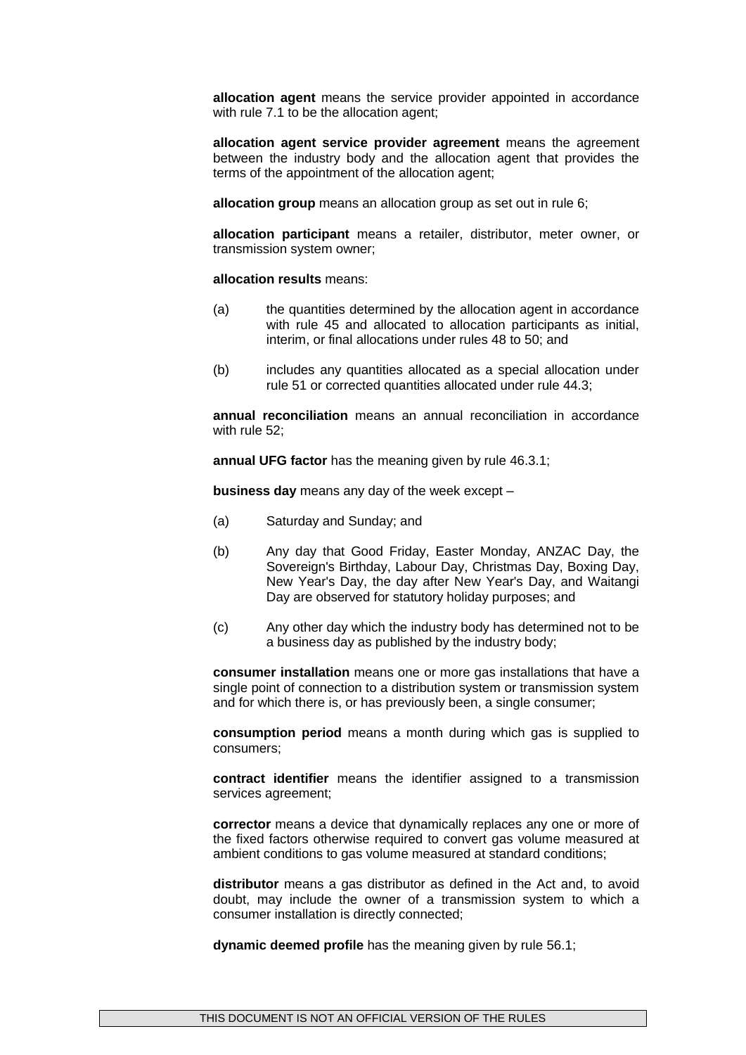**allocation agent** means the service provider appointed in accordance with rule 7.1 to be the allocation agent;

**allocation agent service provider agreement** means the agreement between the industry body and the allocation agent that provides the terms of the appointment of the allocation agent;

**allocation group** means an allocation group as set out in rule 6;

**allocation participant** means a retailer, distributor, meter owner, or transmission system owner;

**allocation results** means:

(a) the quantities determined by the allocation agent in accordance with rule 45 and allocated to allocation participants as initial, interim, or final allocations under rules 48 to 50; and

(b) includes any quantities allocated as a special allocation under rule 51 or corrected quantities allocated under rule 44.3;

**annual reconciliation** means an annual reconciliation in accordance with rule 52;

**annual UFG factor** has the meaning given by rule 46.3.1;

**business day** means any day of the week except –

(a) Saturday and Sunday; and

(b) Any day that Good Friday, Easter Monday, ANZAC Day, the Sovereign's Birthday, Labour Day, Christmas Day, Boxing Day, New Year's Day, the day after New Year's Day, and Waitangi Day are observed for statutory holiday purposes; and

(c) Any other day which the industry body has determined not to be a business day as published by the industry body;

**consumer installation** means one or more gas installations that have a single point of connection to a distribution system or transmission system and for which there is, or has previously been, a single consumer;

**consumption period** means a month during which gas is supplied to consumers;

**contract identifier** means the identifier assigned to a transmission services agreement;

**corrector** means a device that dynamically replaces any one or more of the fixed factors otherwise required to convert gas volume measured at ambient conditions to gas volume measured at standard conditions;

**distributor** means a gas distributor as defined in the Act and, to avoid doubt, may include the owner of a transmission system to which a consumer installation is directly connected;

**dynamic deemed profile** has the meaning given by rule 56.1;

THIS DOCUMENT IS NOT AN OFFICIAL VERSION OF THE RULES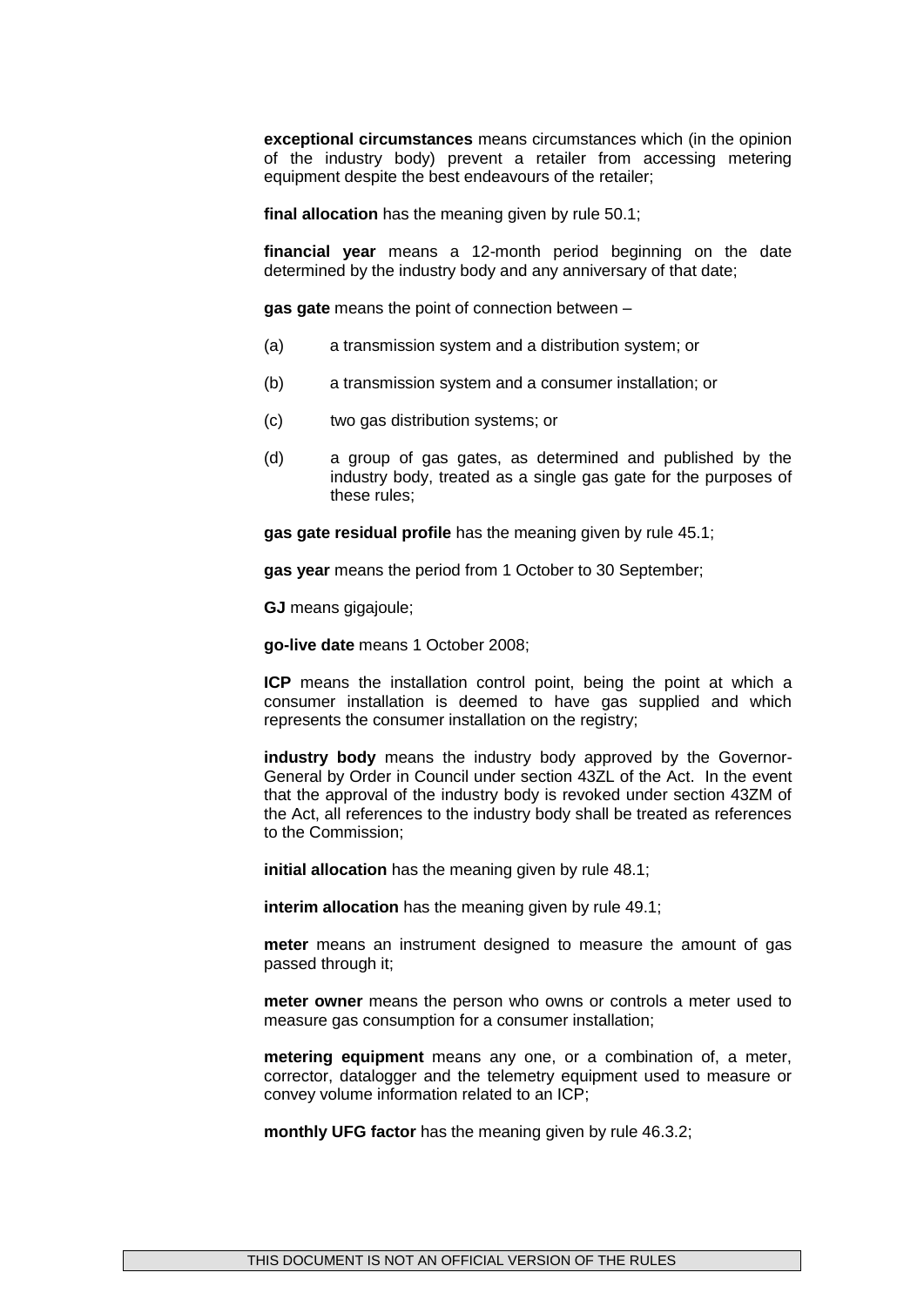**exceptional circumstances** means circumstances which (in the opinion of the industry body) prevent a retailer from accessing metering equipment despite the best endeavours of the retailer;

**final allocation** has the meaning given by rule 50.1;

**financial year** means a 12-month period beginning on the date determined by the industry body and any anniversary of that date;

**gas gate** means the point of connection between –

(a) a transmission system and a distribution system; or

(b) a transmission system and a consumer installation; or

(c) two gas distribution systems; or

(d) a group of gas gates, as determined and published by the industry body, treated as a single gas gate for the purposes of these rules;

**gas gate residual profile** has the meaning given by rule 45.1;

**gas year** means the period from 1 October to 30 September;

**GJ** means gigajoule;

**go-live date** means 1 October 2008;

**ICP** means the installation control point, being the point at which a consumer installation is deemed to have gas supplied and which represents the consumer installation on the registry;

**industry body** means the industry body approved by the Governor-General by Order in Council under section 43ZL of the Act. In the event that the approval of the industry body is revoked under section 43ZM of the Act, all references to the industry body shall be treated as references to the Commission;

**initial allocation** has the meaning given by rule 48.1;

**interim allocation** has the meaning given by rule 49.1;

**meter** means an instrument designed to measure the amount of gas passed through it;

**meter owner** means the person who owns or controls a meter used to measure gas consumption for a consumer installation;

**metering equipment** means any one, or a combination of, a meter, corrector, datalogger and the telemetry equipment used to measure or convey volume information related to an ICP;

**monthly UFG factor** has the meaning given by rule 46.3.2;

THIS DOCUMENT IS NOT AN OFFICIAL VERSION OF THE RULES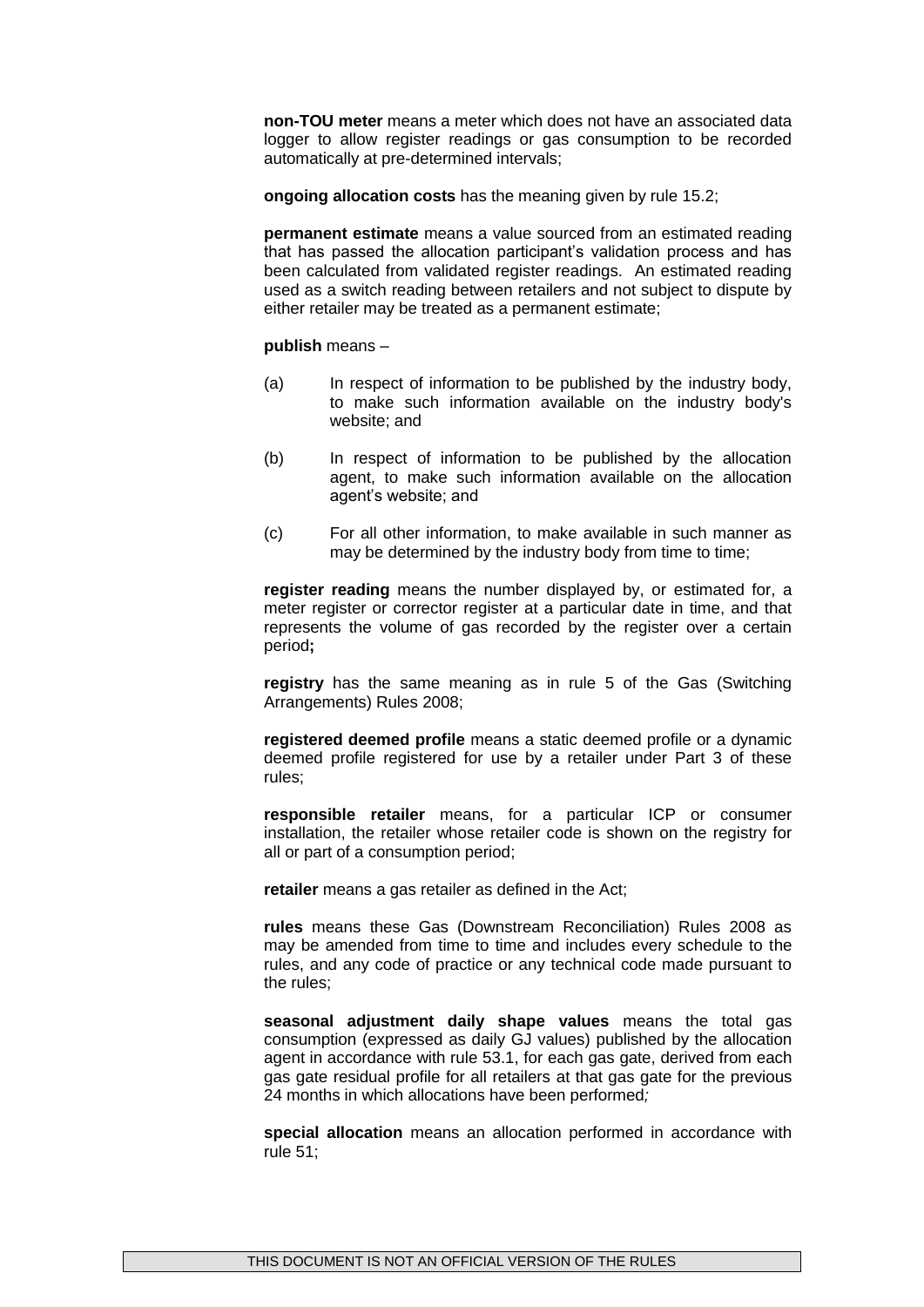**non-TOU meter** means a meter which does not have an associated data logger to allow register readings or gas consumption to be recorded automatically at pre-determined intervals;

**ongoing allocation costs** has the meaning given by rule 15.2;

**permanent estimate** means a value sourced from an estimated reading that has passed the allocation participant's validation process and has been calculated from validated register readings. An estimated reading used as a switch reading between retailers and not subject to dispute by either retailer may be treated as a permanent estimate;

**publish** means –

(a) In respect of information to be published by the industry body, to make such information available on the industry body's website; and

(b) In respect of information to be published by the allocation agent, to make such information available on the allocation agent's website; and

(c) For all other information, to make available in such manner as may be determined by the industry body from time to time;

**register reading** means the number displayed by, or estimated for, a meter register or corrector register at a particular date in time, and that represents the volume of gas recorded by the register over a certain period**;**

**registry** has the same meaning as in rule 5 of the Gas (Switching Arrangements) Rules 2008;

**registered deemed profile** means a static deemed profile or a dynamic deemed profile registered for use by a retailer under Part 3 of these rules;

**responsible retailer** means, for a particular ICP or consumer installation, the retailer whose retailer code is shown on the registry for all or part of a consumption period;

**retailer** means a gas retailer as defined in the Act;

**rules** means these Gas (Downstream Reconciliation) Rules 2008 as may be amended from time to time and includes every schedule to the rules, and any code of practice or any technical code made pursuant to the rules;

**seasonal adjustment daily shape values** means the total gas consumption (expressed as daily GJ values) published by the allocation agent in accordance with rule 53.1, for each gas gate, derived from each gas gate residual profile for all retailers at that gas gate for the previous 24 months in which allocations have been performed*;*

**special allocation** means an allocation performed in accordance with rule 51;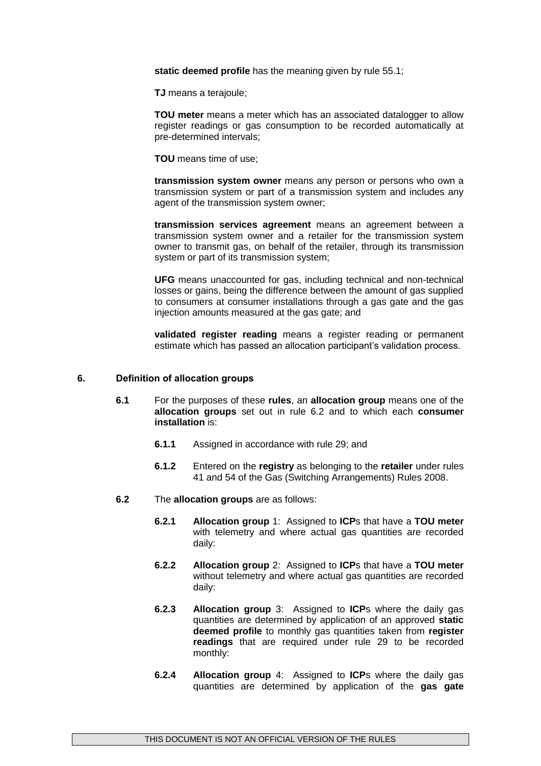**static deemed profile** has the meaning given by rule 55.1;

**TJ** means a terajoule;

**TOU meter** means a meter which has an associated datalogger to allow register readings or gas consumption to be recorded automatically at pre-determined intervals;

**TOU** means time of use;

**transmission system owner** means any person or persons who own a transmission system or part of a transmission system and includes any agent of the transmission system owner;

**transmission services agreement** means an agreement between a transmission system owner and a retailer for the transmission system owner to transmit gas, on behalf of the retailer, through its transmission system or part of its transmission system;

**UFG** means unaccounted for gas, including technical and non-technical losses or gains, being the difference between the amount of gas supplied to consumers at consumer installations through a gas gate and the gas injection amounts measured at the gas gate; and

**validated register reading** means a register reading or permanent estimate which has passed an allocation participant's validation process.

**6. Definition of allocation groups**

**6.1** For the purposes of these **rules**, an **allocation group** means one of the **allocation groups** set out in rule 6.2 and to which each **consumer installation** is:

**6.1.1** Assigned in accordance with rule 29; and

**6.1.2** Entered on the **registry** as belonging to the **retailer** under rules 41 and 54 of the Gas (Switching Arrangements) Rules 2008.

**6.2** The **allocation groups** are as follows:

**6.2.1** **Allocation group** 1: Assigned to **ICP**s that have a **TOU meter** with telemetry and where actual gas quantities are recorded daily:

**6.2.2** **Allocation group** 2: Assigned to **ICP**s that have a **TOU meter** without telemetry and where actual gas quantities are recorded daily:

**6.2.3** **Allocation group** 3: Assigned to **ICP**s where the daily gas quantities are determined by application of an approved **static deemed profile** to monthly gas quantities taken from **register readings** that are required under rule 29 to be recorded monthly:

**6.2.4** **Allocation group** 4: Assigned to **ICP**s where the daily gas quantities are determined by application of the **gas gate**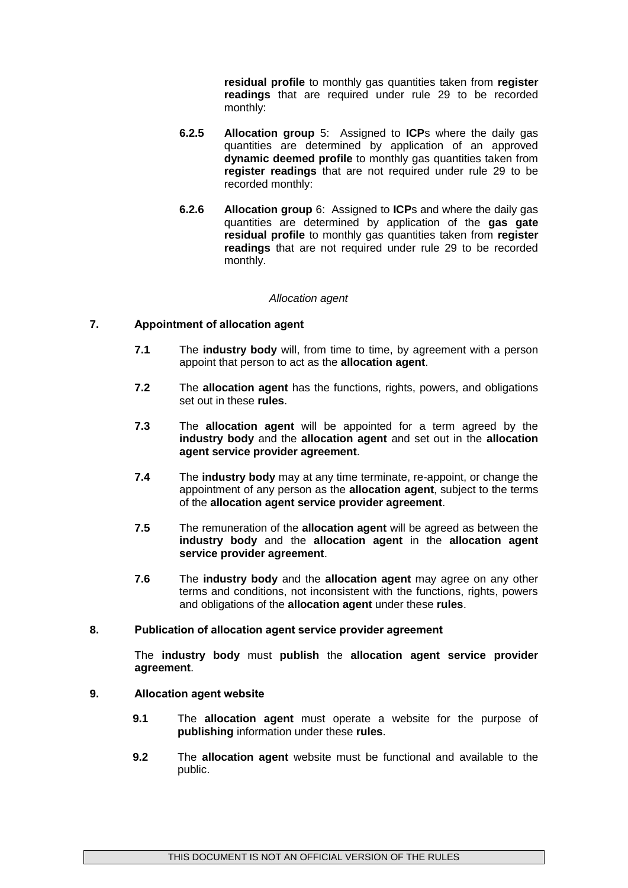**residual profile** to monthly gas quantities taken from **register readings** that are required under rule 29 to be recorded monthly:

**6.2.5** **Allocation group** 5: Assigned to **ICP**s where the daily gas quantities are determined by application of an approved **dynamic deemed profile** to monthly gas quantities taken from **register readings** that are not required under rule 29 to be recorded monthly:

**6.2.6** **Allocation group** 6: Assigned to **ICP**s and where the daily gas quantities are determined by application of the **gas gate residual profile** to monthly gas quantities taken from **register readings** that are not required under rule 29 from be recorded monthly.

*Allocation agent*

**7. Appointment of allocation agent**

**7.1** The **industry body** will, from time to time, by agreement with a person appoint that person to act as the **allocation agent**.

**7.2** The **allocation agent** has the functions, rights, powers, and obligations set out in these **rules**.

**7.3** The **allocation agent** will be appointed for a term agreed by the **industry body** and the **allocation agent** and set out in the **allocation agent service provider agreement**.

**7.4** The **industry body** may at any time terminate, re-appoint, or change the appointment of any person as the **allocation agent**, subject to the terms of the **allocation agent service provider agreement**.

**7.5** The remuneration of the **allocation agent** will be agreed as between the **industry body** and the **allocation agent** in the **allocation agent service provider agreement**.

**7.6** The **industry body** and the **allocation agent** may agree on any other terms and conditions, not inconsistent with the functions, rights, powers and obligations of the **allocation agent** under these **rules**.

**8. Publication of allocation agent service provider agreement**

The **industry body** must **publish** the **allocation agent service provider agreement**.

**9. Allocation agent website**

**9.1** The **allocation agent** must operate a website for the purpose of **publishing** information under these **rules**.

**9.2** The **allocation agent** website must be functional and available to the public.

THIS DOCUMENT IS NOT AN OFFICIAL VERSION OF THE RULES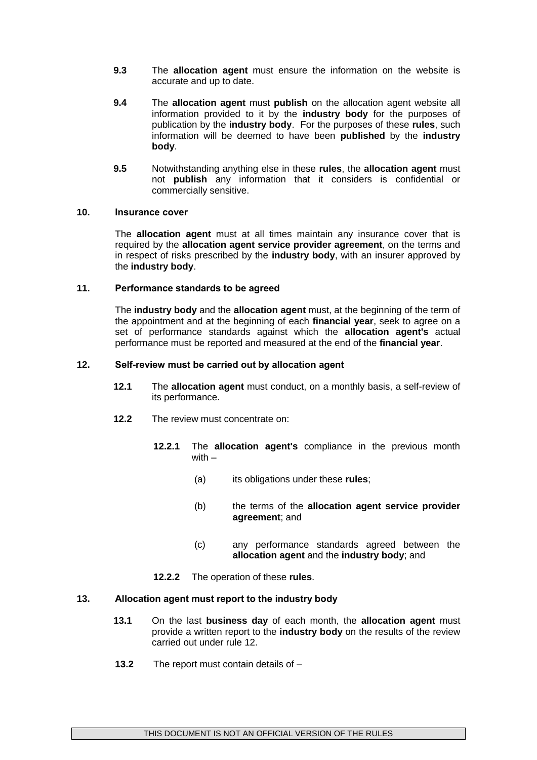**9.3** The **allocation agent** must ensure the information on the website is accurate and up to date.

**9.4** The **allocation agent** must **publish** on the allocation agent website all information provided to it by the **industry body** for the purposes of publication by the **industry body**. For the purposes of these **rules**, such information will be deemed to have been **published** by the **industry body**.

**9.5** Notwithstanding anything else in these **rules**, the **allocation agent** must not **publish** any information that it considers is confidential or commercially sensitive.

### 10. Insurance cover

The **allocation agent** must at all times maintain any insurance cover that is required by the **allocation agent service provider agreement**, on the terms and in respect of risks prescribed by the **industry body**, with an insurer approved by the **industry body**.

### 11. Performance standards to be agreed

The **industry body** and the **allocation agent** must, at the beginning of the term of the appointment and at the beginning of each **financial year**, seek to agree on a set of performance standards against which the **allocation agent's** actual performance must be reported and measured at the end of the **financial year**.

### 12. Self-review must be carried out by allocation agent

**12.1** The **allocation agent** must conduct, on a monthly basis, a self-review of its performance.

**12.2** The review must concentrate on:

**12.2.1** The **allocation agent's** compliance in the previous month with –

(a) its obligations under these **rules**;

(b) the terms of the **allocation agent service provider agreement**; and

(c) any performance standards agreed between the **allocation agent** and the **industry body**; and

**12.2.2** The operation of these **rules**.

### 13. Allocation agent must report to the industry body

**13.1** On the last **business day** of each month, the **allocation agent** must provide a written report to the **industry body** on the results of the review carried out under rule 12.

**13.2** The report must contain details of –

THIS DOCUMENT IS NOT AN OFFICIAL VERSION OF THE RULES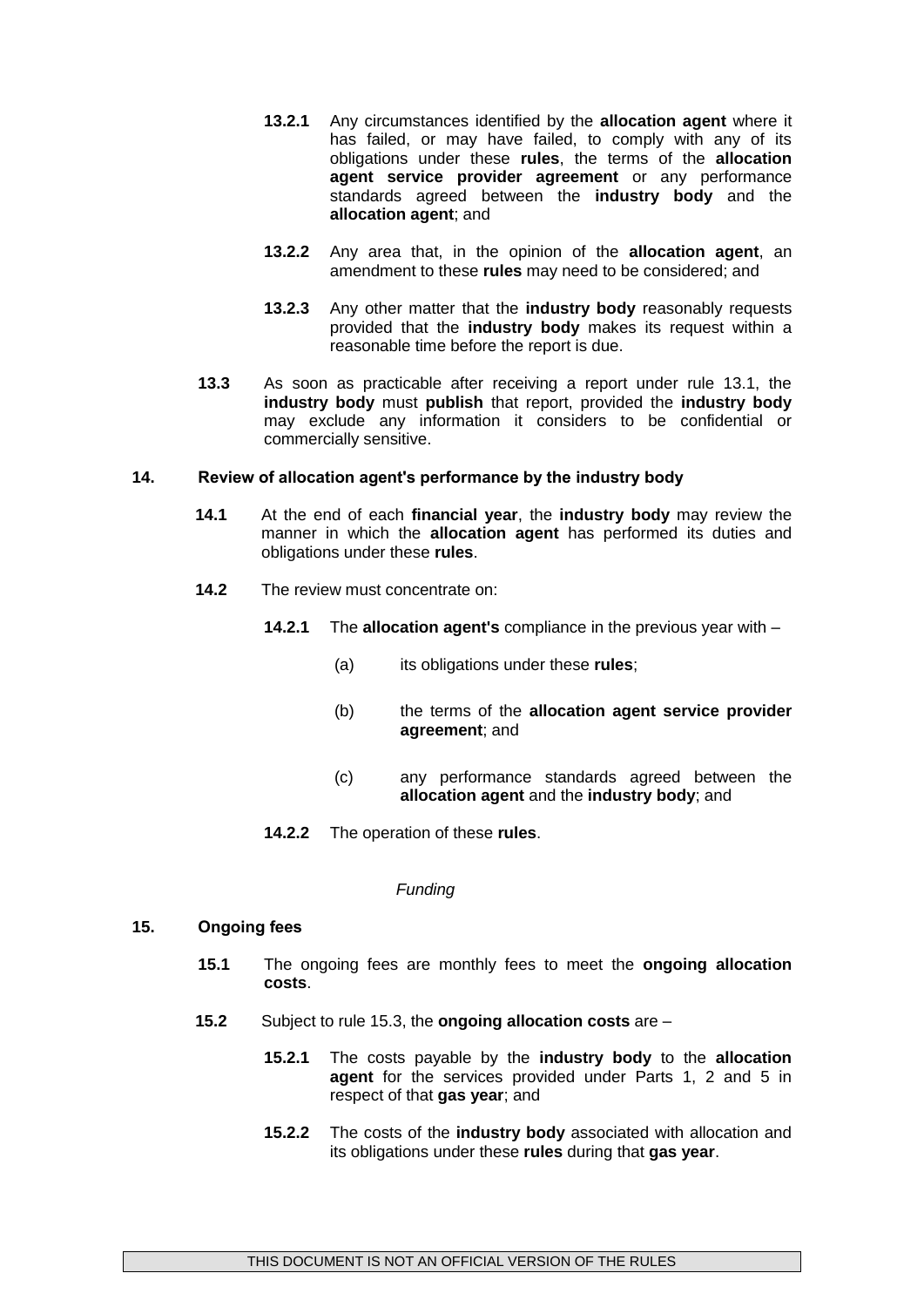**13.2.1** Any circumstances identified by the **allocation agent** where it has failed, or may have failed, to comply with any of its obligations under these **rules**, the terms of the **allocation agent service provider agreement** or any performance standards agreed between the **industry body** and the **allocation agent**; and

**13.2.2** Any area that, in the opinion of the **allocation agent**, an amendment to these **rules** may need to be considered; and

**13.2.3** Any other matter that the **industry body** reasonably requests provided that the **industry body** makes its request within a reasonable time before the report is due.

**13.3** As soon as practicable after receiving a report under rule 13.1, the **industry body** must **publish** that report, provided the **industry body** may exclude any information it considers to be confidential or commercially sensitive.

### 14. Review of allocation agent's performance by the industry body

**14.1** At the end of each **financial year**, the **industry body** may review the manner in which the **allocation agent** has performed its duties and obligations under these **rules**.

**14.2** The review must concentrate on:

**14.2.1** The **allocation agent's** compliance in the previous year with –

(a) its obligations under these **rules**;

(b) the terms of the **allocation agent service provider agreement**; and

(c) any performance standards agreed between the **allocation agent** and the **industry body**; and

**14.2.2** The operation of these **rules**.

*Funding*

### 15. Ongoing fees

**15.1** The ongoing fees are monthly fees to meet the **ongoing allocation costs**.

**15.2** Subject to rule 15.3, the **ongoing allocation costs** are –

**15.2.1** The costs payable by the **industry body** to the **allocation agent** for the services provided under Parts 1, 2 and 5 in respect of that **gas year**; and

**15.2.2** The costs of the **industry body** associated with allocation and its obligations under these **rules** during that **gas year**.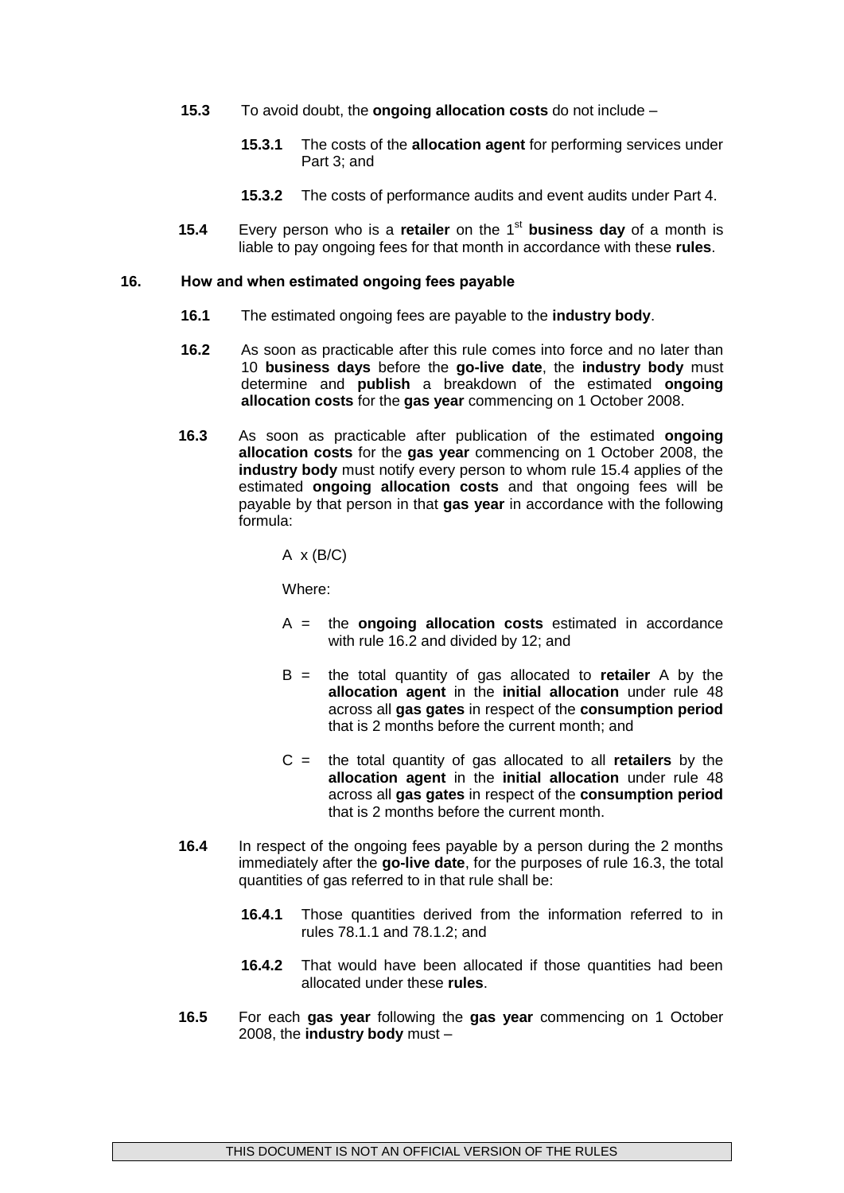**15.3** To avoid doubt, the **ongoing allocation costs** do not include –

**15.3.1** The costs of the **allocation agent** for performing services under Part 3; and

**15.3.2** The costs of performance audits and event audits under Part 4.

**15.4** Every person who is a **retailer** on the 1st **business day** of a month is liable to pay ongoing fees for that month in accordance with these **rules**.

## 16. How and when estimated ongoing fees payable

**16.1** The estimated ongoing fees are payable to the **industry body**.

**16.2** As soon as practicable after this rule comes into force and no later than 10 **business days** before the **go-live date**, the **industry body** must determine and **publish** a breakdown of the estimated **ongoing allocation costs** for the **gas year** commencing on 1 October 2008.

**16.3** As soon as practicable after publication of the estimated **ongoing allocation costs** for the **gas year** commencing on 1 October 2008, the **industry body** must notify every person to whom rule 15.4 applies of the estimated **ongoing allocation costs** and that ongoing fees will be payable by that person in that **gas year** in accordance with the following formula:

$$A \times (B/C)$$

Where:

A = the **ongoing allocation costs** estimated in accordance with rule 16.2 and divided by 12; and

B = the total quantity of gas allocated to **retailer** A by the **allocation agent** in the **initial allocation** under rule 48 across all **gas gates** in respect of the **consumption period** that is 2 months before the current month; and

C = the total quantity of gas allocated to all **retailers** by the **allocation agent** in the **initial allocation** under rule 48 across all **gas gates** in respect of the **consumption period** that is 2 months before the current month.

**16.4** In respect of the ongoing fees payable by a person during the 2 months immediately after the **go-live date**, for the purposes of rule 16.3, the total quantities of gas referred to in that rule shall be:

**16.4.1** Those quantities derived from the information referred to in rules 78.1.1 and 78.1.2; and

**16.4.2** That would have been allocated if those quantities had been allocated under these **rules**.

**16.5** For each **gas year** following the **gas year** commencing on 1 October 2008, the **industry body** must –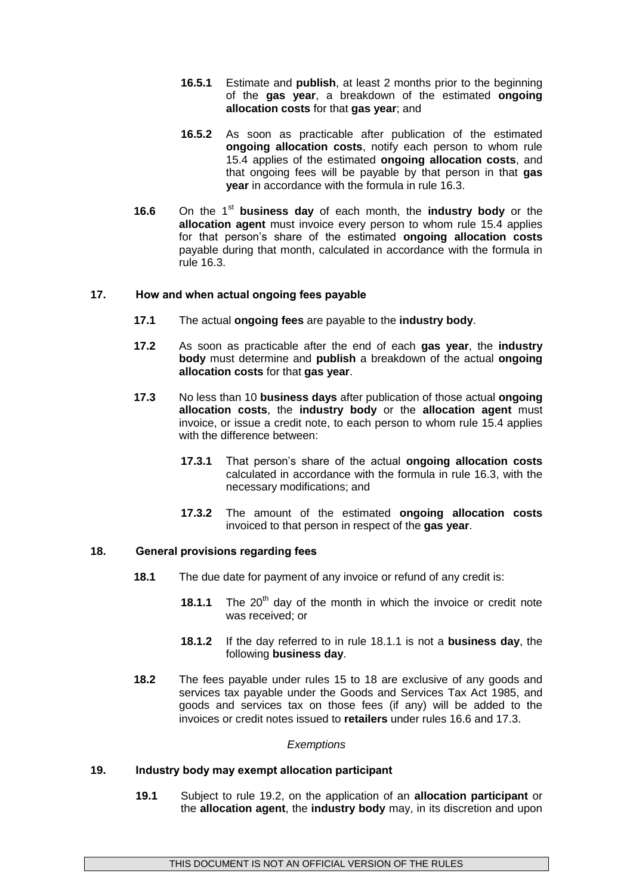**16.5.1** Estimate and **publish**, at least 2 months prior to the beginning of the **gas year**, a breakdown of the estimated **ongoing allocation costs** for that **gas year**; and

**16.5.2** As soon as practicable after publication of the estimated **ongoing allocation costs**, notify each person to whom rule 15.4 applies of the estimated **ongoing allocation costs**, and that ongoing fees will be payable by that person in that **gas year** in accordance with the formula in rule 16.3.

**16.6** On the 1st **business day** of each month, the **industry body** or the **allocation agent** must invoice every person to whom rule 15.4 applies for that person's share of the estimated **ongoing allocation costs** payable during that month, calculated in accordance with the formula in rule 16.3.

## 17. How and when actual ongoing fees payable

**17.1** The actual **ongoing fees** are payable to the **industry body**.

**17.2** As soon as practicable after the end of each **gas year**, the **industry body** must determine and **publish** a breakdown of the actual **ongoing allocation costs** for that **gas year**.

**17.3** No less than 10 **business days** after publication of those actual **ongoing allocation costs**, the **industry body** or the **allocation agent** must invoice, or issue a credit note, to each person to whom rule 15.4 applies with the difference between:

**17.3.1** That person's share of the actual **ongoing allocation costs** calculated in accordance with the formula in rule 16.3, with the necessary modifications; and

**17.3.2** The amount of the estimated **ongoing allocation costs** invoiced to that person in respect of the **gas year**.

## 18. General provisions regarding fees

**18.1** The due date for payment of any invoice or refund of any credit is:

**18.1.1** The 20th day of the month in which the invoice or credit note was received; or

**18.1.2** If the day referred to in rule 18.1.1 is not a **business day**, the following **business day**.

**18.2** The fees payable under rules 15 to 18 are exclusive of any goods and services tax payable under the Goods and Services Tax Act 1985, and goods and services tax on those fees (if any) will be added to the invoices or credit notes issued to **retailers** under rules 16.6 and 17.3.

*Exemptions*

## 19. Industry body may exempt allocation participant

**19.1** Subject to rule 19.2, on the application of an **allocation participant** or the **allocation agent**, the **industry body** may, in its discretion and upon

THIS DOCUMENT IS NOT AN OFFICIAL VERSION OF THE RULES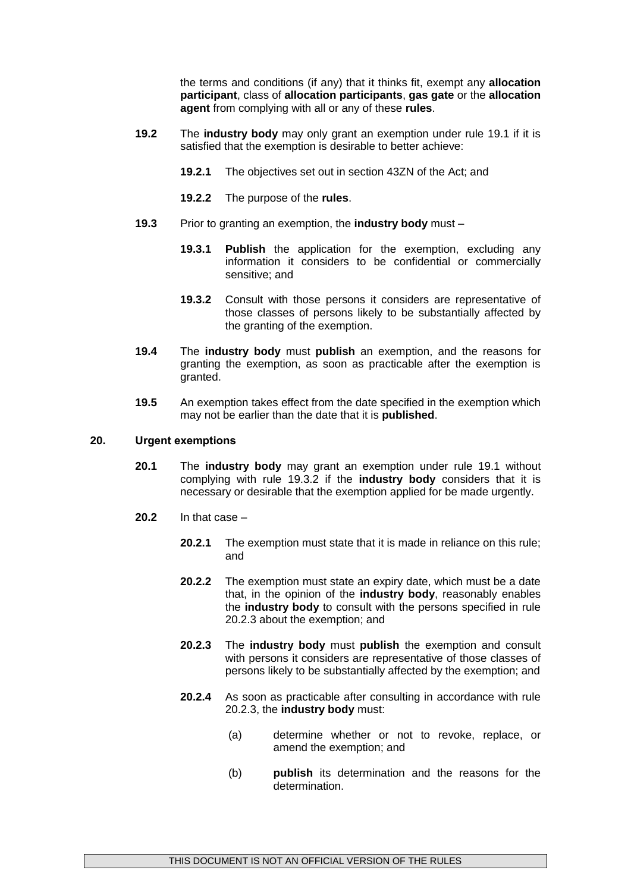the terms and conditions (if any) that it thinks fit, exempt any **allocation participant**, class of **allocation participants**, **gas gate** or the **allocation agent** from complying with all or any of these **rules**.

**19.2** The **industry body** may only grant an exemption under rule 19.1 if it is satisfied that the exemption is desirable to better achieve:

**19.2.1** The objectives set out in section 43ZN of the Act; and

**19.2.2** The purpose of the **rules**.

**19.3** Prior to granting an exemption, the **industry body** must –

**19.3.1** **Publish** the application for the exemption, excluding any information it considers to be confidential or commercially sensitive; and

**19.3.2** Consult with those persons it considers are representative of those classes of persons likely to be substantially affected by the granting of the exemption.

**19.4** The **industry body** must **publish** an exemption, and the reasons for granting the exemption, as soon as practicable after the exemption is granted.

**19.5** An exemption takes effect from the date specified in the exemption which may not be earlier than the date that it is **published**.

## 20. Urgent exemptions

**20.1** The **industry body** may grant an exemption under rule 19.1 without complying with rule 19.3.2 if the **industry body** considers that it is necessary or desirable that the exemption applied for be made urgently.

**20.2** In that case –

**20.2.1** The exemption must state that it is made in reliance on this rule; and

**20.2.2** The exemption must state an expiry date, which must be a date that, in the opinion of the **industry body**, reasonably enables the **industry body** to consult with the persons specified in rule 20.2.3 about the exemption; and

**20.2.3** The **industry body** must **publish** the exemption and consult with persons it considers are representative of those classes of persons likely to be substantially affected by the exemption; and

**20.2.4** As soon as practicable after consulting in accordance with rule 20.2.3, the **industry body** must:

(a) determine whether or not to revoke, replace, or amend the exemption; and

(b) **publish** its determination and the reasons for the determination.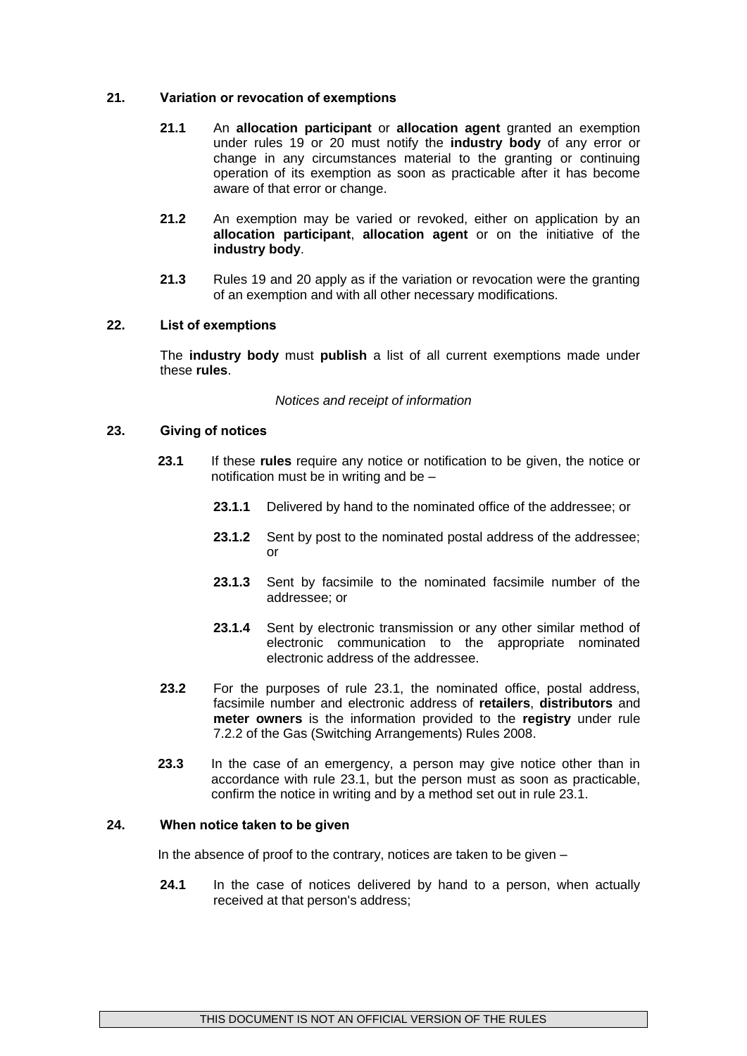## 21. Variation or revocation of exemptions

**21.1** An **allocation participant** or **allocation agent** granted an exemption under rules 19 or 20 must notify the **industry body** of any error or change in any circumstances material to the granting or continuing operation of its exemption as soon as practicable after it has become aware of that error or change.

**21.2** An exemption may be varied or revoked, either on application by an **allocation participant**, **allocation agent** or on the initiative of the **industry body**.

**21.3** Rules 19 and 20 apply as if the variation or revocation were the granting of an exemption and with all other necessary modifications.

## 22. List of exemptions

The **industry body** must **publish** a list of all current exemptions made under these **rules**.

*Notices and receipt of information*

## 23. Giving of notices

**23.1** If these **rules** require any notice or notification to be given, the notice or notification must be in writing and be –

**23.1.1** Delivered by hand to the nominated office of the addressee; or

**23.1.2** Sent by post to the nominated postal address of the addressee; or

**23.1.3** Sent by facsimile to the nominated facsimile number of the addressee; or

**23.1.4** Sent by electronic transmission or any other similar method of electronic communication to the appropriate nominated electronic address of the addressee.

**23.2** For the purposes of rule 23.1, the nominated office, postal address, facsimile number and electronic address of **retailers**, **distributors** and **meter owners** is the information provided to the **registry** under rule 7.2.2 of the Gas (Switching Arrangements) Rules 2008.

**23.3** In the case of an emergency, a person may give notice other than in accordance with rule 23.1, but the person must as soon as practicable, confirm the notice in writing and by a method set out in rule 23.1.

## 24. When notice taken to be given

In the absence of proof to the contrary, notices are taken to be given –

**24.1** In the case of notices delivered by hand to a person, when actually received at that person's address;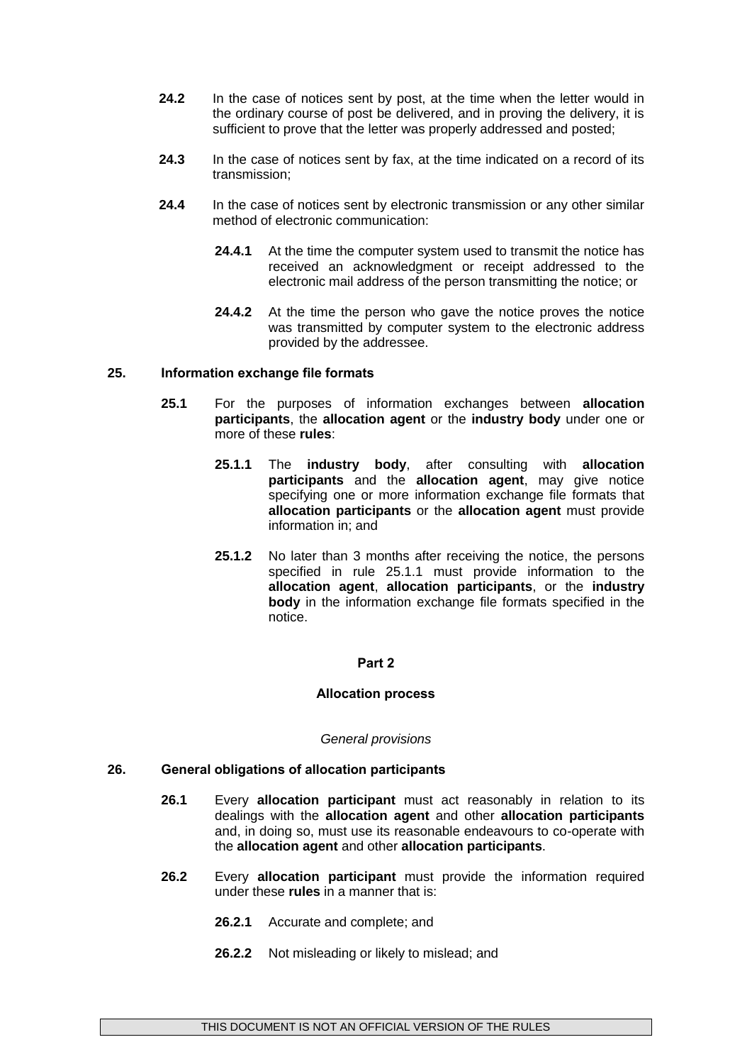**24.2** In the case of notices sent by post, at the time when the letter would in the ordinary course of post be delivered, and in proving the delivery, it is sufficient to prove that the letter was properly addressed and posted;

**24.3** In the case of notices sent by fax, at the time indicated on a record of its transmission;

**24.4** In the case of notices sent by electronic transmission or any other similar method of electronic communication:

**24.4.1** At the time the computer system used to transmit the notice has received an acknowledgment or receipt addressed to the electronic mail address of the person transmitting the notice; or

**24.4.2** At the time the person who gave the notice proves the notice was transmitted by computer system to the electronic address provided by the addressee.

### 25. Information exchange file formats

**25.1** For the purposes of information exchanges between **allocation participants**, the **allocation agent** or the **industry body** under one or more of these **rules**:

**25.1.1** The **industry body**, after consulting with **allocation participants** and the **allocation agent**, may give notice specifying one or more information exchange file formats that **allocation participants** or the **allocation agent** must provide information in; and

**25.1.2** No later than 3 months after receiving the notice, the persons specified in rule 25.1.1 must provide information to the **allocation agent**, **allocation participants**, or the **industry body** in the information exchange file formats specified in the notice.

## Part 2

## Allocation process

*General provisions*

### 26. General obligations of allocation participants

**26.1** Every **allocation participant** must act reasonably in relation to its dealings with the **allocation agent** and other **allocation participants** and, in doing so, must use its reasonable endeavours to co-operate with the **allocation agent** and other **allocation participants**.

**26.2** Every **allocation participant** must provide the information required under these **rules** in a manner that is:

**26.2.1** Accurate and complete; and

**26.2.2** Not misleading or likely to mislead; and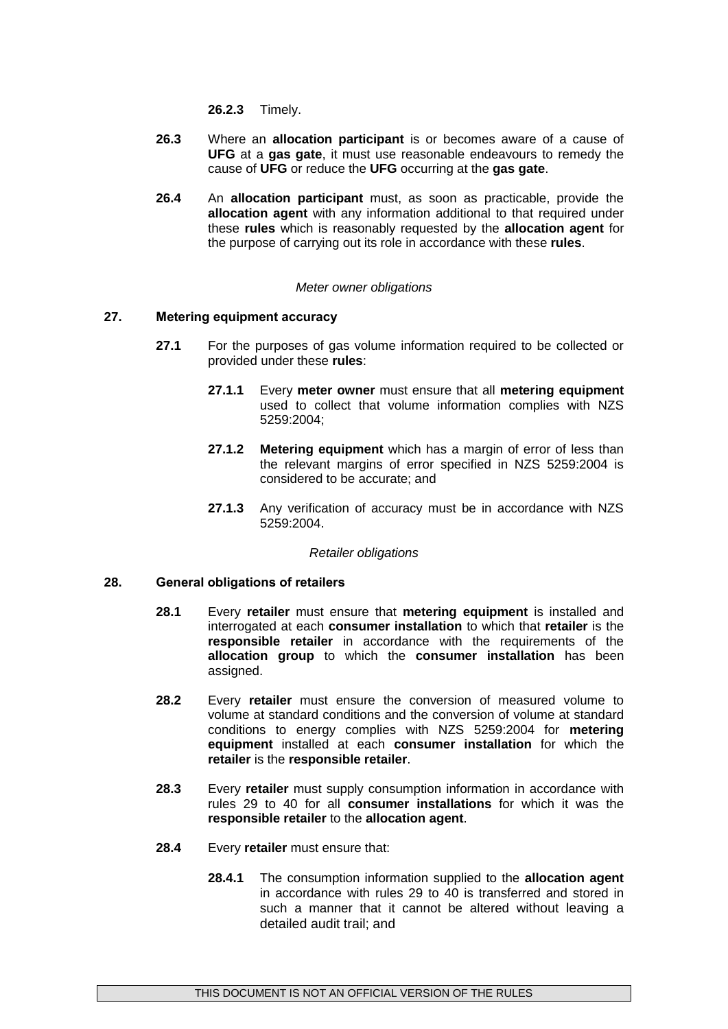**26.2.3** Timely.

**26.3** Where an **allocation participant** is or becomes aware of a cause of **UFG** at a **gas gate**, it must use reasonable endeavours to remedy the cause of **UFG** or reduce the **UFG** occurring at the **gas gate**.

**26.4** An **allocation participant** must, as soon as practicable, provide the **allocation agent** with any information additional to that required under these **rules** which is reasonably requested by the **allocation agent** for the purpose of carrying out its role in accordance with these **rules**.

*Meter owner obligations*

### 27. Metering equipment accuracy

**27.1** For the purposes of gas volume information required to be collected or provided under these **rules**:

**27.1.1** Every **meter owner** must ensure that all **metering equipment** used to collect that volume information complies with NZS 5259:2004;

**27.1.2** **Metering equipment** which has a margin of error of less than the relevant margins of error specified in NZS 5259:2004 is considered to be accurate; and

**27.1.3** Any verification of accuracy must be in accordance with NZS 5259:2004.

*Retailer obligations*

### 28. General obligations of retailers

**28.1** Every **retailer** must ensure that **metering equipment** is installed and interrogated at each **consumer installation** to which that **retailer** is the **responsible retailer** in accordance with the requirements of the **allocation group** to which the **consumer installation** has been assigned.

**28.2** Every **retailer** must ensure the conversion of measured volume to volume at standard conditions and the conversion of volume at standard conditions to energy complies with NZS 5259:2004 for **metering equipment** installed at each **consumer installation** for which the **retailer** is the **responsible retailer**.

**28.3** Every **retailer** must supply consumption information in accordance with rules 29 to 40 for all **consumer installations** for which it was the **responsible retailer** to the **allocation agent**.

**28.4** Every **retailer** must ensure that:

**28.4.1** The consumption information supplied to the **allocation agent** in accordance with rules 29 to 40 is transferred and stored in such a manner that it cannot be altered without leaving a detailed audit trail; and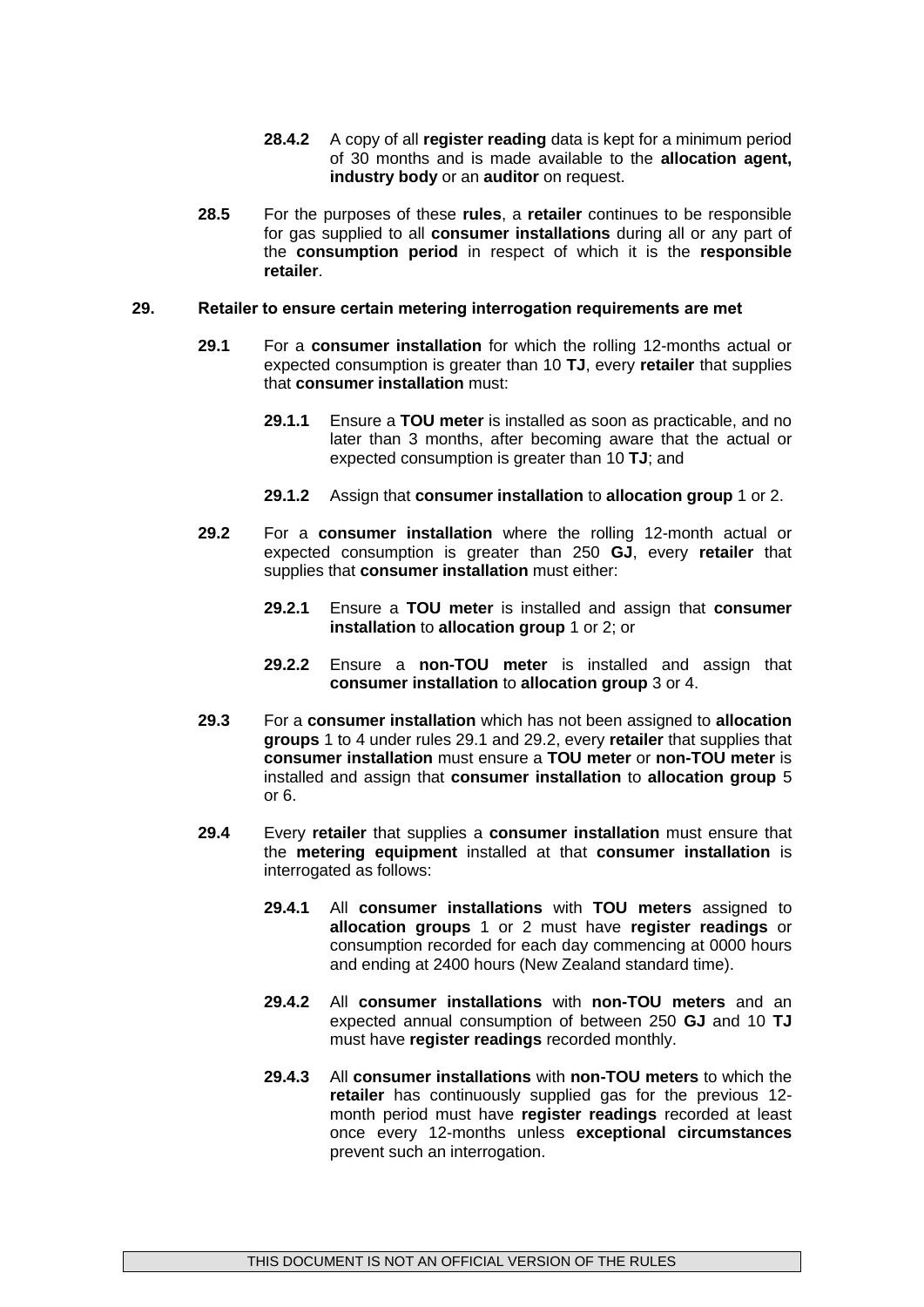**28.4.2** A copy of all **register reading** data is kept for a minimum period of 30 months and is made available to the **allocation agent, industry body** or an **auditor** on request.

**28.5** For the purposes of these **rules**, a **retailer** continues to be responsible for gas supplied to all **consumer installations** during all or any part of the **consumption period** in respect of which it is the **responsible retailer**.

## 29. Retailer to ensure certain metering interrogation requirements are met

**29.1** For a **consumer installation** for which the rolling 12-months actual or expected consumption is greater than 10 **TJ**, every **retailer** that supplies that **consumer installation** must:

**29.1.1** Ensure a **TOU meter** is installed as soon as practicable, and no later than 3 months, after becoming aware that the actual or expected consumption is greater than 10 **TJ**; and

**29.1.2** Assign that **consumer installation** to **allocation group** 1 or 2.

**29.2** For a **consumer installation** where the rolling 12-month actual or expected consumption is greater than 250 **GJ**, every **retailer** that supplies that **consumer installation** must either:

**29.2.1** Ensure a **TOU meter** is installed and assign that **consumer installation** to **allocation group** 1 or 2; or

**29.2.2** Ensure a **non-TOU meter** is installed and assign that **consumer installation** to **allocation group** 3 or 4.

**29.3** For a **consumer installation** which has not been assigned to **allocation groups** 1 to 4 under rules 29.1 and 29.2, every **retailer** that supplies that **consumer installation** must ensure a **TOU meter** or **non-TOU meter** is installed and assign that **consumer installation** to **allocation group** 5 or 6.

**29.4** Every **retailer** that supplies a **consumer installation** must ensure that the **metering equipment** installed at that **consumer installation** is interrogated as follows:

**29.4.1** All **consumer installations** with **TOU meters** assigned to **allocation groups** 1 or 2 must have **register readings** or consumption recorded for each day commencing at 0000 hours and ending at 2400 hours (New Zealand standard time).

**29.4.2** All **consumer installations** with **non-TOU meters** and an expected annual consumption of between 250 **GJ** and 10 **TJ** must have **register readings** recorded monthly.

**29.4.3** All **consumer installations** with **non-TOU meters** to which the **retailer** has continuously supplied gas for the previous 12-month period must have **register readings** recorded at least once every 12-months unless **exceptional circumstances** prevent such an interrogation.

THIS DOCUMENT IS NOT AN OFFICIAL VERSION OF THE RULES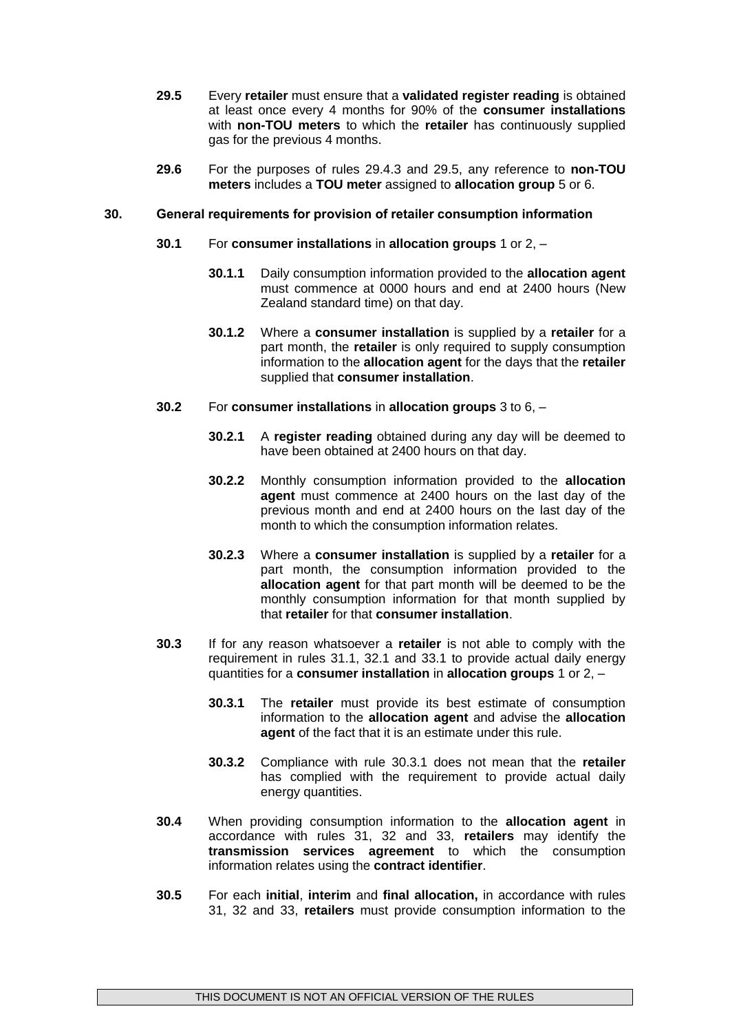**29.5** Every **retailer** must ensure that a **validated register reading** is obtained at least once every 4 months for 90% of the **consumer installations** with **non-TOU meters** to which the **retailer** has continuously supplied gas for the previous 4 months.

**29.6** For the purposes of rules 29.4.3 and 29.5, any reference to **non-TOU meters** includes a **TOU meter** assigned to **allocation group** 5 or 6.

## 30. General requirements for provision of retailer consumption information

**30.1** For **consumer installations** in **allocation groups** 1 or 2, –

**30.1.1** Daily consumption information provided to the **allocation agent** must commence at 0000 hours and end at 2400 hours (New Zealand standard time) on that day.

**30.1.2** Where a **consumer installation** is supplied by a **retailer** for a part month, the **retailer** is only required to supply consumption information to the **allocation agent** for the days that the **retailer** supplied that **consumer installation**.

**30.2** For **consumer installations** in **allocation groups** 3 to 6, –

**30.2.1** A **register reading** obtained during any day will be deemed to have been obtained at 2400 hours on that day.

**30.2.2** Monthly consumption information provided to the **allocation agent** must commence at 2400 hours on the last day of the previous month and end at 2400 hours on the last day of the month to which the consumption information relates.

**30.2.3** Where a **consumer installation** is supplied by a **retailer** for a part month, the consumption information provided to the **allocation agent** for that part month will be deemed to be the monthly consumption information for that month supplied by that **retailer** for that **consumer installation**.

**30.3** If for any reason whatsoever a **retailer** is not able to comply with the requirement in rules 31.1, 32.1 and 33.1 to provide actual daily energy quantities for a **consumer installation** in **allocation groups** 1 or 2, –

**30.3.1** The **retailer** must provide its best estimate of consumption information to the **allocation agent** and advise the **allocation agent** of the fact that it is an estimate under this rule.

**30.3.2** Compliance with rule 30.3.1 does not mean that the **retailer** has complied with the requirement to provide actual daily energy quantities.

**30.4** When providing consumption information to the **allocation agent** in accordance with rules 31, 32 and 33, **retailers** may identify the **transmission services agreement** to which the consumption information relates using the **contract identifier**.

**30.5** For each **initial**, **interim** and **final allocation,** in accordance with rules 31, 32 and 33, **retailers** must provide consumption information to the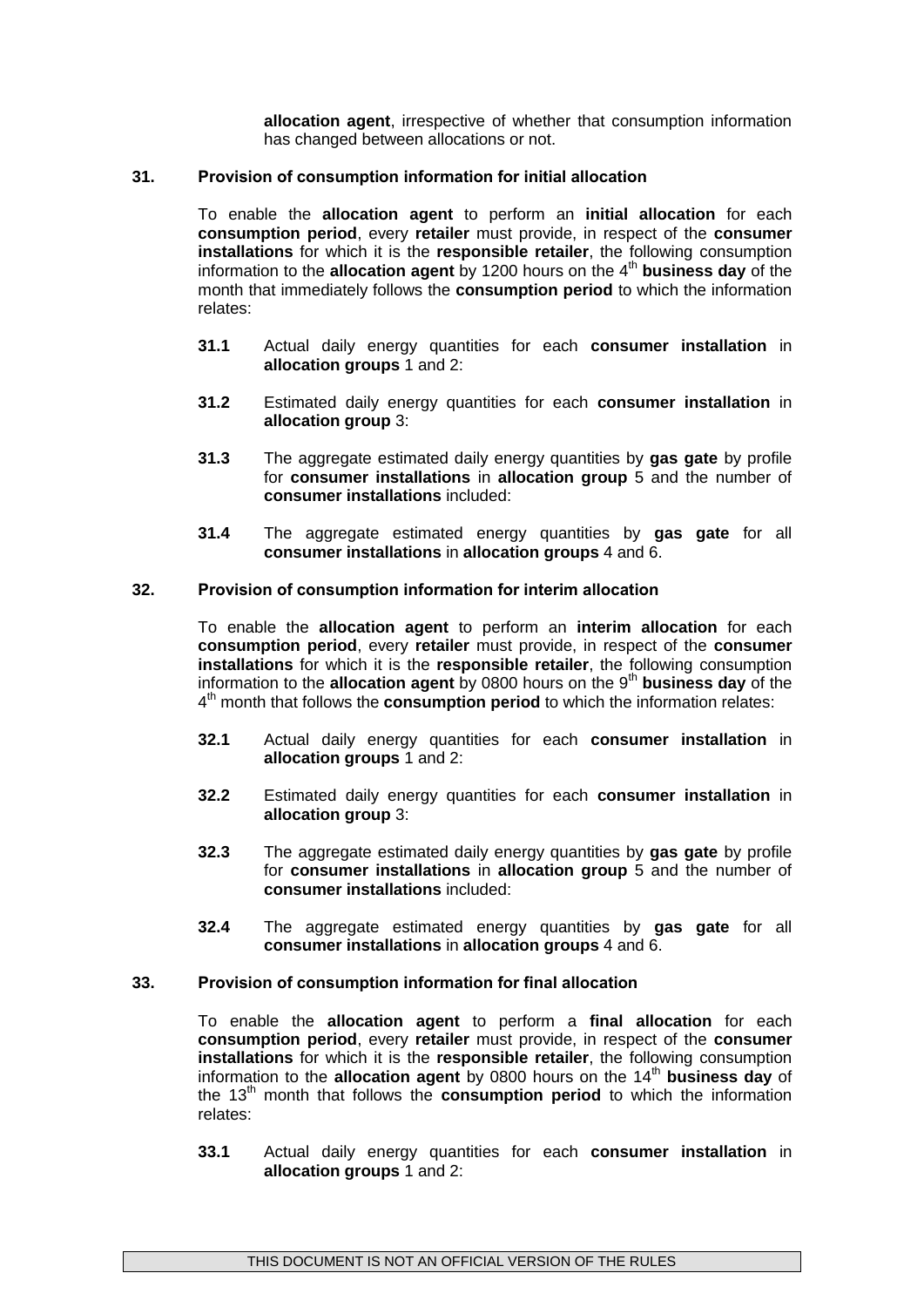**allocation agent**, irrespective of whether that consumption information has changed between allocations or not.

**31. Provision of consumption information for initial allocation**

To enable the **allocation agent** to perform an **initial allocation** for each **consumption period**, every **retailer** must provide, in respect of the **consumer installations** for which it is the **responsible retailer**, the following consumption information to the **allocation agent** by 1200 hours on the 4th **business day** of the month that immediately follows the **consumption period** to which the information relates:

**31.1** Actual daily energy quantities for each **consumer installation** in **allocation groups** 1 and 2:

**31.2** Estimated daily energy quantities for each **consumer installation** in **allocation group** 3:

**31.3** The aggregate estimated daily energy quantities by **gas gate** by profile for **consumer installations** in **allocation group** 5 and the number of **consumer installations** included:

**31.4** The aggregate estimated energy quantities by **gas gate** for all **consumer installations** in **allocation groups** 4 and 6.

**32. Provision of consumption information for interim allocation**

To enable the **allocation agent** to perform an **interim allocation** for each **consumption period**, every **retailer** must provide, in respect of the **consumer installations** for which it is the **responsible retailer**, the following consumption information to the **allocation agent** by 0800 hours on the 9th **business day** of the 4th month that follows the **consumption period** to which the information relates:

**32.1** Actual daily energy quantities for each **consumer installation** in **allocation groups** 1 and 2:

**32.2** Estimated daily energy quantities for each **consumer installation** in **allocation group** 3:

**32.3** The aggregate estimated daily energy quantities by **gas gate** by profile for **consumer installations** in **allocation group** 5 and the number of **consumer installations** included:

**32.4** The aggregate estimated energy quantities by **gas gate** for all **consumer installations** in **allocation groups** 4 and 6.

**33. Provision of consumption information for final allocation**

To enable the **allocation agent** to perform a **final allocation** for each **consumption period**, every **retailer** must provide, in respect of the **consumer installations** for which it is the **responsible retailer**, the following consumption information to the **allocation agent** by 0800 hours on the 14th **business day** of the 13th month that follows the **consumption period** to which the information relates:

**33.1** Actual daily energy quantities for each **consumer installation** in **allocation groups** 1 and 2:

THIS DOCUMENT IS NOT AN OFFICIAL VERSION OF THE RULES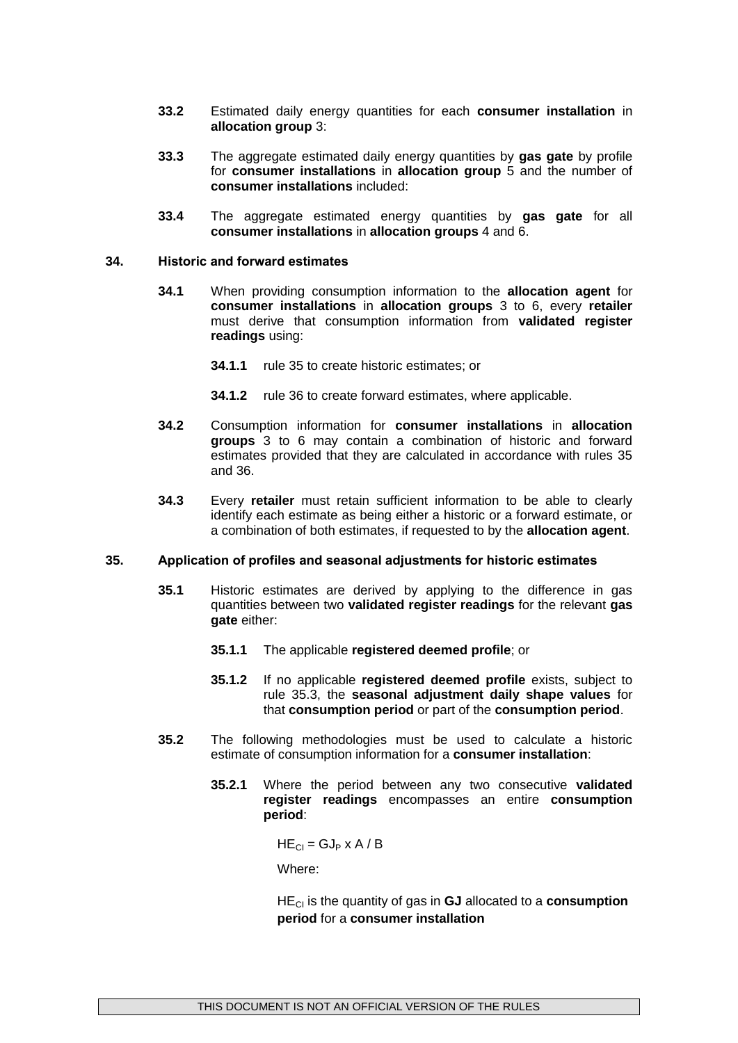**33.2** Estimated daily energy quantities for each **consumer installation** in **allocation group** 3:

**33.3** The aggregate estimated daily energy quantities by **gas gate** by profile for **consumer installations** in **allocation group** 5 and the number of **consumer installations** included:

**33.4** The aggregate estimated energy quantities by **gas gate** for all **consumer installations** in **allocation groups** 4 and 6.

### 34. Historic and forward estimates

**34.1** When providing consumption information to the **allocation agent** for **consumer installations** in **allocation groups** 3 to 6, every **retailer** must derive that consumption information from **validated register readings** using:

**34.1.1** rule 35 to create historic estimates; or

**34.1.2** rule 36 to create forward estimates, where applicable.

**34.2** Consumption information for **consumer installations** in **allocation groups** 3 to 6 may contain a combination of historic and forward estimates provided that they are calculated in accordance with rules 35 and 36.

**34.3** Every **retailer** must retain sufficient information to be able to clearly identify each estimate as being either a historic or a forward estimate, or a combination of both estimates, if requested to by the **allocation agent**.

### 35. Application of profiles and seasonal adjustments for historic estimates

**35.1** Historic estimates are derived by applying to the difference in gas quantities between two **validated register readings** for the relevant **gas gate** either:

**35.1.1** The applicable **registered deemed profile**; or

**35.1.2** If no applicable **registered deemed profile** exists, subject to rule 35.3, the **seasonal adjustment daily shape values** for that **consumption period** or part of the **consumption period**.

**35.2** The following methodologies must be used to calculate a historic estimate of consumption information for a **consumer installation**:

**35.2.1** Where the period between any two consecutive **validated register readings** encompasses an entire **consumption period**:

$HE_{CI} = GJ_P \times A / B$

Where:

$HE_{CI}$ is the quantity of gas in **GJ** allocated to a **consumption period** for a **consumer installation**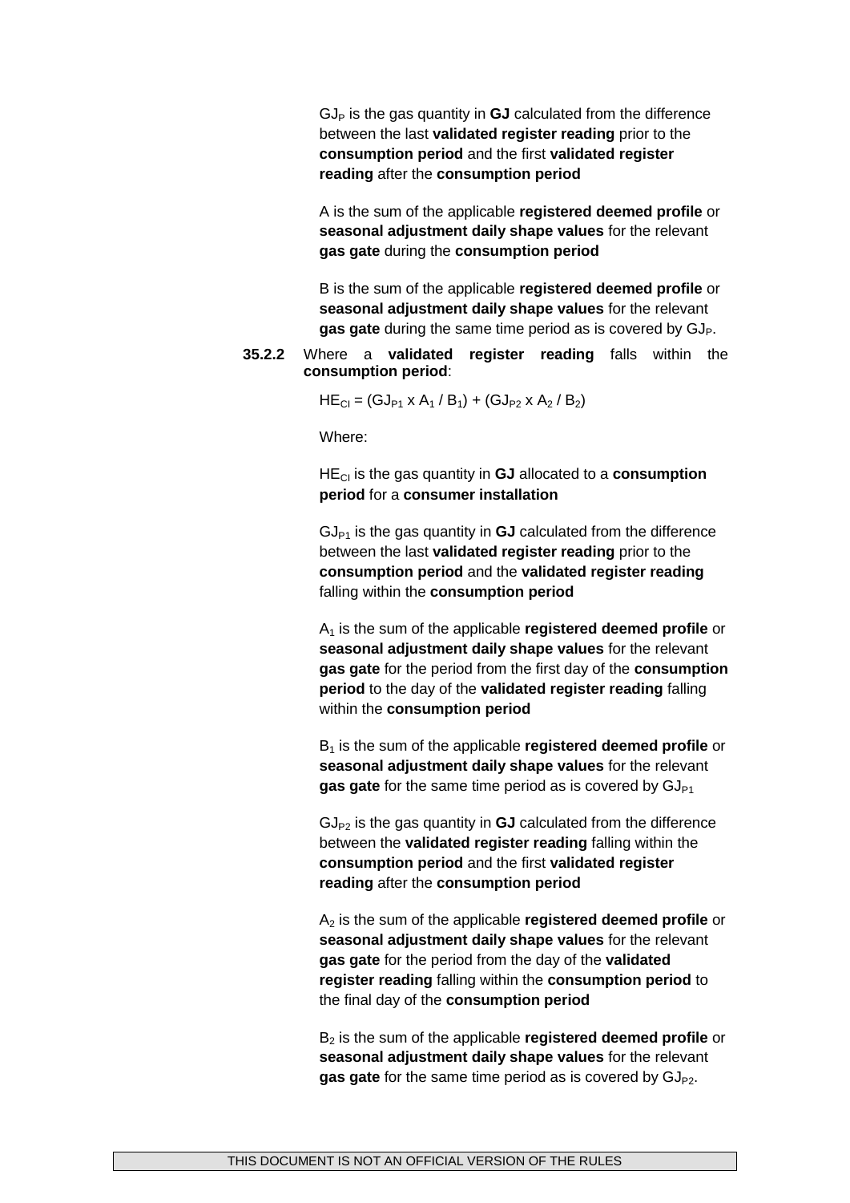$GJ_P$ is the gas quantity in **GJ** calculated from the difference between the last **validated register reading** prior to the **consumption period** and the first **validated register reading** after the **consumption period**

A is the sum of the applicable **registered deemed profile** or **seasonal adjustment daily shape values** for the relevant **gas gate** during the **consumption period**

B is the sum of the applicable **registered deemed profile** or **seasonal adjustment daily shape values** for the relevant **gas gate** during the same time period as is covered by $GJ_P$.

**35.2.2** Where a **validated register reading** falls within the **consumption period**:

$$HE_{CI} = (GJ_{P1} \times A_1 / B_1) + (GJ_{P2} \times A_2 / B_2)$$

Where:

$HE_{CI}$ is the gas quantity in **GJ** allocated to a **consumption period** for a **consumer installation**

$GJ_{P1}$ is the gas quantity in **GJ** calculated from the difference between the last **validated register reading** prior to the **consumption period** and the **validated register reading** falling within the **consumption period**

$A_1$ is the sum of the applicable **registered deemed profile** or **seasonal adjustment daily shape values** for the relevant **gas gate** for the period from the first day of the **consumption period** to the day of the **validated register reading** falling within the **consumption period**

$B_1$ is the sum of the applicable **registered deemed profile** or **seasonal adjustment daily shape values** for the relevant **gas gate** for the same time period as is covered by $GJ_{P1}$

$GJ_{P2}$ is the gas quantity in **GJ** calculated from the difference between the **validated register reading** falling within the **consumption period** and the first **validated register reading** after the **consumption period**

$A_2$ is the sum of the applicable **registered deemed profile** or **seasonal adjustment daily shape values** for the relevant **gas gate** for the period from the day of the **validated register reading** falling within the **consumption period** to the final day of the **consumption period**

$B_2$ is the sum of the applicable **registered deemed profile** or **seasonal adjustment daily shape values** for the relevant **gas gate** for the same time period as is covered by $GJ_{P2}$.

THIS DOCUMENT IS NOT AN OFFICIAL VERSION OF THE RULES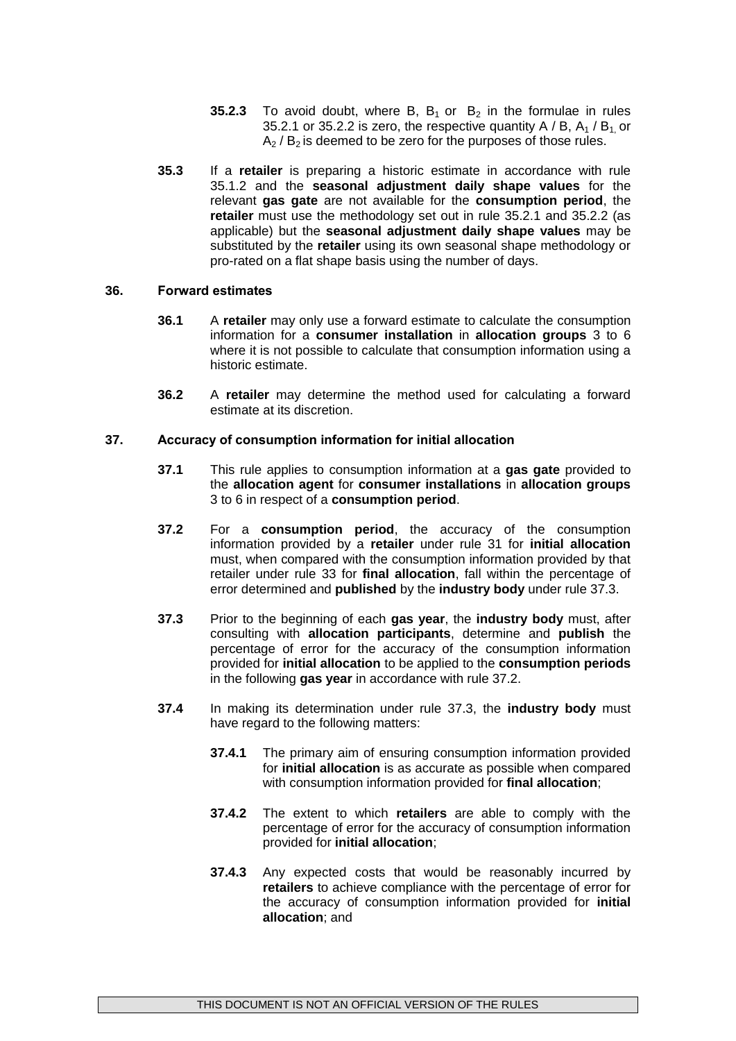**35.2.3** To avoid doubt, where B, $B_1$ or $B_2$ in the formulae in rules 35.2.1 or 35.2.2 is zero, the respective quantity A / B, $A_1$ / $B_1$, or $A_2$ / $B_2$ is deemed to be zero for the purposes of those rules.

**35.3** If a **retailer** is preparing a historic estimate in accordance with rule 35.1.2 and the **seasonal adjustment daily shape values** for the relevant **gas gate** are not available for the **consumption period**, the **retailer** must use the methodology set out in rule 35.2.1 and 35.2.2 (as applicable) but the **seasonal adjustment daily shape values** may be substituted by the **retailer** using its own seasonal shape methodology or pro-rated on a flat shape basis using the number of days.

## 36. Forward estimates

**36.1** A **retailer** may only use a forward estimate to calculate the consumption information for a **consumer installation** in **allocation groups** 3 to 6 where it is not possible to calculate that consumption information using a historic estimate.

**36.2** A **retailer** may determine the method used for calculating a forward estimate at its discretion.

## 37. Accuracy of consumption information for initial allocation

**37.1** This rule applies to consumption information at a **gas gate** provided to the **allocation agent** for **consumer installations** in **allocation groups** 3 to 6 in respect of a **consumption period**.

**37.2** For a **consumption period**, the accuracy of the consumption information provided by a **retailer** under rule 31 for **initial allocation** must, when compared with the consumption information provided by that retailer under rule 33 for **final allocation**, fall within the percentage of error determined and **published** by the **industry body** under rule 37.3.

**37.3** Prior to the beginning of each **gas year**, the **industry body** must, after consulting with **allocation participants**, determine and **publish** the percentage of error for the accuracy of the consumption information provided for **initial allocation** to be applied to the **consumption periods** in the following **gas year** in accordance with rule 37.2.

**37.4** In making its determination under rule 37.3, the **industry body** must have regard to the following matters:

**37.4.1** The primary aim of ensuring consumption information provided for **initial allocation** is as accurate as possible when compared with consumption information provided for **final allocation**;

**37.4.2** The extent to which **retailers** are able to comply with the percentage of error for the accuracy of consumption information provided for **initial allocation**;

**37.4.3** Any expected costs that would be reasonably incurred by **retailers** to achieve compliance with the percentage of error for the accuracy of consumption information provided for **initial allocation**; and

THIS DOCUMENT IS NOT AN OFFICIAL VERSION OF THE RULES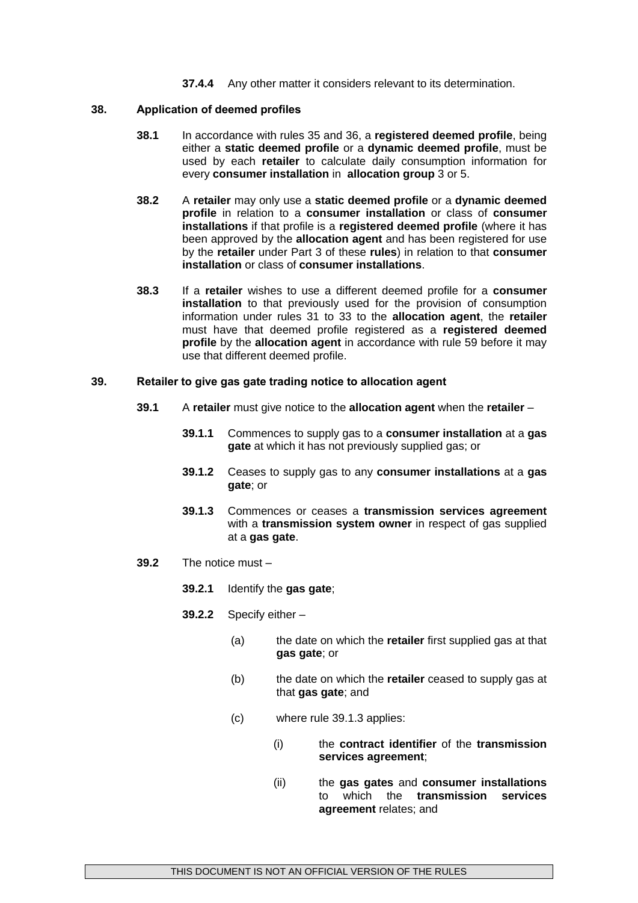**37.4.4** Any other matter it considers relevant to its determination.

## 38. Application of deemed profiles

**38.1** In accordance with rules 35 and 36, a **registered deemed profile**, being either a **static deemed profile** or a **dynamic deemed profile**, must be used by each **retailer** to calculate daily consumption information for every **consumer installation** in **allocation group** 3 or 5.

**38.2** A **retailer** may only use a **static deemed profile** or a **dynamic deemed profile** in relation to a **consumer installation** or class of **consumer installations** if that profile is a **registered deemed profile** (where it has been approved by the **allocation agent** and has been registered for use by the **retailer** under Part 3 of these **rules**) in relation to that **consumer installation** or class of **consumer installations**.

**38.3** If a **retailer** wishes to use a different deemed profile for a **consumer installation** to that previously used for the provision of consumption information under rules 31 to 33 to the **allocation agent**, the **retailer** must have that deemed profile registered as a **registered deemed profile** by the **allocation agent** in accordance with rule 59 before it may use that different deemed profile.

## 39. Retailer to give gas gate trading notice to allocation agent

**39.1** A **retailer** must give notice to the **allocation agent** when the **retailer** –

**39.1.1** Commences to supply gas to a **consumer installation** at a **gas gate** at which it has not previously supplied gas; or

**39.1.2** Ceases to supply gas to any **consumer installations** at a **gas gate**; or

**39.1.3** Commences or ceases a **transmission services agreement** with a **transmission system owner** in respect of gas supplied at a **gas gate**.

**39.2** The notice must –

**39.2.1** Identify the **gas gate**;

**39.2.2** Specify either –

(a) the date on which the **retailer** first supplied gas at that **gas gate**; or

(b) the date on which the **retailer** ceased to supply gas at that **gas gate**; and

(c) where rule 39.1.3 applies:

(i) the **contract identifier** of the **transmission services agreement**;

(ii) the **gas gates** and **consumer installations** to which the **transmission services agreement** relates; and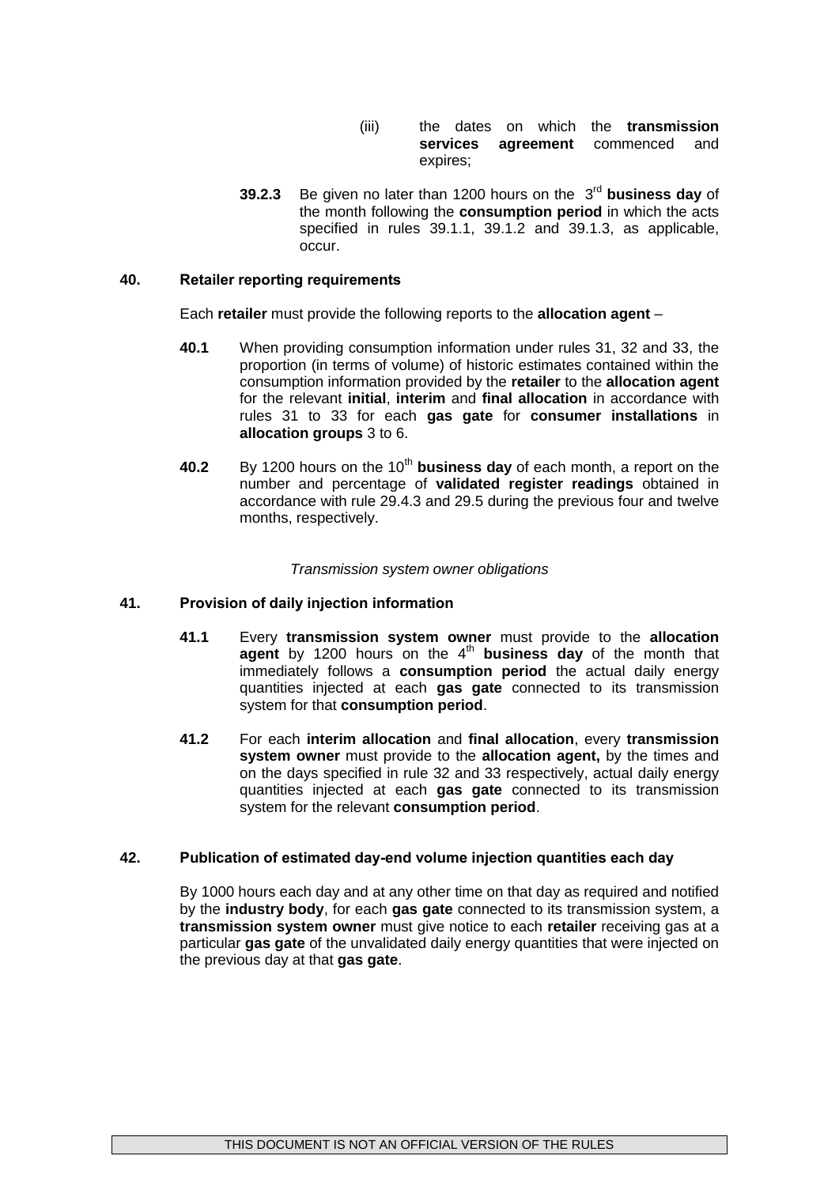(iii) the dates on which the **transmission services agreement** commenced and expires;

**39.2.3** Be given no later than 1200 hours on the 3rd **business day** of the month following the **consumption period** in which the acts specified in rules 39.1.1, 39.1.2 and 39.1.3, as applicable, occur.

## 40. Retailer reporting requirements

Each **retailer** must provide the following reports to the **allocation agent** –

**40.1** When providing consumption information under rules 31, 32 and 33, the proportion (in terms of volume) of historic estimates contained within the consumption information provided by the **retailer** to the **allocation agent** for the relevant **initial**, **interim** and **final allocation** in accordance with rules 31 to 33 for each **gas gate** for **consumer installations** in **allocation groups** 3 to 6.

**40.2** By 1200 hours on the 10th **business day** of each month, a report on the number and percentage of **validated register readings** obtained in accordance with rule 29.4.3 and 29.5 during the previous four and twelve months, respectively.

*Transmission system owner obligations*

## 41. Provision of daily injection information

**41.1** Every **transmission system owner** must provide to the **allocation agent** by 1200 hours on the 4th **business day** of the month that immediately follows a **consumption period** the actual daily energy quantities injected at each **gas gate** connected to its transmission system for that **consumption period**.

**41.2** For each **interim allocation** and **final allocation**, every **transmission system owner** must provide to the **allocation agent,** by the times and on the days specified in rule 32 and 33 respectively, actual daily energy quantities injected at each **gas gate** connected to its transmission system for the relevant **consumption period**.

## 42. Publication of estimated day-end volume injection quantities each day

By 1000 hours each day and at any other time on that day as required and notified by the **industry body**, for each **gas gate** connected to its transmission system, a **transmission system owner** must give notice to each **retailer** receiving gas at a particular **gas gate** of the unvalidated daily energy quantities that were injected on the previous day at that **gas gate**.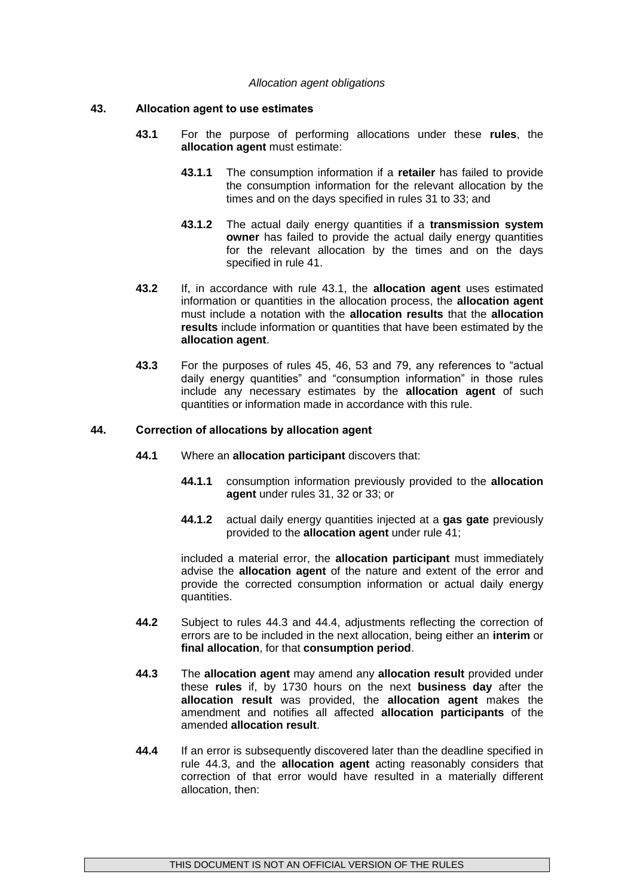*Allocation agent obligations*

### 43. Allocation agent to use estimates

**43.1** For the purpose of performing allocations under these **rules**, the **allocation agent** must estimate:

**43.1.1** The consumption information if a **retailer** has failed to provide the consumption information for the relevant allocation by the times and on the days specified in rules 31 to 33; and

**43.1.2** The actual daily energy quantities if a **transmission system owner** has failed to provide the actual daily energy quantities for the relevant allocation by the times and on the days specified in rule 41.

**43.2** If, in accordance with rule 43.1, the **allocation agent** uses estimated information or quantities in the allocation process, the **allocation agent** must include a notation with the **allocation results** that the **allocation results** include information or quantities that have been estimated by the **allocation agent**.

**43.3** For the purposes of rules 45, 46, 53 and 79, any references to "actual daily energy quantities" and "consumption information" in those rules include any necessary estimates by the **allocation agent** of such quantities or information made in accordance with this rule.

### 44. Correction of allocations by allocation agent

**44.1** Where an **allocation participant** discovers that:

**44.1.1** consumption information previously provided to the **allocation agent** under rules 31, 32 or 33; or

**44.1.2** actual daily energy quantities injected at a **gas gate** previously provided to the **allocation agent** under rule 41;

included a material error, the **allocation participant** must immediately advise the **allocation agent** of the nature and extent of the error and provide the corrected consumption information or actual daily energy quantities.

**44.2** Subject to rules 44.3 and 44.4, adjustments reflecting the correction of errors are to be included in the next allocation, being either an **interim** or **final allocation**, for that **consumption period**.

**44.3** The **allocation agent** may amend any **allocation result** provided under these **rules** if, by 1730 hours on the next **business day** after the **allocation result** was provided, the **allocation agent** makes the amendment and notifies all affected **allocation participants** of the amended **allocation result**.

**44.4** If an error is subsequently discovered later than the deadline specified in rule 44.3, and the **allocation agent** acting reasonably considers that correction of that error would have resulted in a materially different allocation, then: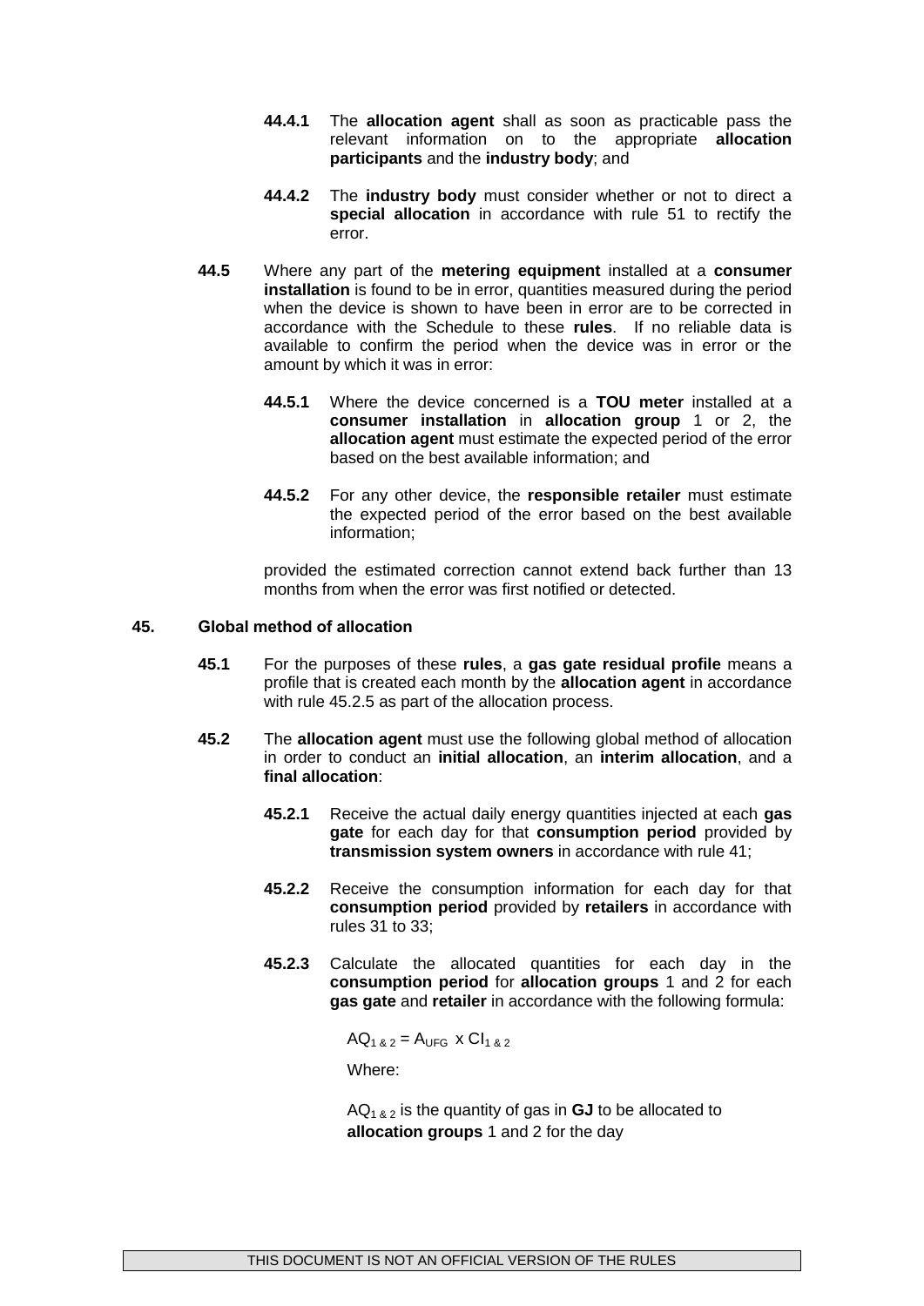**44.4.1** The **allocation agent** shall as soon as practicable pass the relevant information on to the appropriate **allocation participants** and the **industry body**; and

**44.4.2** The **industry body** must consider whether or not to direct a **special allocation** in accordance with rule 51 to rectify the error.

**44.5** Where any part of the **metering equipment** installed at a **consumer installation** is found to be in error, quantities measured during the period when the device is shown to have been in error are to be corrected in accordance with the Schedule to these **rules**. If no reliable data is available to confirm the period when the device was in error or the amount by which it was in error:

**44.5.1** Where the device concerned is a **TOU meter** installed at a **consumer installation** in **allocation group** 1 or 2, the **allocation agent** must estimate the expected period of the error based on the best available information; and

**44.5.2** For any other device, the **responsible retailer** must estimate the expected period of the error based on the best available information;

provided the estimated correction cannot extend back further than 13 months from when the error was first notified or detected.

## 45. Global method of allocation

**45.1** For the purposes of these **rules**, a **gas gate residual profile** means a profile that is created each month by the **allocation agent** in accordance with rule 45.2.5 as part of the allocation process.

**45.2** The **allocation agent** must use the following global method of allocation in order to conduct an **initial allocation**, an **interim allocation**, and a **final allocation**:

**45.2.1** Receive the actual daily energy quantities injected at each **gas gate** for each day for that **consumption period** provided by **transmission system owners** in accordance with rule 41;

**45.2.2** Receive the consumption information for each day for that **consumption period** provided by **retailers** in accordance with rules 31 to 33;

**45.2.3** Calculate the allocated quantities for each day in the **consumption period** for **allocation groups** 1 and 2 for each **gas gate** and **retailer** in accordance with the following formula:

$$AQ_{1\ \&\ 2} = A_{UFG} \times CI_{1\ \&\ 2}$$

Where:

$AQ_{1\ \&\ 2}$ is the quantity of gas in **GJ** to be allocated to **allocation groups** 1 and 2 for the day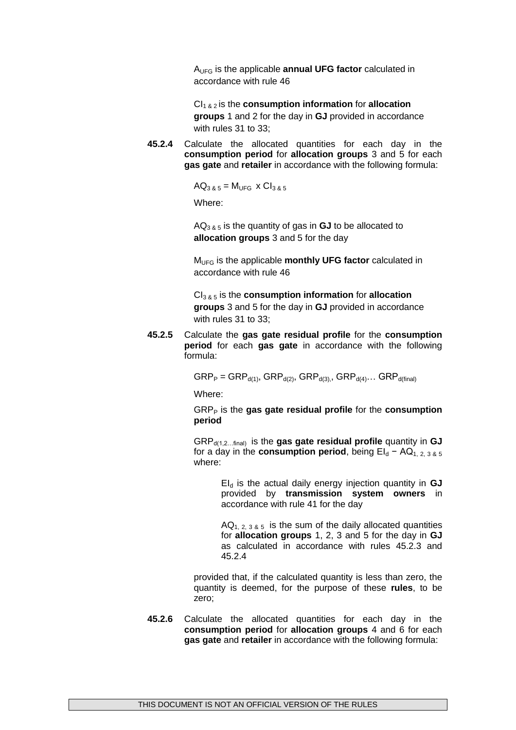$A_{UFG}$ is the applicable **annual UFG factor** calculated in accordance with rule 46

$CI_{1 \& 2}$ is the **consumption information** for **allocation groups** 1 and 2 for the day in **GJ** provided in accordance with rules 31 to 33;

**45.2.4** Calculate the allocated quantities for each day in the **consumption period** for **allocation groups** 3 and 5 for each **gas gate** and **retailer** in accordance with the following formula:

$$AQ_{3 \& 5} = M_{UFG} \times CI_{3 \& 5}$$

Where:

$AQ_{3 \& 5}$ is the quantity of gas in **GJ** to be allocated to **allocation groups** 3 and 5 for the day

$M_{UFG}$ is the applicable **monthly UFG factor** calculated in accordance with rule 46

$CI_{3 \& 5}$ is the **consumption information** for **allocation groups** 3 and 5 for the day in **GJ** provided in accordance with rules 31 to 33;

**45.2.5** Calculate the **gas gate residual profile** for the **consumption period** for each **gas gate** in accordance with the following formula:

$$GRP_P = GRP_{d(1)}, GRP_{d(2)}, GRP_{d(3)}, GRP_{d(4)} \ldots GRP_{d(final)}$$

Where:

$GRP_P$ is the **gas gate residual profile** for the **consumption period**

$GRP_{d(1,2\ldots final)}$ is the **gas gate residual profile** quantity in **GJ** for a day in the **consumption period**, being $EI_d - AQ_{1, 2, 3 \& 5}$ where:

$EI_d$ is the actual daily energy injection quantity in **GJ** provided by **transmission system owners** in accordance with rule 41 for the day

$AQ_{1, 2, 3 \& 5}$ is the sum of the daily allocated quantities for **allocation groups** 1, 2, 3 and 5 for the day in **GJ** as calculated in accordance with rules 45.2.3 and 45.2.4

provided that, if the calculated quantity is less than zero, the quantity is deemed, for the purpose of these **rules**, to be zero;

**45.2.6** Calculate the allocated quantities for each day in the **consumption period** for **allocation groups** 4 and 6 for each **gas gate** and **retailer** in accordance with the following formula: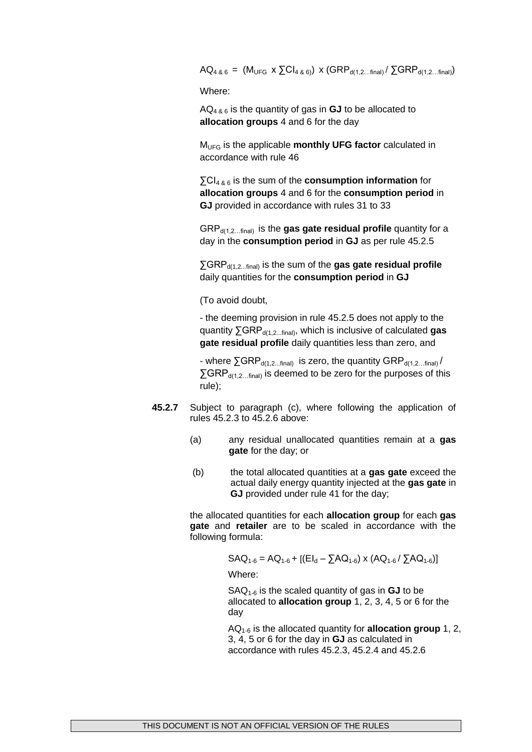$$AQ_{4\ \&\ 6} = (M_{UFG} \times \sum CI_{4\ \&\ 6}) \times (GRP_{d(1,2\ldots final)} / \sum GRP_{d(1,2\ldots final)})$$

Where:

$AQ_{4\ \&\ 6}$ is the quantity of gas in **GJ** to be allocated to **allocation groups** 4 and 6 for the day

$M_{UFG}$ is the applicable **monthly UFG factor** calculated in accordance with rule 46

$\sum CI_{4\ \&\ 6}$ is the sum of the **consumption information** for **allocation groups** 4 and 6 for the **consumption period** in **GJ** provided in accordance with rules 31 to 33

$GRP_{d(1,2\ldots final)}$ is the **gas gate residual profile** quantity for a day in the **consumption period** in **GJ** as per rule 45.2.5

$\sum GRP_{d(1,2\ldots final)}$ is the sum of the **gas gate residual profile** daily quantities for the **consumption period** in **GJ**

(To avoid doubt,

- the deeming provision in rule 45.2.5 does not apply to the quantity $\sum GRP_{d(1,2\ldots final)}$, which is inclusive of calculated **gas gate residual profile** daily quantities less than zero, and

- where $\sum GRP_{d(1,2\ldots final)}$ is zero, the quantity $GRP_{d(1,2\ldots final)} / \sum GRP_{d(1,2\ldots final)}$ is deemed to be zero for the purposes of this rule);

**45.2.7** Subject to paragraph (c), where following the application of rules 45.2.3 to 45.2.6 above:

(a) any residual unallocated quantities remain at a **gas gate** for the day; or

(b) the total allocated quantities at a **gas gate** exceed the actual daily energy quantity injected at the **gas gate** in **GJ** provided under rule 41 for the day;

the allocated quantities for each **allocation group** for each **gas gate** and **retailer** are to be scaled in accordance with the following formula:

$$SAQ_{1\text{-}6} = AQ_{1\text{-}6} + [(EI_d - \sum AQ_{1\text{-}6}) \times (AQ_{1\text{-}6} / \sum AQ_{1\text{-}6})]$$

Where:

$SAQ_{1\text{-}6}$ is the scaled quantity of gas in **GJ** to be allocated to **allocation group** 1, 2, 3, 4, 5 or 6 for the day

$AQ_{1\text{-}6}$ is the allocated quantity for **allocation group** 1, 2, 3, 4, 5 or 6 for the day in **GJ** as calculated in accordance with rules 45.2.3, 45.2.4 and 45.2.6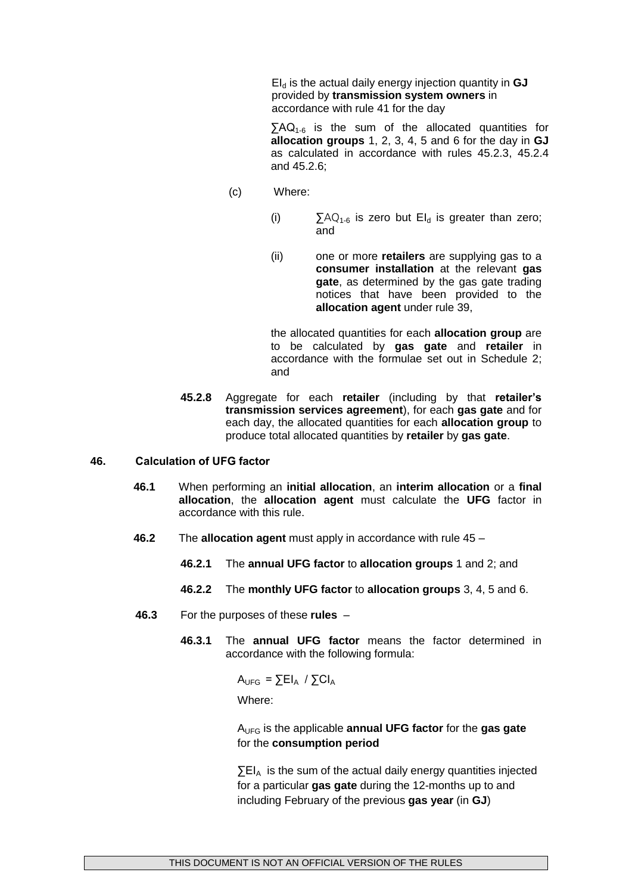$EI_d$ is the actual daily energy injection quantity in **GJ** provided by **transmission system owners** in accordance with rule 41 for the day

$\sum AQ_{1-6}$ is the sum of the allocated quantities for **allocation groups** 1, 2, 3, 4, 5 and 6 for the day in **GJ** as calculated in accordance with rules 45.2.3, 45.2.4 and 45.2.6;

(c) Where:

(i) $\sum AQ_{1-6}$ is zero but $EI_d$ is greater than zero; and

(ii) one or more **retailers** are supplying gas to a **consumer installation** at the relevant **gas gate**, as determined by the gas gate trading notices that have been provided to the **allocation agent** under rule 39,

the allocated quantities for each **allocation group** are to be calculated by **gas gate** and **retailer** in accordance with the formulae set out in Schedule 2; and

**45.2.8** Aggregate for each **retailer** (including by that **retailer's transmission services agreement**), for each **gas gate** and for each day, the allocated quantities for each **allocation group** to produce total allocated quantities by **retailer** by **gas gate**.

## 46. Calculation of UFG factor

**46.1** When performing an **initial allocation**, an **interim allocation** or a **final allocation**, the **allocation agent** must calculate the **UFG** factor in accordance with this rule.

**46.2** The **allocation agent** must apply in accordance with rule 45 –

**46.2.1** The **annual UFG factor** to **allocation groups** 1 and 2; and

**46.2.2** The **monthly UFG factor** to **allocation groups** 3, 4, 5 and 6.

**46.3** For the purposes of these **rules** –

**46.3.1** The **annual UFG factor** means the factor determined in accordance with the following formula:

$$A_{UFG} = \sum EI_A \ / \sum CI_A$$

Where:

$A_{UFG}$ is the applicable **annual UFG factor** for the **gas gate** for the **consumption period**

$\sum EI_A$ is the sum of the actual daily energy quantities injected for a particular **gas gate** during the 12-months up to and including February of the previous **gas year** (in **GJ**)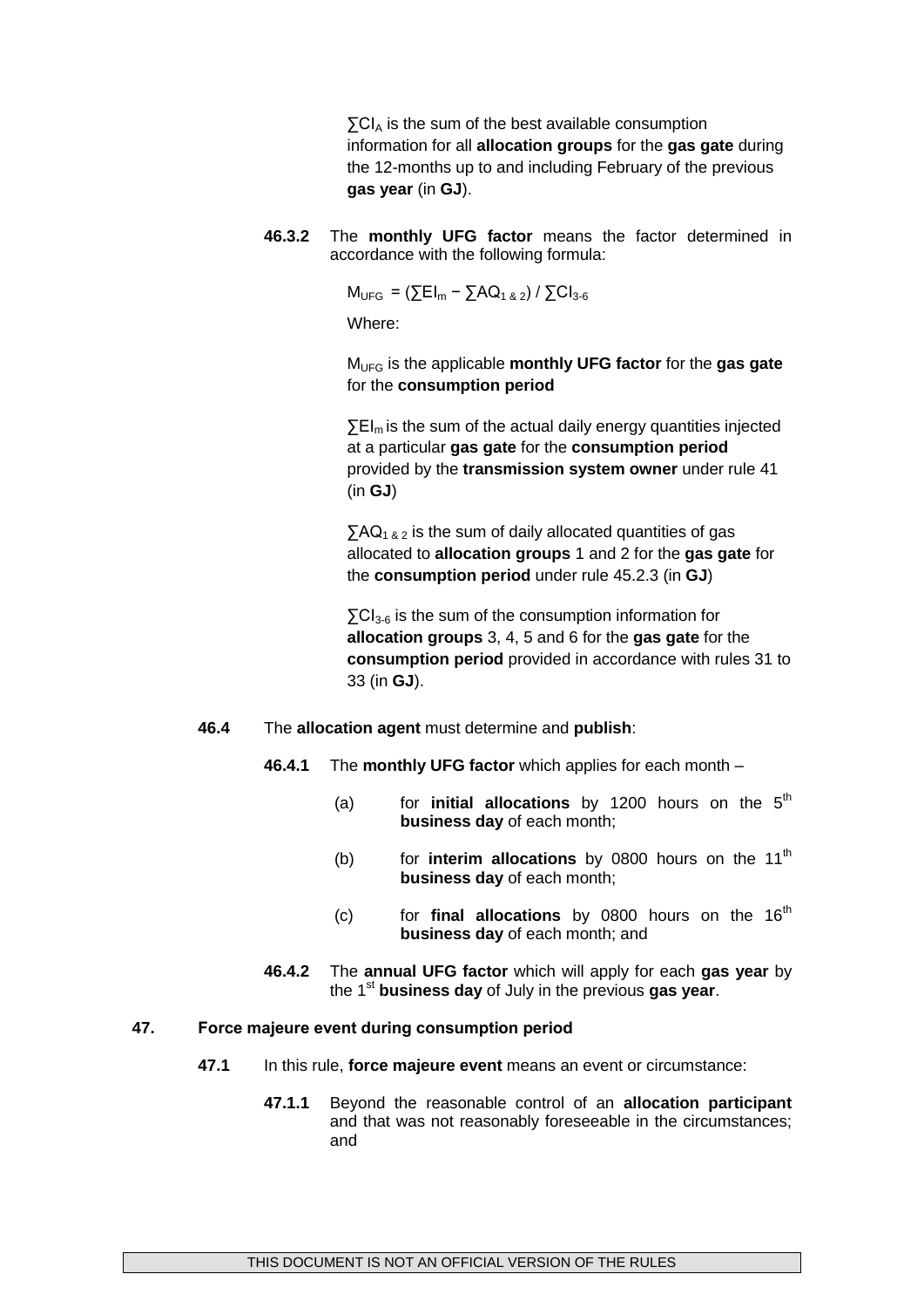$\sum CI_A$ is the sum of the best available consumption information for all **allocation groups** for the **gas gate** during the 12-months up to and including February of the previous **gas year** (in **GJ**).

**46.3.2** The **monthly UFG factor** means the factor determined in accordance with the following formula:

$$M_{UFG} = (\sum EI_m - \sum AQ_{1\ \&\ 2}) / \sum CI_{3\text{-}6}$$

Where:

$M_{UFG}$ is the applicable **monthly UFG factor** for the **gas gate** for the **consumption period**

$\sum EI_m$ is the sum of the actual daily energy quantities injected at a particular **gas gate** for the **consumption period** provided by the **transmission system owner** under rule 41 (in **GJ**)

$\sum AQ_{1\ \&\ 2}$ is the sum of daily allocated quantities of gas allocated to **allocation groups** 1 and 2 for the **gas gate** for the **consumption period** under rule 45.2.3 (in **GJ**)

$\sum CI_{3\text{-}6}$ is the sum of the consumption information for **allocation groups** 3, 4, 5 and 6 for the **gas gate** for the **consumption period** provided in accordance with rules 31 to 33 (in **GJ**).

**46.4** The **allocation agent** must determine and **publish**:

**46.4.1** The **monthly UFG factor** which applies for each month –

(a) for **initial allocations** by 1200 hours on the 5th **business day** of each month;

(b) for **interim allocations** by 0800 hours on the 11th **business day** of each month;

(c) for **final allocations** by 0800 hours on the 16th **business day** of each month; and

**46.4.2** The **annual UFG factor** which will apply for each **gas year** by the 1st **business day** of July in the previous **gas year**.

## 47. Force majeure event during consumption period

**47.1** In this rule, **force majeure event** means an event or circumstance:

**47.1.1** Beyond the reasonable control of an **allocation participant** and that was not reasonably foreseeable in the circumstances; and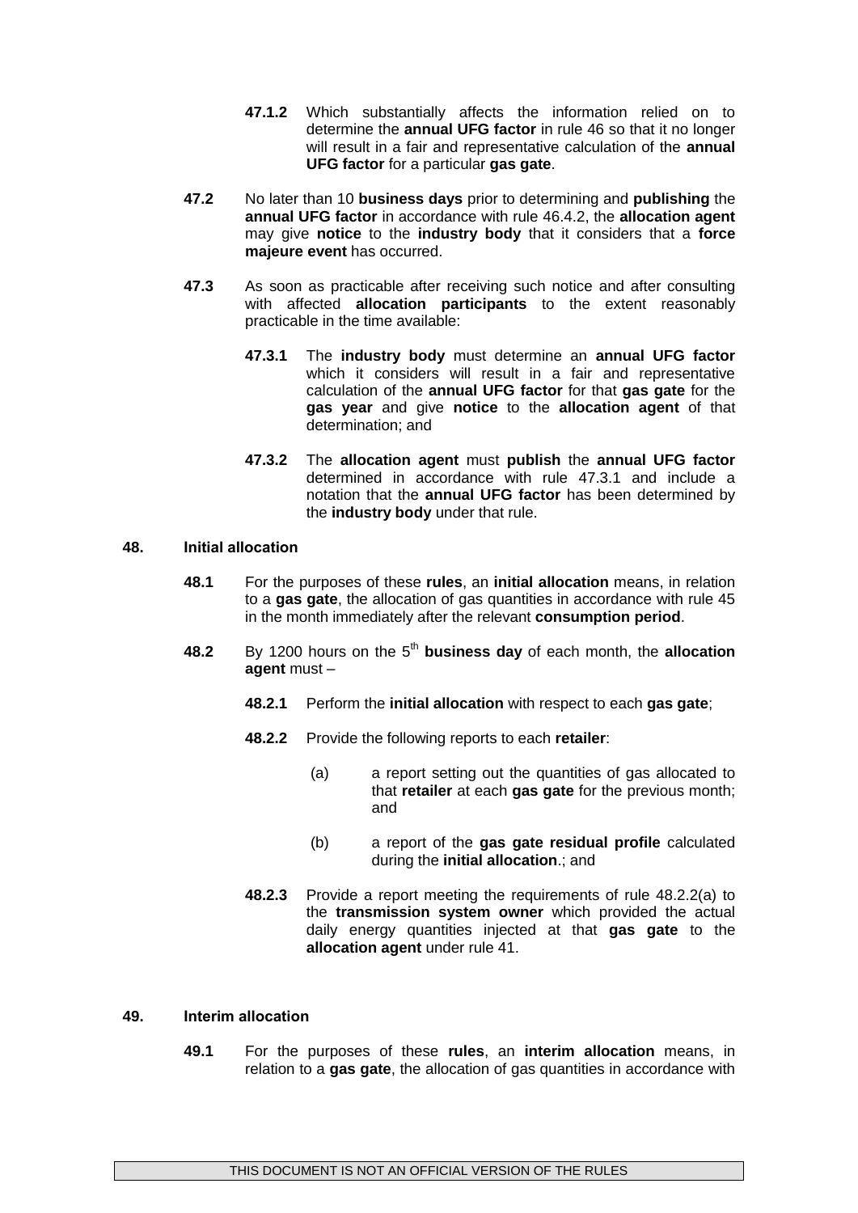**47.1.2** Which substantially affects the information relied on to determine the **annual UFG factor** in rule 46 so that it no longer will result in a fair and representative calculation of the **annual UFG factor** for a particular **gas gate**.

**47.2** No later than 10 **business days** prior to determining and **publishing** the **annual UFG factor** in accordance with rule 46.4.2, the **allocation agent** may give **notice** to the **industry body** that it considers that a **force majeure event** has occurred.

**47.3** As soon as practicable after receiving such notice and after consulting with affected **allocation participants** to the extent reasonably practicable in the time available:

**47.3.1** The **industry body** must determine an **annual UFG factor** which it considers will result in a fair and representative calculation of the **annual UFG factor** for that **gas gate** for the **gas year** and give **notice** to the **allocation agent** of that determination; and

**47.3.2** The **allocation agent** must **publish** the **annual UFG factor** determined in accordance with rule 47.3.1 and include a notation that the **annual UFG factor** has been determined by the **industry body** under that rule.

## 48. Initial allocation

**48.1** For the purposes of these **rules**, an **initial allocation** means, in relation to a **gas gate**, the allocation of gas quantities in accordance with rule 45 in the month immediately after the relevant **consumption period**.

**48.2** By 1200 hours on the 5th **business day** of each month, the **allocation agent** must –

**48.2.1** Perform the **initial allocation** with respect to each **gas gate**;

**48.2.2** Provide the following reports to each **retailer**:

(a) a report setting out the quantities of gas allocated to that **retailer** at each **gas gate** for the previous month; and

(b) a report of the **gas gate residual profile** calculated during the **initial allocation**.; and

**48.2.3** Provide a report meeting the requirements of rule 48.2.2(a) to the **transmission system owner** which provided the actual daily energy quantities injected at that **gas gate** to the **allocation agent** under rule 41.

## 49. Interim allocation

**49.1** For the purposes of these **rules**, an **interim allocation** means, in relation to a **gas gate**, the allocation of gas quantities in accordance with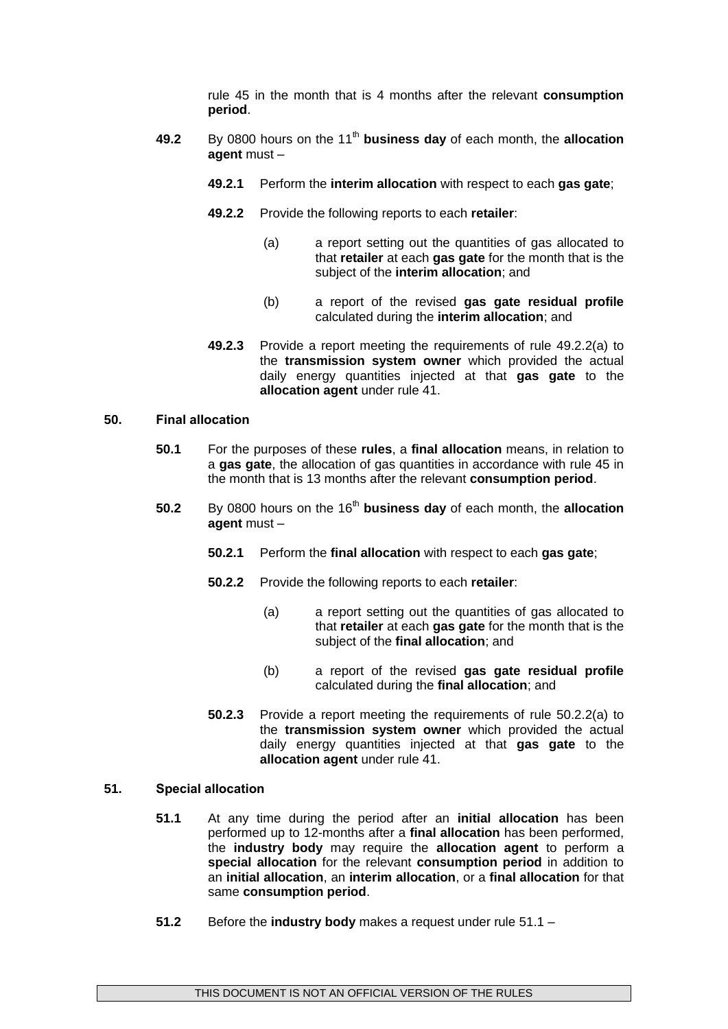rule 45 in the month that is 4 months after the relevant **consumption period**.

**49.2** By 0800 hours on the 11th **business day** of each month, the **allocation agent** must –

**49.2.1** Perform the **interim allocation** with respect to each **gas gate**;

**49.2.2** Provide the following reports to each **retailer**:

(a) a report setting out the quantities of gas allocated to that **retailer** at each **gas gate** for the month that is the subject of the **interim allocation**; and

(b) a report of the revised **gas gate residual profile** calculated during the **interim allocation**; and

**49.2.3** Provide a report meeting the requirements of rule 49.2.2(a) to the **transmission system owner** which provided the actual daily energy quantities injected at that **gas gate** to the **allocation agent** under rule 41.

## 50. Final allocation

**50.1** For the purposes of these **rules**, a **final allocation** means, in relation to a **gas gate**, the allocation of gas quantities in accordance with rule 45 in the month that is 13 months after the relevant **consumption period**.

**50.2** By 0800 hours on the 16th **business day** of each month, the **allocation agent** must –

**50.2.1** Perform the **final allocation** with respect to each **gas gate**;

**50.2.2** Provide the following reports to each **retailer**:

(a) a report setting out the quantities of gas allocated to that **retailer** at each **gas gate** for the month that is the subject of the **final allocation**; and

(b) a report of the revised **gas gate residual profile** calculated during the **final allocation**; and

**50.2.3** Provide a report meeting the requirements of rule 50.2.2(a) to the **transmission system owner** which provided the actual daily energy quantities injected at that **gas gate** to the **allocation agent** under rule 41.

## 51. Special allocation

**51.1** At any time during the period after an **initial allocation** has been performed up to 12-months after a **final allocation** has been performed, the **industry body** may require the **allocation agent** to perform a **special allocation** for the relevant **consumption period** in addition to an **initial allocation**, an **interim allocation**, or a **final allocation** for that same **consumption period**.

**51.2** Before the **industry body** makes a request under rule 51.1 –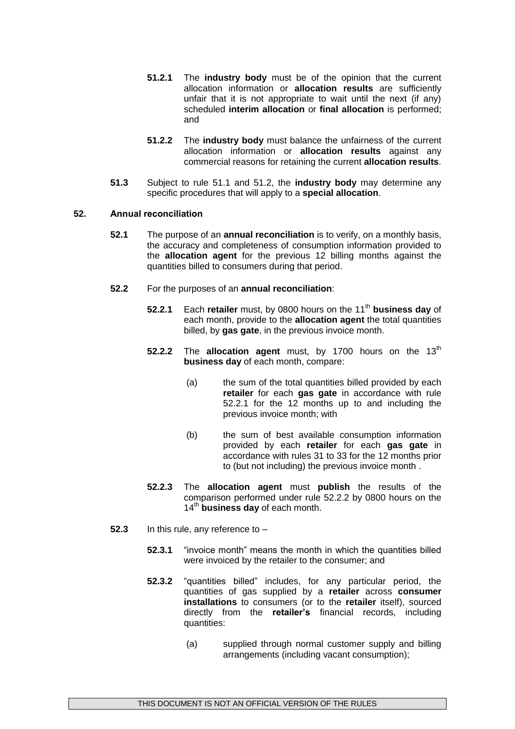**51.2.1** The **industry body** must be of the opinion that the current allocation information or **allocation results** are sufficiently unfair that it is not appropriate to wait until the next (if any) scheduled **interim allocation** or **final allocation** is performed; and

**51.2.2** The **industry body** must balance the unfairness of the current allocation information or **allocation results** against any commercial reasons for retaining the current **allocation results**.

**51.3** Subject to rule 51.1 and 51.2, the **industry body** may determine any specific procedures that will apply to a **special allocation**.

## 52. Annual reconciliation

**52.1** The purpose of an **annual reconciliation** is to verify, on a monthly basis, the accuracy and completeness of consumption information provided to the **allocation agent** for the previous 12 billing months against the quantities billed to consumers during that period.

**52.2** For the purposes of an **annual reconciliation**:

**52.2.1** Each **retailer** must, by 0800 hours on the 11th **business day** of each month, provide to the **allocation agent** the total quantities billed, by **gas gate**, in the previous invoice month.

**52.2.2** The **allocation agent** must, by 1700 hours on the 13th **business day** of each month, compare:

(a) the sum of the total quantities billed provided by each **retailer** for each **gas gate** in accordance with rule 52.2.1 for the 12 months up to and including the previous invoice month; with

(b) the sum of best available consumption information provided by each **retailer** for each **gas gate** in accordance with rules 31 to 33 for the 12 months prior to (but not including) the previous invoice month .

**52.2.3** The **allocation agent** must **publish** the results of the comparison performed under rule 52.2.2 by 0800 hours on the 14th **business day** of each month.

**52.3** In this rule, any reference to –

**52.3.1** "invoice month" means the month in which the quantities billed were invoiced by the retailer to the consumer; and

**52.3.2** "quantities billed" includes, for any particular period, the quantities of gas supplied by a **retailer** across **consumer installations** to consumers (or to the **retailer** itself), sourced directly from the **retailer's** financial records, including quantities:

(a) supplied through normal customer supply and billing arrangements (including vacant consumption);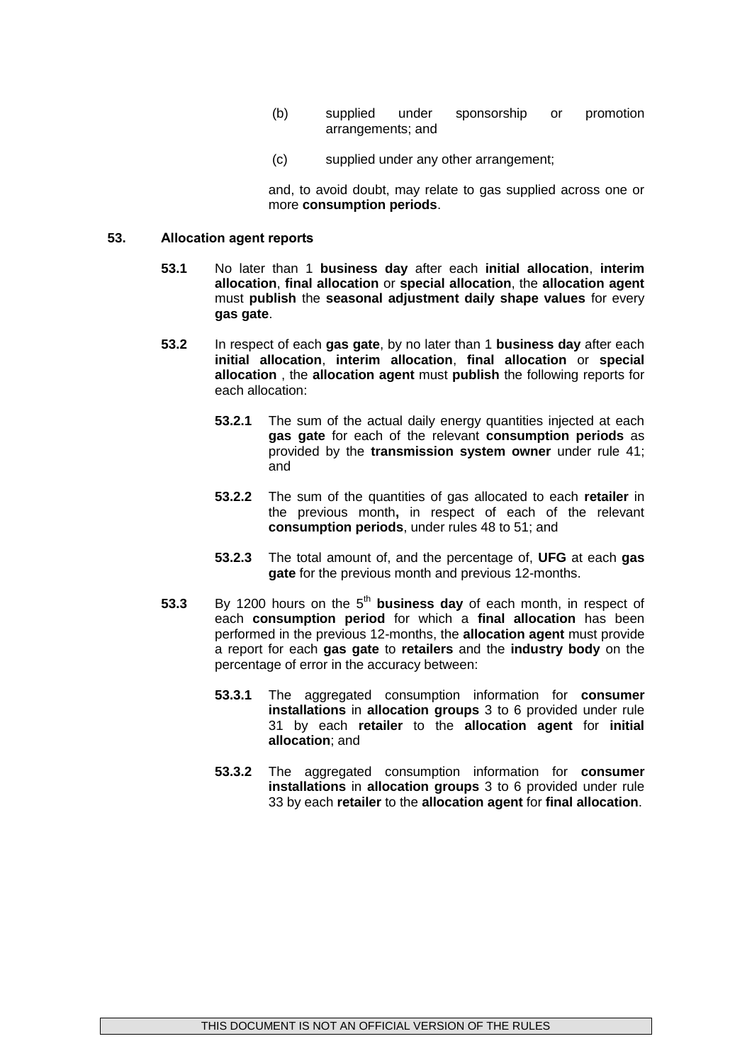(b) supplied under sponsorship or promotion arrangements; and

(c) supplied under any other arrangement;

and, to avoid doubt, may relate to gas supplied across one or more **consumption periods**.

## 53. Allocation agent reports

**53.1** No later than 1 **business day** after each **initial allocation**, **interim allocation**, **final allocation** or **special allocation**, the **allocation agent** must **publish** the **seasonal adjustment daily shape values** for every **gas gate**.

**53.2** In respect of each **gas gate**, by no later than 1 **business day** after each **initial allocation**, **interim allocation**, **final allocation** or **special allocation** , the **allocation agent** must **publish** the following reports for each allocation:

**53.2.1** The sum of the actual daily energy quantities injected at each **gas gate** for each of the relevant **consumption periods** as provided by the **transmission system owner** under rule 41; and

**53.2.2** The sum of the quantities of gas allocated to each **retailer** in the previous month**,** in respect of each of the relevant **consumption periods**, under rules 48 to 51; and

**53.2.3** The total amount of, and the percentage of, **UFG** at each **gas gate** for the previous month and previous 12-months.

**53.3** By 1200 hours on the 5th **business day** of each month, in respect of each **consumption period** for which a **final allocation** has been performed in the previous 12-months, the **allocation agent** must provide a report for each **gas gate** to **retailers** and the **industry body** on the percentage of error in the accuracy between:

**53.3.1** The aggregated consumption information for **consumer installations** in **allocation groups** 3 to 6 provided under rule 31 by each **retailer** to the **allocation agent** for **initial allocation**; and

**53.3.2** The aggregated consumption information for **consumer installations** in **allocation groups** 3 to 6 provided under rule 33 by each **retailer** to the **allocation agent** for **final allocation**.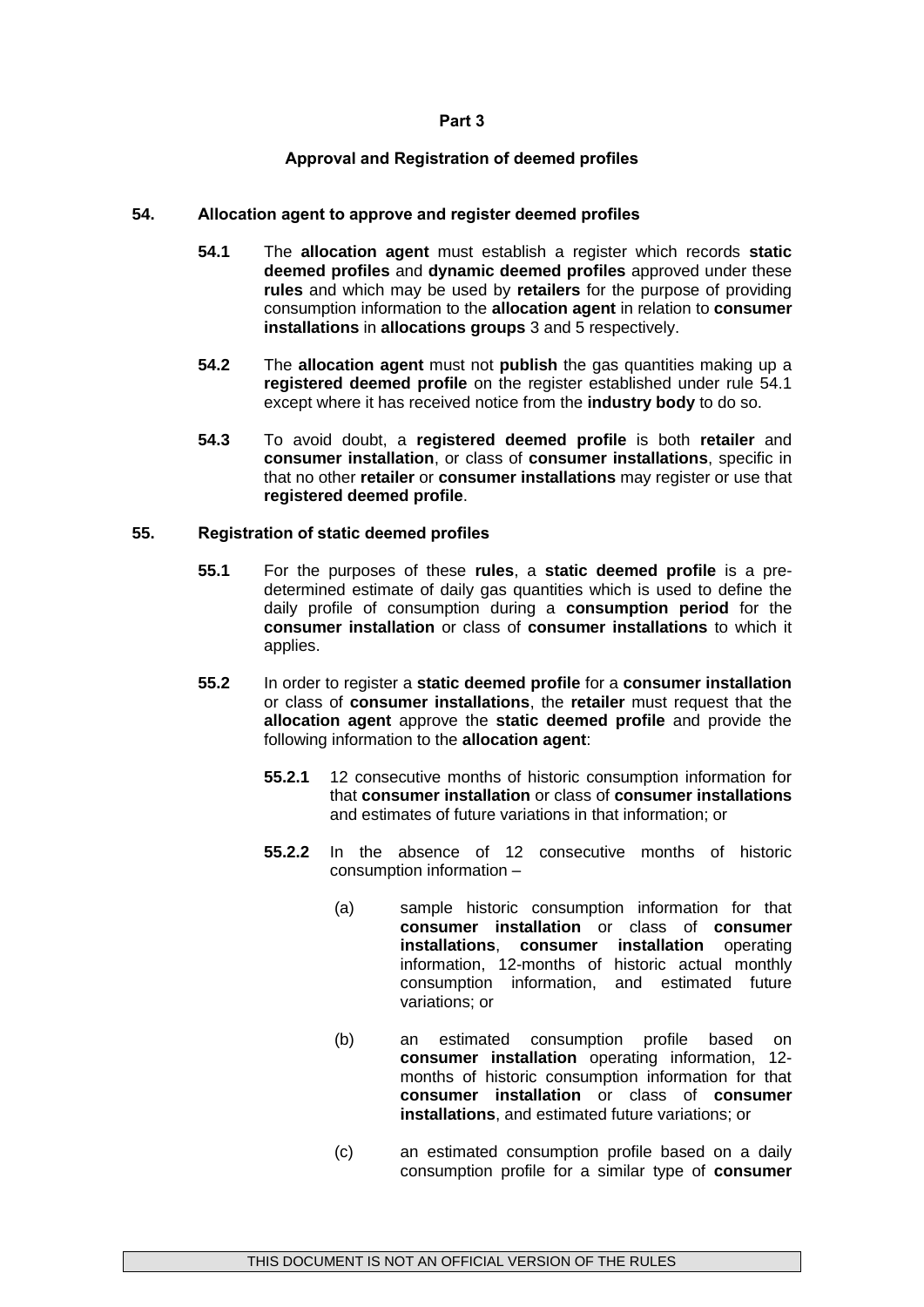# Part 3

## Approval and Registration of deemed profiles

### 54. Allocation agent to approve and register deemed profiles

**54.1** The **allocation agent** must establish a register which records **static deemed profiles** and **dynamic deemed profiles** approved under these **rules** and which may be used by **retailers** for the purpose of providing consumption information to the **allocation agent** in relation to **consumer installations** in **allocations groups** 3 and 5 respectively.

**54.2** The **allocation agent** must not **publish** the gas quantities making up a **registered deemed profile** on the register established under rule 54.1 except where it has received notice from the **industry body** to do so.

**54.3** To avoid doubt, a **registered deemed profile** is both **retailer** and **consumer installation**, or class of **consumer installations**, specific in that no other **retailer** or **consumer installations** may register or use that **registered deemed profile**.

### 55. Registration of static deemed profiles

**55.1** For the purposes of these **rules**, a **static deemed profile** is a pre-determined estimate of daily gas quantities which is used to define the daily profile of consumption during a **consumption period** for the **consumer installation** or class of **consumer installations** to which it applies.

**55.2** In order to register a **static deemed profile** for a **consumer installation** or class of **consumer installations**, the **retailer** must request that the **allocation agent** approve the **static deemed profile** and provide the following information to the **allocation agent**:

**55.2.1** 12 consecutive months of historic consumption information for that **consumer installation** or class of **consumer installations** and estimates of future variations in that information; or

**55.2.2** In the absence of 12 consecutive months of historic consumption information –

(a) sample historic consumption information for that **consumer installation** or class of **consumer installations**, **consumer installation** operating information, 12-months of historic actual monthly consumption information, and estimated future variations; or

(b) an estimated consumption profile based on **consumer installation** operating information, 12-months of historic consumption information for that **consumer installation** or class of **consumer installations**, and estimated future variations; or

(c) an estimated consumption profile based on a daily consumption profile for a similar type of **consumer**

THIS DOCUMENT IS NOT AN OFFICIAL VERSION OF THE RULES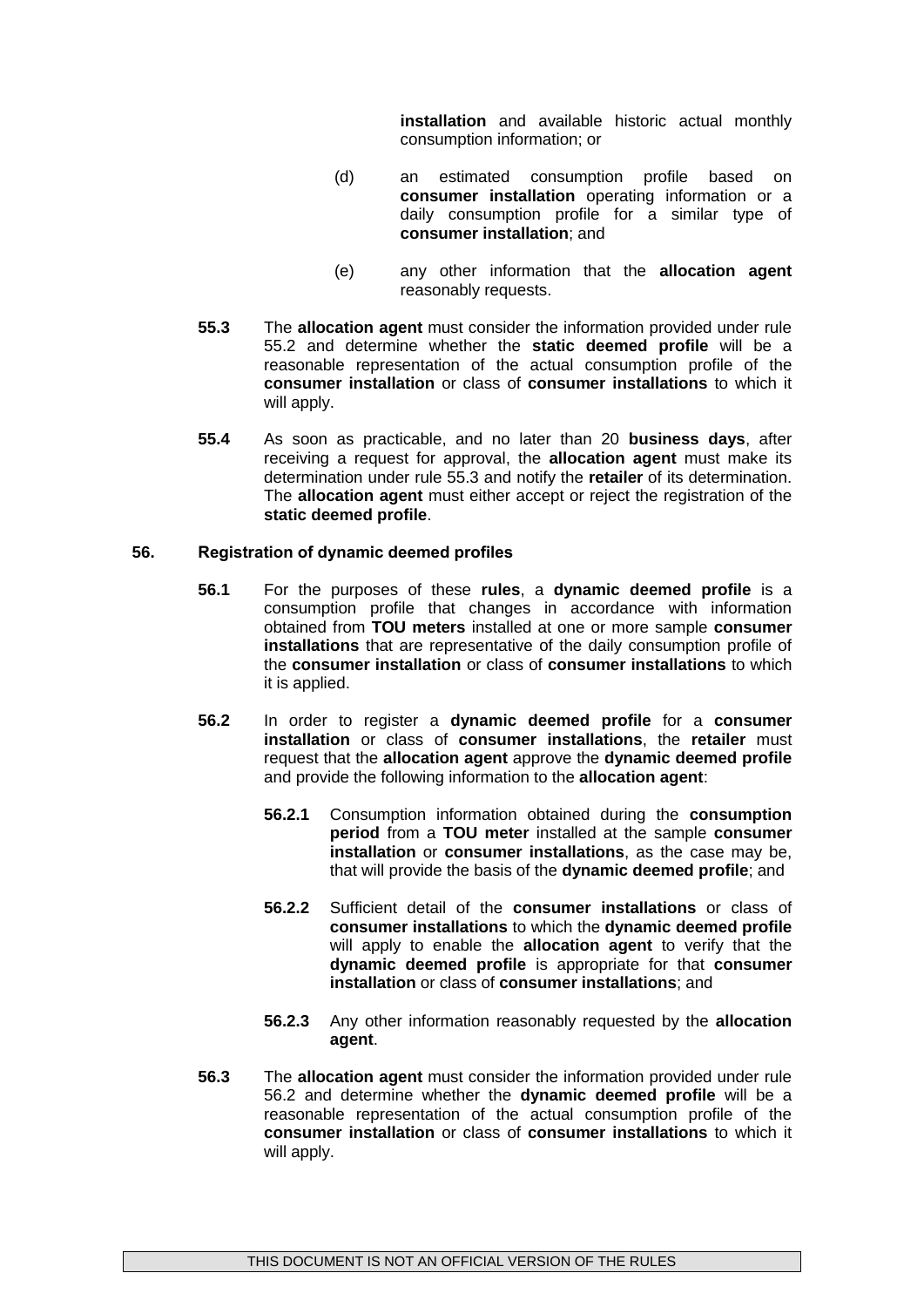**installation** and available historic actual monthly consumption information; or

(d) an estimated consumption profile based on **consumer installation** operating information or a daily consumption profile for a similar type of **consumer installation**; and

(e) any other information that the **allocation agent** reasonably requests.

**55.3** The **allocation agent** must consider the information provided under rule 55.2 and determine whether the **static deemed profile** will be a reasonable representation of the actual consumption profile of the **consumer installation** or class of **consumer installations** to which it will apply.

**55.4** As soon as practicable, and no later than 20 **business days**, after receiving a request for approval, the **allocation agent** must make its determination under rule 55.3 and notify the **retailer** of its determination. The **allocation agent** must either accept or reject the registration of the **static deemed profile**.

### 56. Registration of dynamic deemed profiles

**56.1** For the purposes of these **rules**, a **dynamic deemed profile** is a consumption profile that changes in accordance with information obtained from **TOU meters** installed at one or more sample **consumer installations** that are representative of the daily consumption profile of the **consumer installation** or class of **consumer installations** to which it is applied.

**56.2** In order to register a **dynamic deemed profile** for a **consumer installation** or class of **consumer installations**, the **retailer** must request that the **allocation agent** approve the **dynamic deemed profile** and provide the following information to the **allocation agent**:

**56.2.1** Consumption information obtained during the **consumption period** from a **TOU meter** installed at the sample **consumer installation** or **consumer installations**, as the case may be, that will provide the basis of the **dynamic deemed profile**; and

**56.2.2** Sufficient detail of the **consumer installations** or class of **consumer installations** to which the **dynamic deemed profile** will apply to enable the **allocation agent** to verify that the **dynamic deemed profile** is appropriate for that **consumer installation** or class of **consumer installations**; and

**56.2.3** Any other information reasonably requested by the **allocation agent**.

**56.3** The **allocation agent** must consider the information provided under rule 56.2 and determine whether the **dynamic deemed profile** will be a reasonable representation of the actual consumption profile of the **consumer installation** or class of **consumer installations** to which it will apply.

THIS DOCUMENT IS NOT AN OFFICIAL VERSION OF THE RULES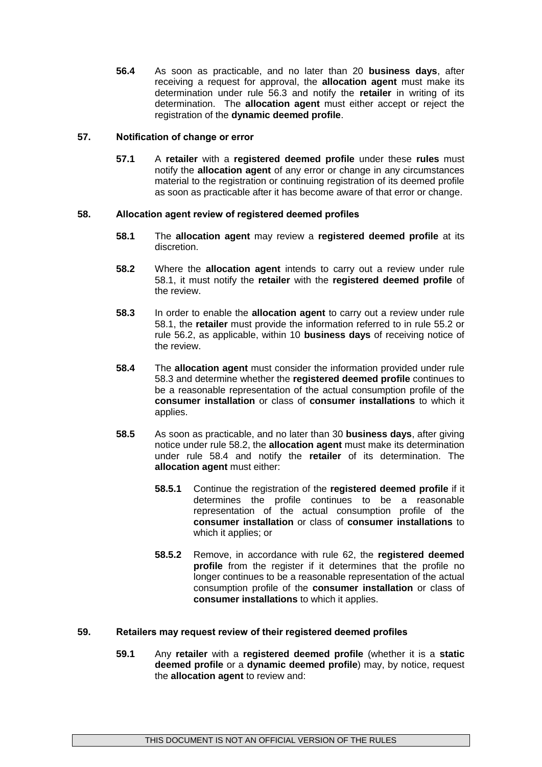**56.4** As soon as practicable, and no later than 20 **business days**, after receiving a request for approval, the **allocation agent** must make its determination under rule 56.3 and notify the **retailer** in writing of its determination. The **allocation agent** must either accept or reject the registration of the **dynamic deemed profile**.

### 57. Notification of change or error

**57.1** A **retailer** with a **registered deemed profile** under these **rules** must notify the **allocation agent** of any error or change in any circumstances material to the registration or continuing registration of its deemed profile as soon as practicable after it has become aware of that error or change.

### 58. Allocation agent review of registered deemed profiles

**58.1** The **allocation agent** may review a **registered deemed profile** at its discretion.

**58.2** Where the **allocation agent** intends to carry out a review under rule 58.1, it must notify the **retailer** with the **registered deemed profile** of the review.

**58.3** In order to enable the **allocation agent** to carry out a review under rule 58.1, the **retailer** must provide the information referred to in rule 55.2 or rule 56.2, as applicable, within 10 **business days** of receiving notice of the review.

**58.4** The **allocation agent** must consider the information provided under rule 58.3 and determine whether the **registered deemed profile** continues to be a reasonable representation of the actual consumption profile of the **consumer installation** or class of **consumer installations** to which it applies.

**58.5** As soon as practicable, and no later than 30 **business days**, after giving notice under rule 58.2, the **allocation agent** must make its determination under rule 58.4 and notify the **retailer** of its determination. The **allocation agent** must either:

**58.5.1** Continue the registration of the **registered deemed profile** if it determines the profile continues to be a reasonable representation of the actual consumption profile of the **consumer installation** or class of **consumer installations** to which it applies; or

**58.5.2** Remove, in accordance with rule 62, the **registered deemed profile** from the register if it determines that the profile no longer continues to be a reasonable representation of the actual consumption profile of the **consumer installation** or class of **consumer installations** to which it applies.

### 59. Retailers may request review of their registered deemed profiles

**59.1** Any **retailer** with a **registered deemed profile** (whether it is a **static deemed profile** or a **dynamic deemed profile**) may, by notice, request the **allocation agent** to review and:

THIS DOCUMENT IS NOT AN OFFICIAL VERSION OF THE RULES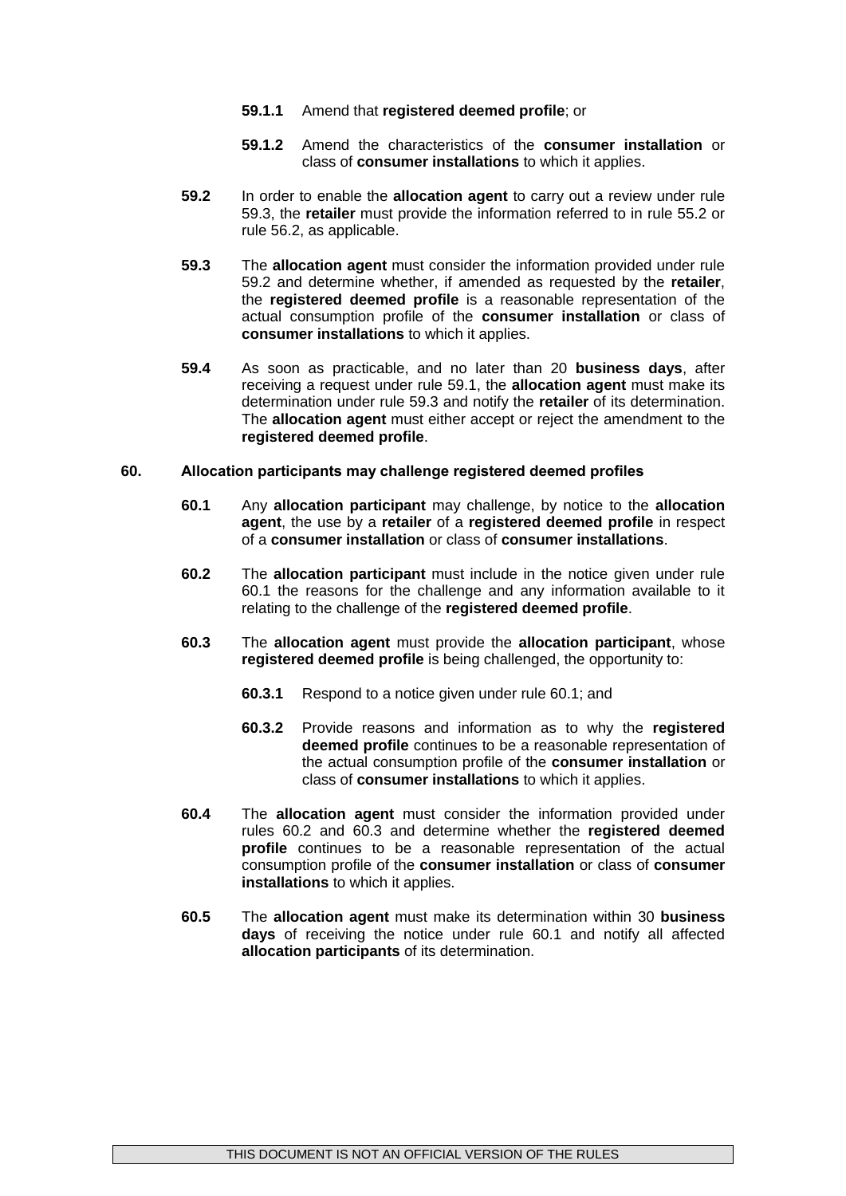**59.1.1** Amend that **registered deemed profile**; or

**59.1.2** Amend the characteristics of the **consumer installation** or class of **consumer installations** to which it applies.

**59.2** In order to enable the **allocation agent** to carry out a review under rule 59.3, the **retailer** must provide the information referred to in rule 55.2 or rule 56.2, as applicable.

**59.3** The **allocation agent** must consider the information provided under rule 59.2 and determine whether, if amended as requested by the **retailer**, the **registered deemed profile** is a reasonable representation of the actual consumption profile of the **consumer installation** or class of **consumer installations** to which it applies.

**59.4** As soon as practicable, and no later than 20 **business days**, after receiving a request under rule 59.1, the **allocation agent** must make its determination under rule 59.3 and notify the **retailer** of its determination. The **allocation agent** must either accept or reject the amendment to the **registered deemed profile**.

## 60. Allocation participants may challenge registered deemed profiles

**60.1** Any **allocation participant** may challenge, by notice to the **allocation agent**, the use by a **retailer** of a **registered deemed profile** in respect of a **consumer installation** or class of **consumer installations**.

**60.2** The **allocation participant** must include in the notice given under rule 60.1 the reasons for the challenge and any information available to it relating to the challenge of the **registered deemed profile**.

**60.3** The **allocation agent** must provide the **allocation participant**, whose **registered deemed profile** is being challenged, the opportunity to:

**60.3.1** Respond to a notice given under rule 60.1; and

**60.3.2** Provide reasons and information as to why the **registered deemed profile** continues to be a reasonable representation of the actual consumption profile of the **consumer installation** or class of **consumer installations** to which it applies.

**60.4** The **allocation agent** must consider the information provided under rules 60.2 and 60.3 and determine whether the **registered deemed profile** continues to be a reasonable representation of the actual consumption profile of the **consumer installation** or class of **consumer installations** to which it applies.

**60.5** The **allocation agent** must make its determination within 30 **business days** of receiving the notice under rule 60.1 and notify all affected **allocation participants** of its determination.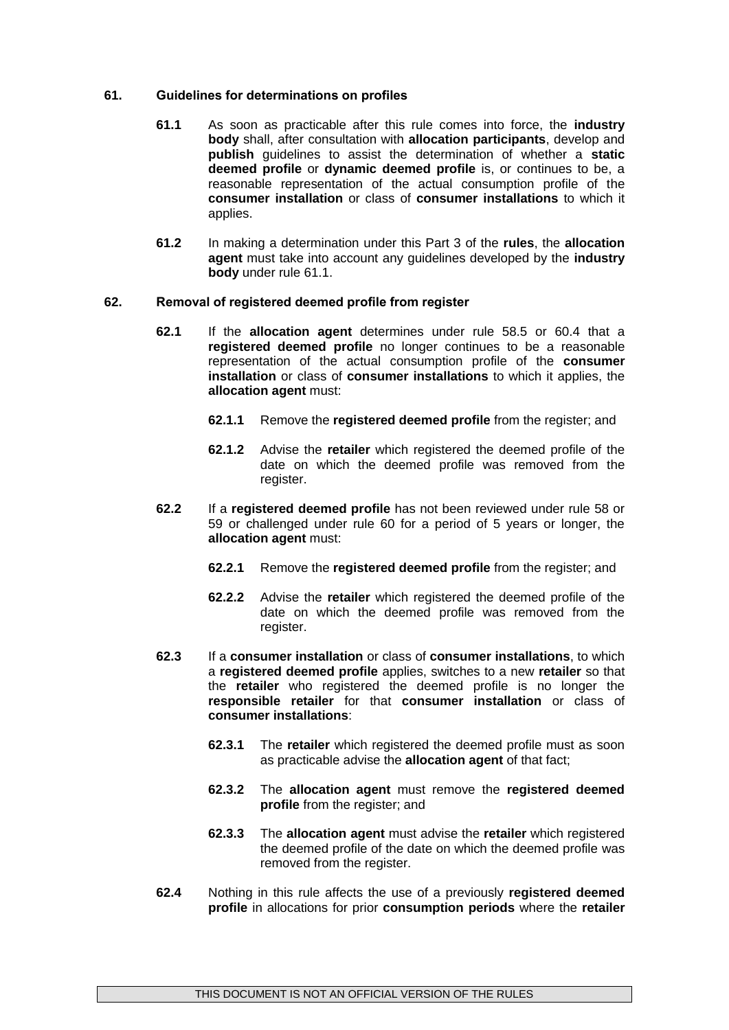## 61. Guidelines for determinations on profiles

**61.1** As soon as practicable after this rule comes into force, the **industry body** shall, after consultation with **allocation participants**, develop and **publish** guidelines to assist the determination of whether a **static deemed profile** or **dynamic deemed profile** is, or continues to be, a reasonable representation of the actual consumption profile of the **consumer installation** or class of **consumer installations** to which it applies.

**61.2** In making a determination under this Part 3 of the **rules**, the **allocation agent** must take into account any guidelines developed by the **industry body** under rule 61.1.

## 62. Removal of registered deemed profile from register

**62.1** If the **allocation agent** determines under rule 58.5 or 60.4 that a **registered deemed profile** no longer continues to be a reasonable representation of the actual consumption profile of the **consumer installation** or class of **consumer installations** to which it applies, the **allocation agent** must:

**62.1.1** Remove the **registered deemed profile** from the register; and

**62.1.2** Advise the **retailer** which registered the deemed profile of the date on which the deemed profile was removed from the register.

**62.2** If a **registered deemed profile** has not been reviewed under rule 58 or 59 or challenged under rule 60 for a period of 5 years or longer, the **allocation agent** must:

**62.2.1** Remove the **registered deemed profile** from the register; and

**62.2.2** Advise the **retailer** which registered the deemed profile of the date on which the deemed profile was removed from the register.

**62.3** If a **consumer installation** or class of **consumer installations**, to which a **registered deemed profile** applies, switches to a new **retailer** so that the **retailer** who registered the deemed profile is no longer the **responsible retailer** for that **consumer installation** or class of **consumer installations**:

**62.3.1** The **retailer** which registered the deemed profile must as soon as practicable advise the **allocation agent** of that fact;

**62.3.2** The **allocation agent** must remove the **registered deemed profile** from the register; and

**62.3.3** The **allocation agent** must advise the **retailer** which registered the deemed profile of the date on which the deemed profile was removed from the register.

**62.4** Nothing in this rule affects the use of a previously **registered deemed profile** in allocations for prior **consumption periods** where the **retailer**

THIS DOCUMENT IS NOT AN OFFICIAL VERSION OF THE RULES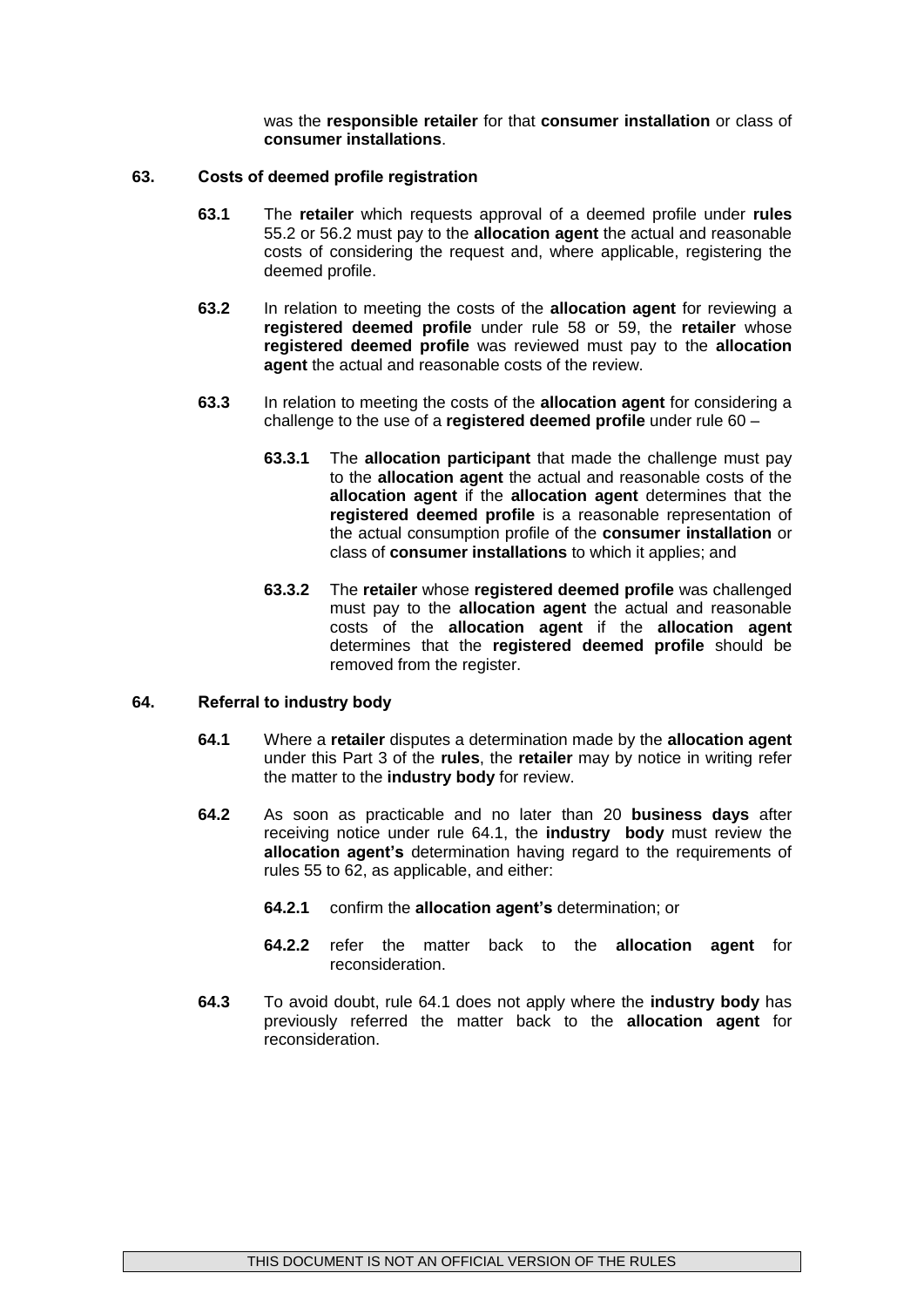was the **responsible retailer** for that **consumer installation** or class of **consumer installations**.

### 63. Costs of deemed profile registration

**63.1** The **retailer** which requests approval of a deemed profile under **rules** 55.2 or 56.2 must pay to the **allocation agent** the actual and reasonable costs of considering the request and, where applicable, registering the deemed profile.

**63.2** In relation to meeting the costs of the **allocation agent** for reviewing a **registered deemed profile** under rule 58 or 59, the **retailer** whose **registered deemed profile** was reviewed must pay to the **allocation agent** the actual and reasonable costs of the review.

**63.3** In relation to meeting the costs of the **allocation agent** for considering a challenge to the use of a **registered deemed profile** under rule 60 –

**63.3.1** The **allocation participant** that made the challenge must pay to the **allocation agent** the actual and reasonable costs of the **allocation agent** if the **allocation agent** determines that the **registered deemed profile** is a reasonable representation of the actual consumption profile of the **consumer installation** or class of **consumer installations** to which it applies; and

**63.3.2** The **retailer** whose **registered deemed profile** was challenged must pay to the **allocation agent** the actual and reasonable costs of the **allocation agent** if the **allocation agent** determines that the **registered deemed profile** should be removed from the register.

### 64. Referral to industry body

**64.1** Where a **retailer** disputes a determination made by the **allocation agent** under this Part 3 of the **rules**, the **retailer** may by notice in writing refer the matter to the **industry body** for review.

**64.2** As soon as practicable and no later than 20 **business days** after receiving notice under rule 64.1, the **industry body** must review the **allocation agent's** determination having regard to the requirements of rules 55 to 62, as applicable, and either:

**64.2.1** confirm the **allocation agent's** determination; or

**64.2.2** refer the matter back to the **allocation agent** for reconsideration.

**64.3** To avoid doubt, rule 64.1 does not apply where the **industry body** has previously referred the matter back to the **allocation agent** for reconsideration.

THIS DOCUMENT IS NOT AN OFFICIAL VERSION OF THE RULES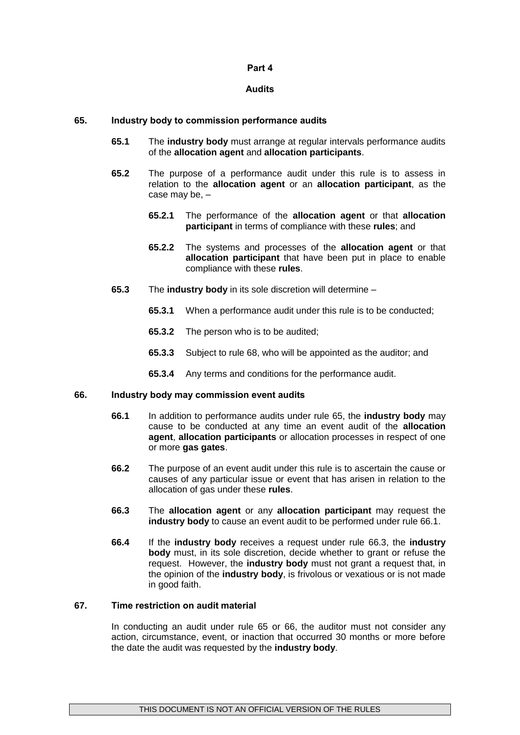# Part 4

## Audits

### 65. Industry body to commission performance audits

**65.1** The **industry body** must arrange at regular intervals performance audits of the **allocation agent** and **allocation participants**.

**65.2** The purpose of a performance audit under this rule is to assess in relation to the **allocation agent** or an **allocation participant**, as the case may be, –

**65.2.1** The performance of the **allocation agent** or that **allocation participant** in terms of compliance with these **rules**; and

**65.2.2** The systems and processes of the **allocation agent** or that **allocation participant** that have been put in place to enable compliance with these **rules**.

**65.3** The **industry body** in its sole discretion will determine –

**65.3.1** When a performance audit under this rule is to be conducted;

**65.3.2** The person who is to be audited;

**65.3.3** Subject to rule 68, who will be appointed as the auditor; and

**65.3.4** Any terms and conditions for the performance audit.

### 66. Industry body may commission event audits

**66.1** In addition to performance audits under rule 65, the **industry body** may cause to be conducted at any time an event audit of the **allocation agent**, **allocation participants** or allocation processes in respect of one or more **gas gates**.

**66.2** The purpose of an event audit under this rule is to ascertain the cause or causes of any particular issue or event that has arisen in relation to the allocation of gas under these **rules**.

**66.3** The **allocation agent** or any **allocation participant** may request the **industry body** to cause an event audit to be performed under rule 66.1.

**66.4** If the **industry body** receives a request under rule 66.3, the **industry body** must, in its sole discretion, decide whether to grant or refuse the request. However, the **industry body** must not grant a request that, in the opinion of the **industry body**, is frivolous or vexatious or is not made in good faith.

### 67. Time restriction on audit material

In conducting an audit under rule 65 or 66, the auditor must not consider any action, circumstance, event, or inaction that occurred 30 months or more before the date the audit was requested by the **industry body**.

THIS DOCUMENT IS NOT AN OFFICIAL VERSION OF THE RULES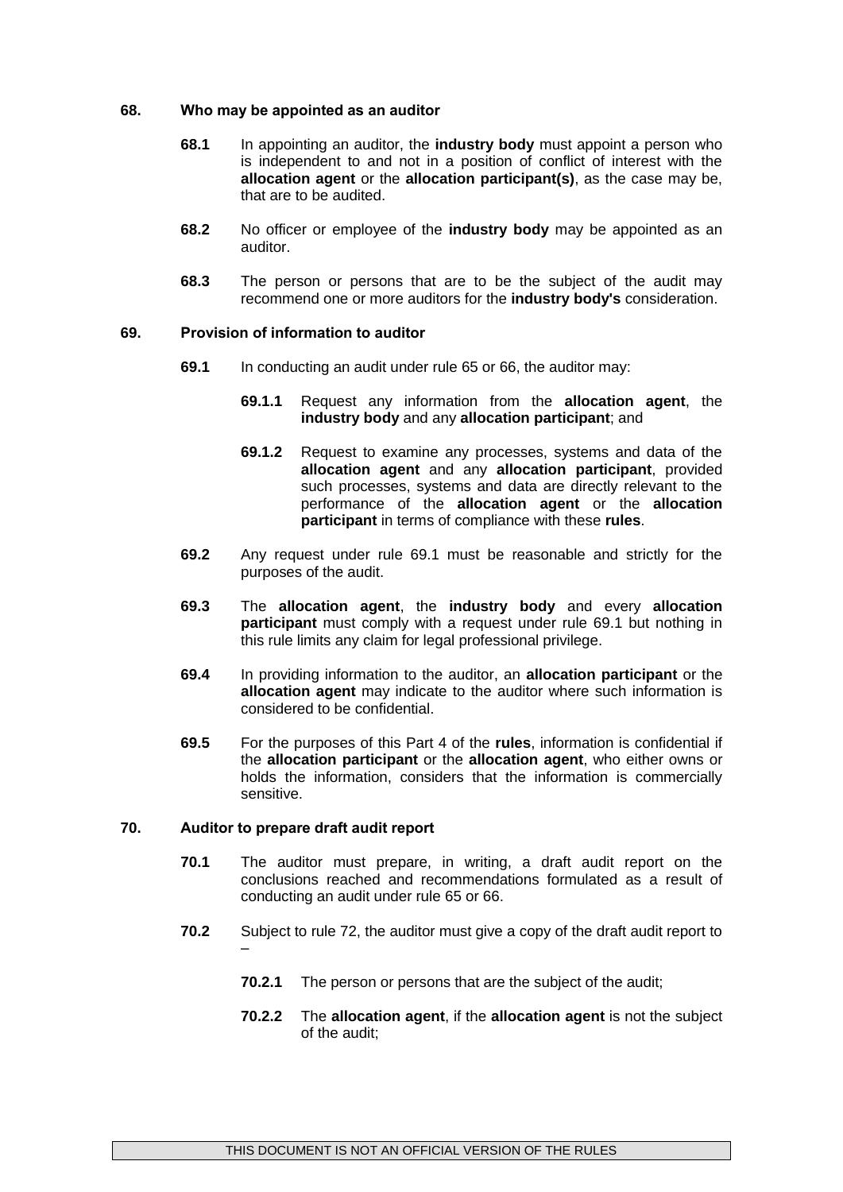### 68. Who may be appointed as an auditor

**68.1** In appointing an auditor, the **industry body** must appoint a person who is independent to and not in a position of conflict of interest with the **allocation agent** or the **allocation participant(s)**, as the case may be, that are to be audited.

**68.2** No officer or employee of the **industry body** may be appointed as an auditor.

**68.3** The person or persons that are to be the subject of the audit may recommend one or more auditors for the **industry body's** consideration.

### 69. Provision of information to auditor

**69.1** In conducting an audit under rule 65 or 66, the auditor may:

**69.1.1** Request any information from the **allocation agent**, the **industry body** and any **allocation participant**; and

**69.1.2** Request to examine any processes, systems and data of the **allocation agent** and any **allocation participant**, provided such processes, systems and data are directly relevant to the performance of the **allocation agent** or the **allocation participant** in terms of compliance with these **rules**.

**69.2** Any request under rule 69.1 must be reasonable and strictly for the purposes of the audit.

**69.3** The **allocation agent**, the **industry body** and every **allocation participant** must comply with a request under rule 69.1 but nothing in this rule limits any claim for legal professional privilege.

**69.4** In providing information to the auditor, an **allocation participant** or the **allocation agent** may indicate to the auditor where such information is considered to be confidential.

**69.5** For the purposes of this Part 4 of the **rules**, information is confidential if the **allocation participant** or the **allocation agent**, who either owns or holds the information, considers that the information is commercially sensitive.

### 70. Auditor to prepare draft audit report

**70.1** The auditor must prepare, in writing, a draft audit report on the conclusions reached and recommendations formulated as a result of conducting an audit under rule 65 or 66.

**70.2** Subject to rule 72, the auditor must give a copy of the draft audit report to –

**70.2.1** The person or persons that are the subject of the audit;

**70.2.2** The **allocation agent**, if the **allocation agent** is not the subject of the audit;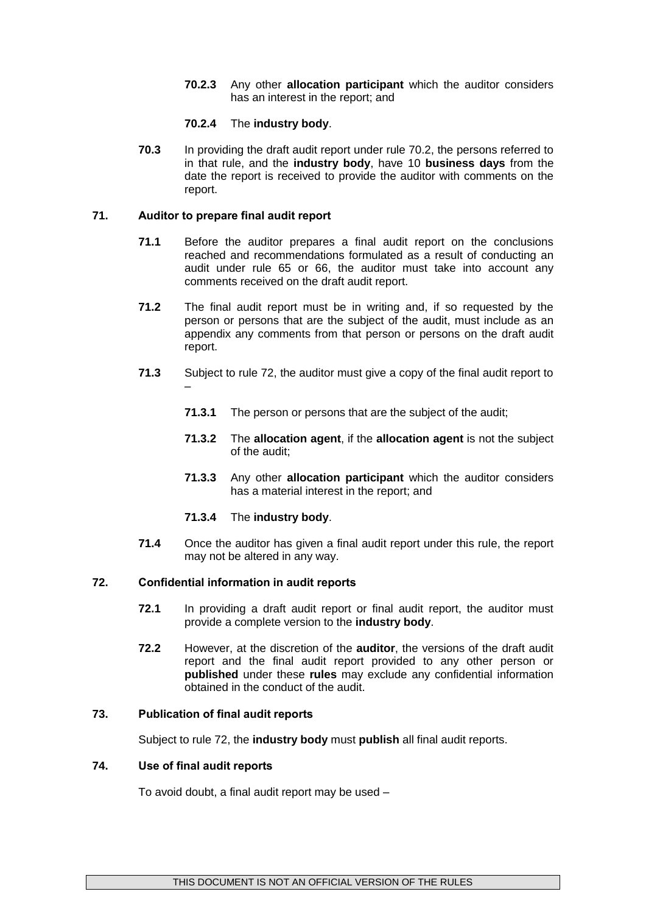**70.2.3** Any other **allocation participant** which the auditor considers has an interest in the report; and

**70.2.4** The **industry body**.

**70.3** In providing the draft audit report under rule 70.2, the persons referred to in that rule, and the **industry body**, have 10 **business days** from the date the report is received to provide the auditor with comments on the report.

### 71. Auditor to prepare final audit report

**71.1** Before the auditor prepares a final audit report on the conclusions reached and recommendations formulated as a result of conducting an audit under rule 65 or 66, the auditor must take into account any comments received on the draft audit report.

**71.2** The final audit report must be in writing and, if so requested by the person or persons that are the subject of the audit, must include as an appendix any comments from that person or persons on the draft audit report.

**71.3** Subject to rule 72, the auditor must give a copy of the final audit report to –

**71.3.1** The person or persons that are the subject of the audit;

**71.3.2** The **allocation agent**, if the **allocation agent** is not the subject of the audit;

**71.3.3** Any other **allocation participant** which the auditor considers has a material interest in the report; and

**71.3.4** The **industry body**.

**71.4** Once the auditor has given a final audit report under this rule, the report may not be altered in any way.

### 72. Confidential information in audit reports

**72.1** In providing a draft audit report or final audit report, the auditor must provide a complete version to the **industry body**.

**72.2** However, at the discretion of the **auditor**, the versions of the draft audit report and the final audit report provided to any other person or **published** under these **rules** may exclude any confidential information obtained in the conduct of the audit.

### 73. Publication of final audit reports

Subject to rule 72, the **industry body** must **publish** all final audit reports.

### 74. Use of final audit reports

To avoid doubt, a final audit report may be used –

THIS DOCUMENT IS NOT AN OFFICIAL VERSION OF THE RULES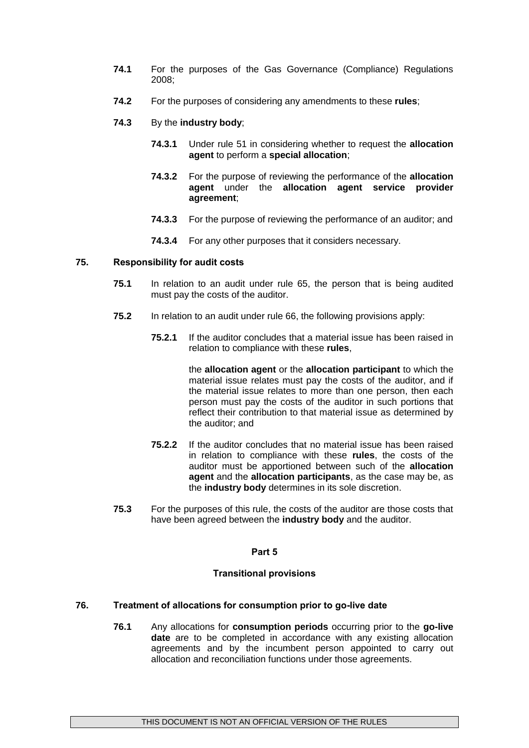**74.1** For the purposes of the Gas Governance (Compliance) Regulations 2008;

**74.2** For the purposes of considering any amendments to these **rules**;

**74.3** By the **industry body**;

**74.3.1** Under rule 51 in considering whether to request the **allocation agent** to perform a **special allocation**;

**74.3.2** For the purpose of reviewing the performance of the **allocation agent** under the **allocation agent service provider agreement**;

**74.3.3** For the purpose of reviewing the performance of an auditor; and

**74.3.4** For any other purposes that it considers necessary.

## 75. Responsibility for audit costs

**75.1** In relation to an audit under rule 65, the person that is being audited must pay the costs of the auditor.

**75.2** In relation to an audit under rule 66, the following provisions apply:

**75.2.1** If the auditor concludes that a material issue has been raised in relation to compliance with these **rules**,

the **allocation agent** or the **allocation participant** to which the material issue relates must pay the costs of the auditor, and if the material issue relates to more than one person, then each person must pay the costs of the auditor in such portions that reflect their contribution to that material issue as determined by the auditor; and

**75.2.2** If the auditor concludes that no material issue has been raised in relation to compliance with these **rules**, the costs of the auditor must be apportioned between such of the **allocation agent** and the **allocation participants**, as the case may be, as the **industry body** determines in its sole discretion.

**75.3** For the purposes of this rule, the costs of the auditor are those costs that have been agreed between the **industry body** and the auditor.

# Part 5

## Transitional provisions

## 76. Treatment of allocations for consumption prior to go-live date

**76.1** Any allocations for **consumption periods** occurring prior to the **go-live date** are to be completed in accordance with any existing allocation agreements and by the incumbent person appointed to carry out allocation and reconciliation functions under those agreements.

THIS DOCUMENT IS NOT AN OFFICIAL VERSION OF THE RULES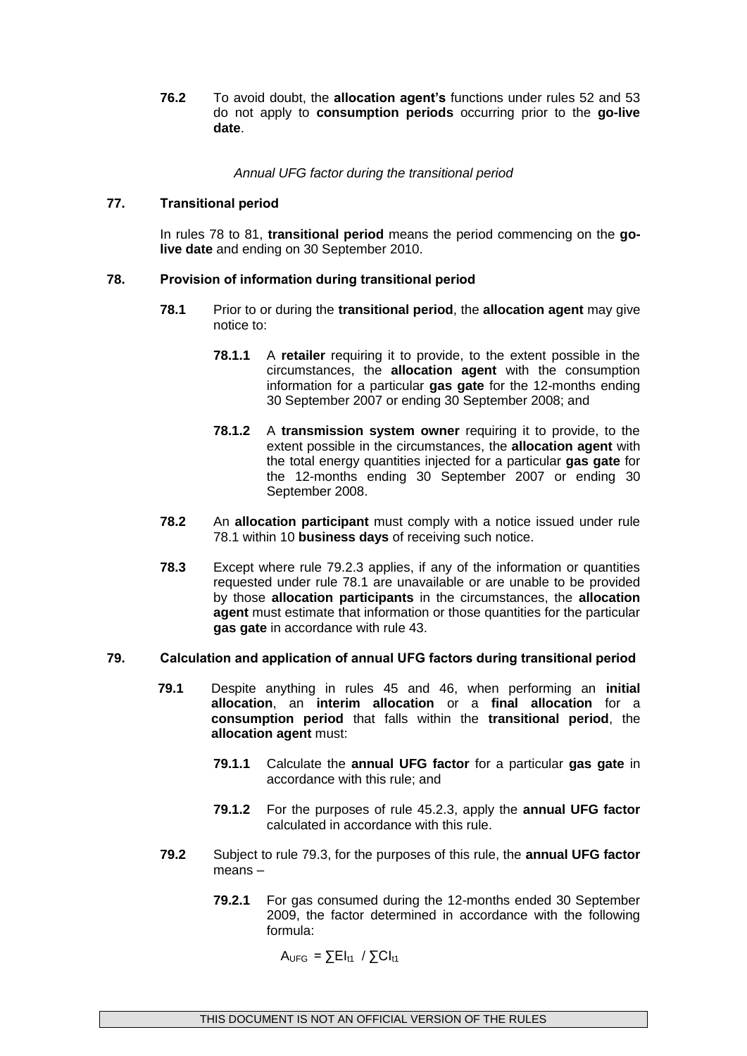**76.2** To avoid doubt, the **allocation agent's** functions under rules 52 and 53 do not apply to **consumption periods** occurring prior to the **go-live date**.

*Annual UFG factor during the transitional period*

## 77. Transitional period

In rules 78 to 81, **transitional period** means the period commencing on the **go-live date** and ending on 30 September 2010.

## 78. Provision of information during transitional period

**78.1** Prior to or during the **transitional period**, the **allocation agent** may give notice to:

**78.1.1** A **retailer** requiring it to provide, to the extent possible in the circumstances, the **allocation agent** with the consumption information for a particular **gas gate** for the 12-months ending 30 September 2007 or ending 30 September 2008; and

**78.1.2** A **transmission system owner** requiring it to provide, to the extent possible in the circumstances, the **allocation agent** with the total energy quantities injected for a particular **gas gate** for the 12-months ending 30 September 2007 or ending 30 September 2008.

**78.2** An **allocation participant** must comply with a notice issued under rule 78.1 within 10 **business days** of receiving such notice.

**78.3** Except where rule 79.2.3 applies, if any of the information or quantities requested under rule 78.1 are unavailable or are unable to be provided by those **allocation participants** in the circumstances, the **allocation agent** must estimate that information or those quantities for the particular **gas gate** in accordance with rule 43.

## 79. Calculation and application of annual UFG factors during transitional period

**79.1** Despite anything in rules 45 and 46, when performing an **initial allocation**, an **interim allocation** or a **final allocation** for a **consumption period** that falls within the **transitional period**, the **allocation agent** must:

**79.1.1** Calculate the **annual UFG factor** for a particular **gas gate** in accordance with this rule; and

**79.1.2** For the purposes of rule 45.2.3, apply the **annual UFG factor** calculated in accordance with this rule.

**79.2** Subject to rule 79.3, for the purposes of this rule, the **annual UFG factor** means –

**79.2.1** For gas consumed during the 12-months ended 30 September 2009, the factor determined in accordance with the following formula:

$$A_{UFG} = \sum EI_{t1} \; / \sum CI_{t1}$$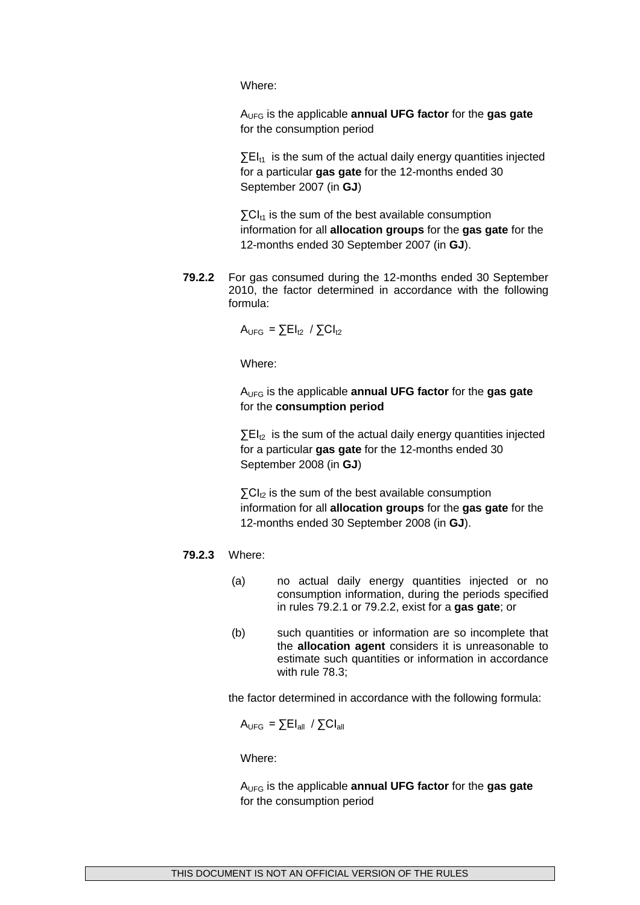Where:

$A_{UFG}$ is the applicable **annual UFG factor** for the **gas gate** for the consumption period

$\sum EI_{t1}$ is the sum of the actual daily energy quantities injected for a particular **gas gate** for the 12-months ended 30 September 2007 (in **GJ**)

$\sum CI_{t1}$ is the sum of the best available consumption information for all **allocation groups** for the **gas gate** for the 12-months ended 30 September 2007 (in **GJ**).

**79.2.2** For gas consumed during the 12-months ended 30 September 2010, the factor determined in accordance with the following formula:

$$A_{UFG} = \sum EI_{t2} / \sum CI_{t2}$$

Where:

$A_{UFG}$ is the applicable **annual UFG factor** for the **gas gate** for the **consumption period**

$\sum EI_{t2}$ is the sum of the actual daily energy quantities injected for a particular **gas gate** for the 12-months ended 30 September 2008 (in **GJ**)

$\sum CI_{t2}$ is the sum of the best available consumption information for all **allocation groups** for the **gas gate** for the 12-months ended 30 September 2008 (in **GJ**).

**79.2.3** Where:

(a) no actual daily energy quantities injected or no consumption information, during the periods specified in rules 79.2.1 or 79.2.2, exist for a **gas gate**; or

(b) such quantities or information are so incomplete that the **allocation agent** considers it is unreasonable to estimate such quantities or information in accordance with rule 78.3;

the factor determined in accordance with the following formula:

$$A_{UFG} = \sum EI_{all} / \sum CI_{all}$$

Where:

$A_{UFG}$ is the applicable **annual UFG factor** for the **gas gate** for the consumption period

THIS DOCUMENT IS NOT AN OFFICIAL VERSION OF THE RULES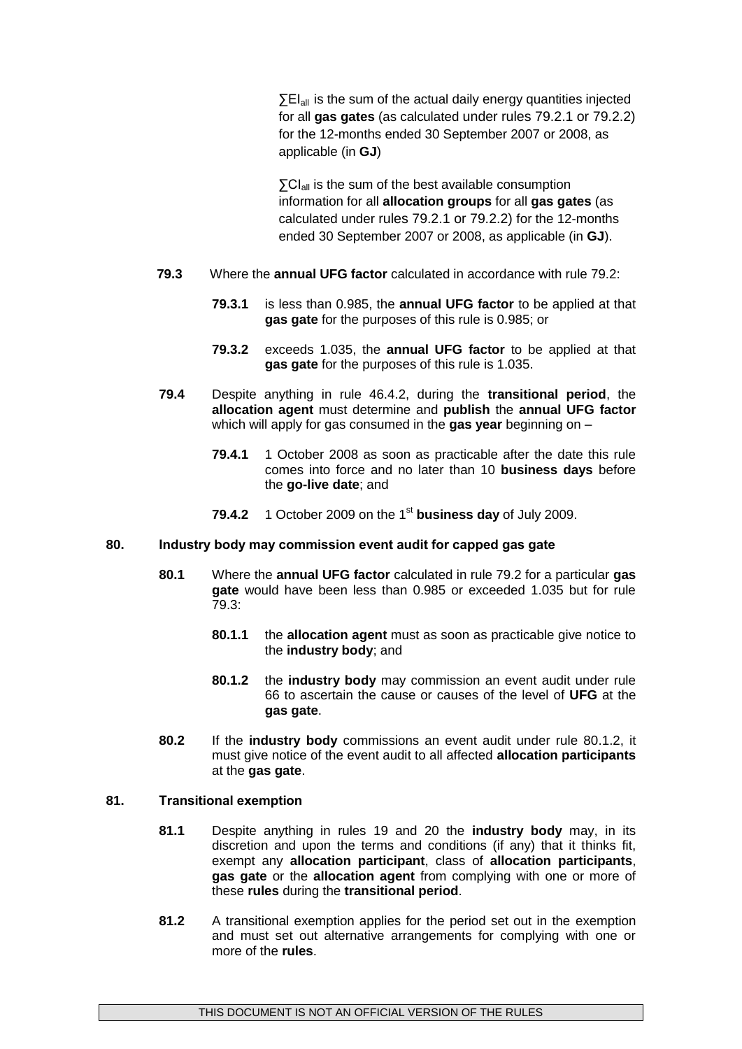$\sum EI_{all}$ is the sum of the actual daily energy quantities injected for all **gas gates** (as calculated under rules 79.2.1 or 79.2.2) for the 12-months ended 30 September 2007 or 2008, as applicable (in **GJ**)

$\sum CI_{all}$ is the sum of the best available consumption information for all **allocation groups** for all **gas gates** (as calculated under rules 79.2.1 or 79.2.2) for the 12-months ended 30 September 2007 or 2008, as applicable (in **GJ**).

**79.3** Where the **annual UFG factor** calculated in accordance with rule 79.2:

**79.3.1** is less than 0.985, the **annual UFG factor** to be applied at that **gas gate** for the purposes of this rule is 0.985; or

**79.3.2** exceeds 1.035, the **annual UFG factor** to be applied at that **gas gate** for the purposes of this rule is 1.035.

**79.4** Despite anything in rule 46.4.2, during the **transitional period**, the **allocation agent** must determine and **publish** the **annual UFG factor** which will apply for gas consumed in the **gas year** beginning on –

**79.4.1** 1 October 2008 as soon as practicable after the date this rule comes into force and no later than 10 **business days** before the **go-live date**; and

**79.4.2** 1 October 2009 on the 1st **business day** of July 2009.

## 80. Industry body may commission event audit for capped gas gate

**80.1** Where the **annual UFG factor** calculated in rule 79.2 for a particular **gas gate** would have been less than 0.985 or exceeded 1.035 but for rule 79.3:

**80.1.1** the **allocation agent** must as soon as practicable give notice to the **industry body**; and

**80.1.2** the **industry body** may commission an event audit under rule 66 to ascertain the cause or causes of the level of **UFG** at the **gas gate**.

**80.2** If the **industry body** commissions an event audit under rule 80.1.2, it must give notice of the event audit to all affected **allocation participants** at the **gas gate**.

## 81. Transitional exemption

**81.1** Despite anything in rules 19 and 20 the **industry body** may, in its discretion and upon the terms and conditions (if any) that it thinks fit, exempt any **allocation participant**, class of **allocation participants**, **gas gate** or the **allocation agent** from complying with one or more of these **rules** during the **transitional period**.

**81.2** A transitional exemption applies for the period set out in the exemption and must set out alternative arrangements for complying with one or more of the **rules**.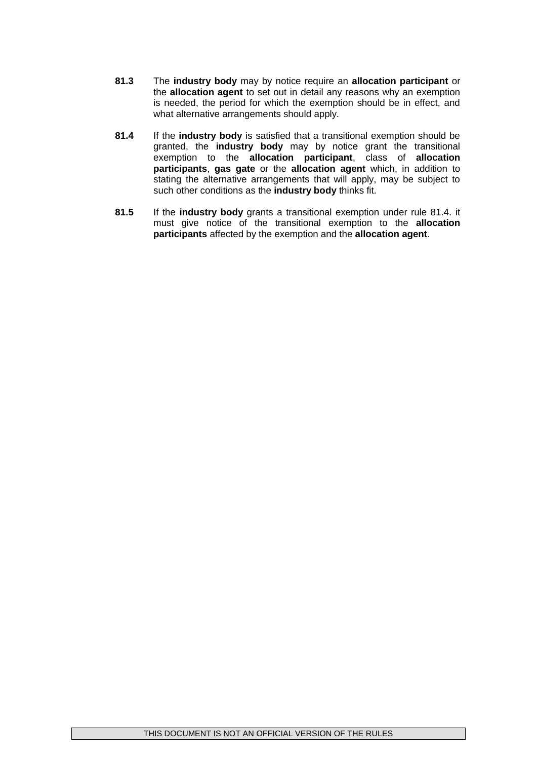**81.3** The **industry body** may by notice require an **allocation participant** or the **allocation agent** to set out in detail any reasons why an exemption is needed, the period for which the exemption should be in effect, and what alternative arrangements should apply.

**81.4** If the **industry body** is satisfied that a transitional exemption should be granted, the **industry body** may by notice grant the transitional exemption to the **allocation participant**, class of **allocation participants**, **gas gate** or the **allocation agent** which, in addition to stating the alternative arrangements that will apply, may be subject to such other conditions as the **industry body** thinks fit.

**81.5** If the **industry body** grants a transitional exemption under rule 81.4. it must give notice of the transitional exemption to the **allocation participants** affected by the exemption and the **allocation agent**.

THIS DOCUMENT IS NOT AN OFFICIAL VERSION OF THE RULES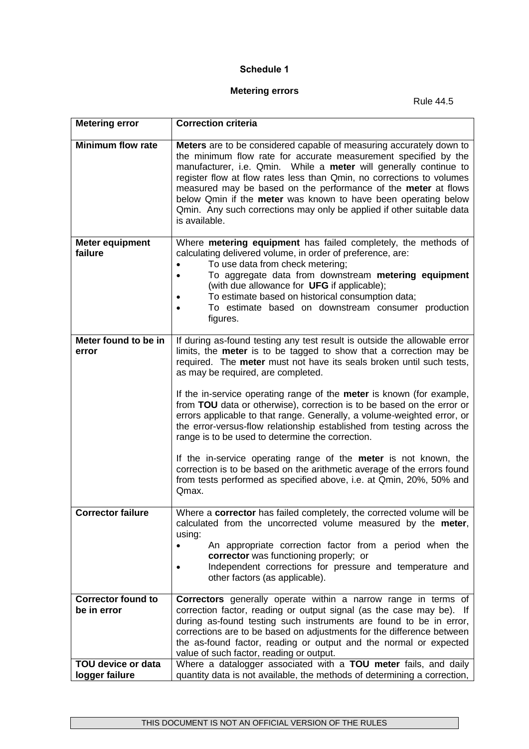**Schedule 1**

**Metering errors**

Rule 44.5

| Metering error | Correction criteria |
|---|---|
| **Minimum flow rate** | **Meters** are to be considered capable of measuring accurately down to the minimum flow rate for accurate measurement specified by the manufacturer, i.e. Qmin. While a **meter** will generally continue to register flow at flow rates less than Qmin, no corrections to volumes measured may be based on the performance of the **meter** at flows below Qmin if the **meter** was known to have been operating below Qmin. Any such corrections may only be applied if other suitable data is available. |
| **Meter equipment failure** | Where **metering equipment** has failed completely, the methods of calculating delivered volume, in order of preference, are: <br>• To use data from check metering; <br>• To aggregate data from downstream **metering equipment** (with due allowance for **UFG** if applicable); <br>• To estimate based on historical consumption data; <br>• To estimate based on downstream consumer production figures. |
| **Meter found to be in error** | If during as-found testing any test result is outside the allowable error limits, the **meter** is to be tagged to show that a correction may be required. The **meter** must not have its seals broken until such tests, as may be required, are completed. <br><br>If the in-service operating range of the **meter** is known (for example, from **TOU** data or otherwise), correction is to be based on the error or errors applicable to that range. Generally, a volume-weighted error, or the error-versus-flow relationship established from testing across the range is to be used to determine the correction. <br><br>If the in-service operating range of the **meter** is not known, the correction is to be based on the arithmetic average of the errors found from tests performed as specified above, i.e. at Qmin, 20%, 50% and Qmax. |
| **Corrector failure** | Where a **corrector** has failed completely, the corrected volume will be calculated from the uncorrected volume measured by the **meter**, using: <br>• An appropriate correction factor from a period when the **corrector** was functioning properly; or <br>• Independent corrections for pressure and temperature and other factors (as applicable). |
| **Corrector found to be in error** | **Correctors** generally operate within a narrow range in terms of correction factor, reading or output signal (as the case may be). If during as-found testing such instruments are found to be in error, corrections are to be based on adjustments for the difference between the as-found factor, reading or output and the normal or expected value of such factor, reading or output. |
| **TOU device or data logger failure** | Where a datalogger associated with a **TOU meter** fails, and daily quantity data is not available, the methods of determining a correction, |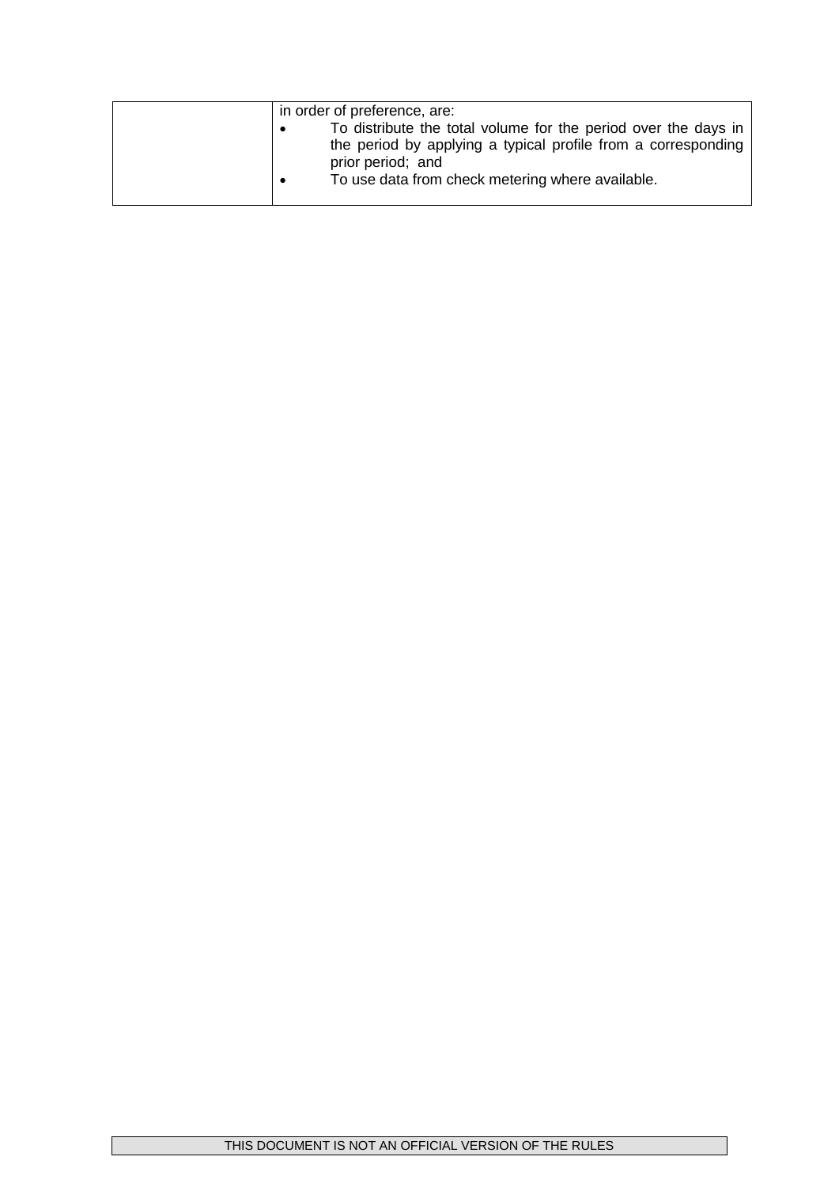| | |
|---|---|
| | in order of preference, are:<br>• To distribute the total volume for the period over the days in the period by applying a typical profile from a corresponding prior period; and<br>• To use data from check metering where available. |

THIS DOCUMENT IS NOT AN OFFICIAL VERSION OF THE RULES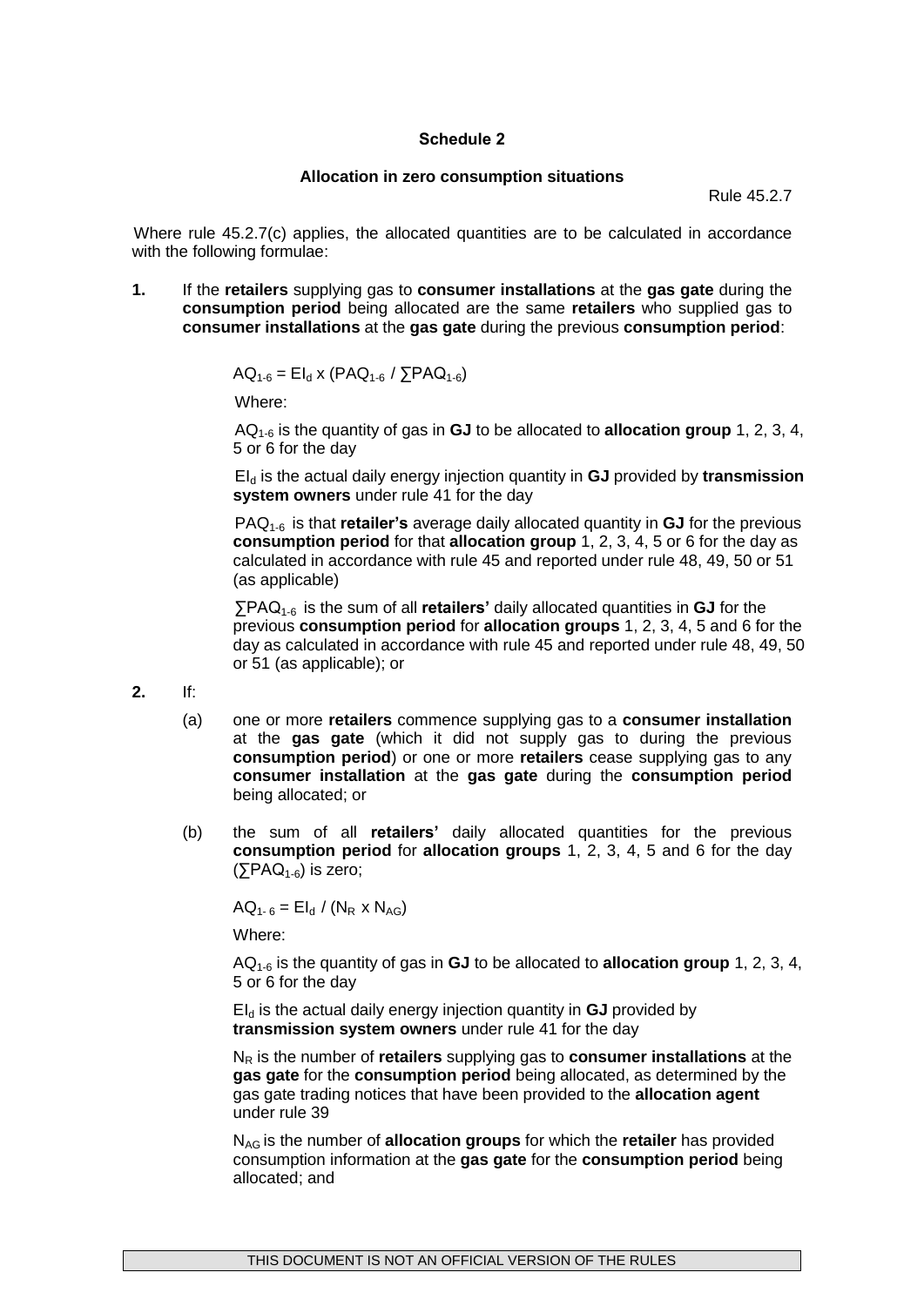## Schedule 2

### Allocation in zero consumption situations

Rule 45.2.7

Where rule 45.2.7(c) applies, the allocated quantities are to be calculated in accordance with the following formulae:

**1.** If the **retailers** supplying gas to **consumer installations** at the **gas gate** during the **consumption period** being allocated are the same **retailers** who supplied gas to **consumer installations** at the **gas gate** during the previous **consumption period**:

$$AQ_{1\text{-}6} = EI_d \times (PAQ_{1\text{-}6} / \sum PAQ_{1\text{-}6})$$

Where:

$AQ_{1\text{-}6}$ is the quantity of gas in **GJ** to be allocated to **allocation group** 1, 2, 3, 4, 5 or 6 for the day

$EI_d$ is the actual daily energy injection quantity in **GJ** provided by **transmission system owners** under rule 41 for the day

$PAQ_{1\text{-}6}$ is that **retailer's** average daily allocated quantity in **GJ** for the previous **consumption period** for that **allocation group** 1, 2, 3, 4, 5 or 6 for the day as calculated in accordance with rule 45 and reported under rule 48, 49, 50 or 51 (as applicable)

$\sum PAQ_{1\text{-}6}$ is the sum of all **retailers'** daily allocated quantities in **GJ** for the previous **consumption period** for **allocation groups** 1, 2, 3, 4, 5 and 6 for the day as calculated in accordance with rule 45 and reported under rule 48, 49, 50 or 51 (as applicable); or

**2.** If:

(a) one or more **retailers** commence supplying gas to a **consumer installation** at the **gas gate** (which it did not supply gas to during the previous **consumption period**) or one or more **retailers** cease supplying gas to any **consumer installation** at the **gas gate** during the **consumption period** being allocated; or

(b) the sum of all **retailers'** daily allocated quantities for the previous **consumption period** for **allocation groups** 1, 2, 3, 4, 5 and 6 for the day ($\sum PAQ_{1\text{-}6}$) is zero;

$$AQ_{1\text{-}6} = EI_d / (N_R \times N_{AG})$$

Where:

$AQ_{1\text{-}6}$ is the quantity of gas in **GJ** to be allocated to **allocation group** 1, 2, 3, 4, 5 or 6 for the day

$EI_d$ is the actual daily energy injection quantity in **GJ** provided by **transmission system owners** under rule 41 for the day

$N_R$ is the number of **retailers** supplying gas to **consumer installations** at the **gas gate** for the **consumption period** being allocated, as determined by the gas gate trading notices that have been provided to the **allocation agent** under rule 39

$N_{AG}$ is the number of **allocation groups** for which the **retailer** has provided consumption information at the **gas gate** for the **consumption period** being allocated; and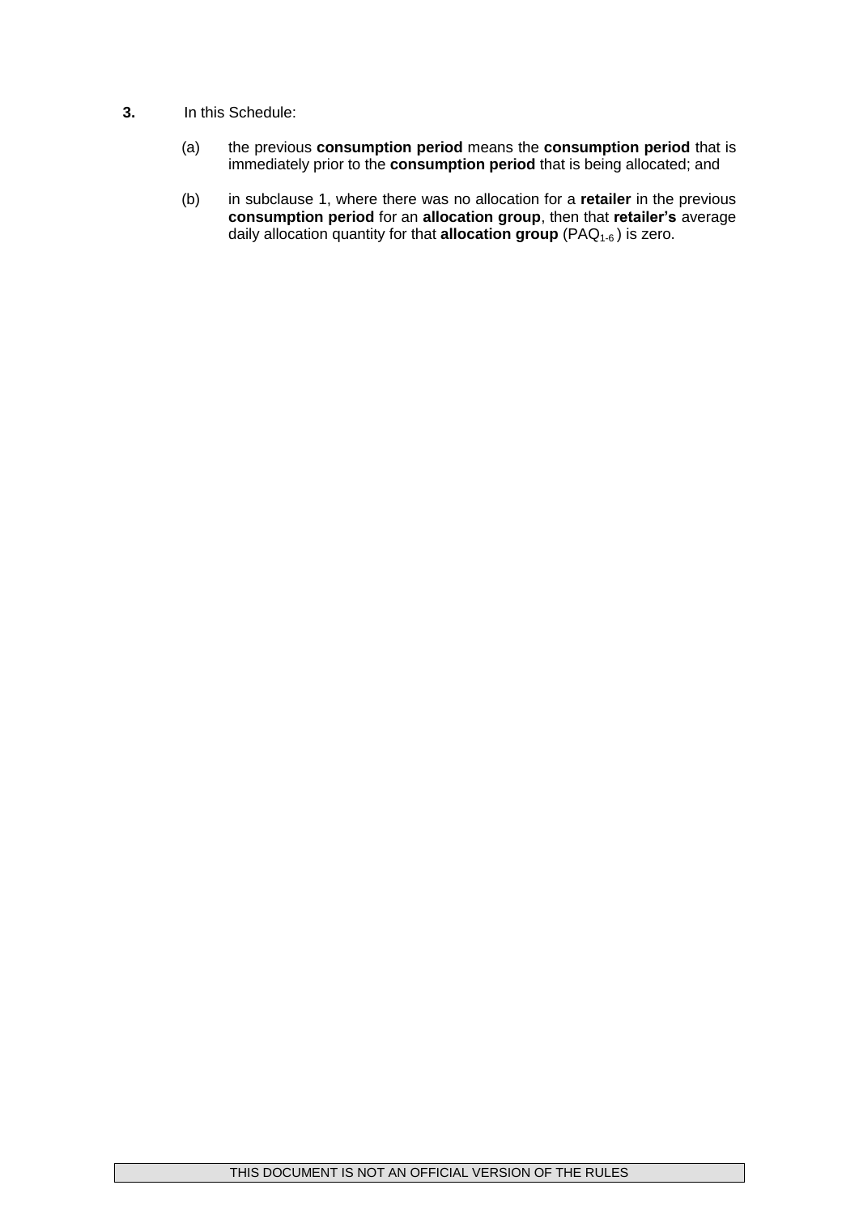**3.** In this Schedule:

(a) the previous **consumption period** means the **consumption period** that is immediately prior to the **consumption period** that is being allocated; and

(b) in subclause 1, where there was no allocation for a **retailer** in the previous **consumption period** for an **allocation group**, then that **retailer's** average daily allocation quantity for that **allocation group** ($PAQ_{1-6}$) is zero.

THIS DOCUMENT IS NOT AN OFFICIAL VERSION OF THE RULES